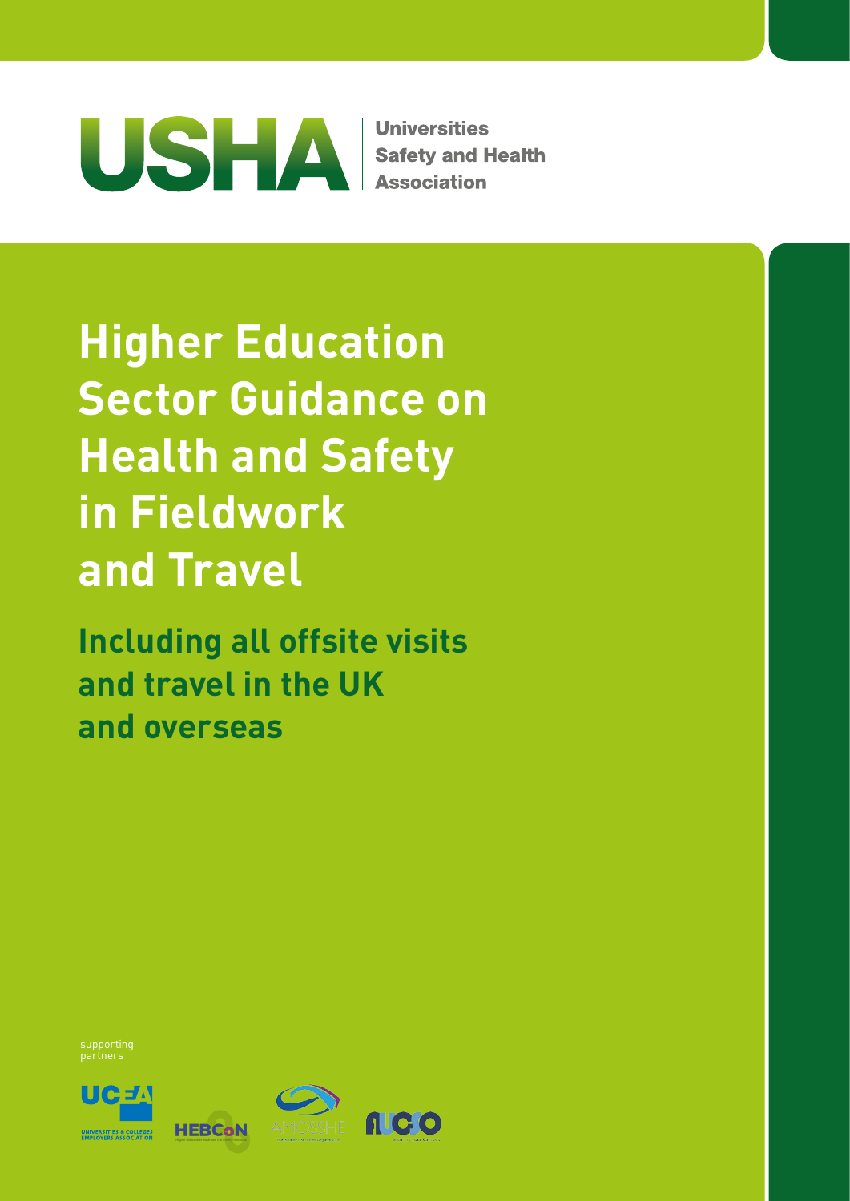USHA Universities Safety and Health Association

# Higher Education Sector Guidance on Health and Safety in Fieldwork and Travel

## Including all offsite visits and travel in the UK and overseas

supporting partners

UCEA UNIVERSITIES & COLLEGES EMPLOYERS ASSOCIATION

HEBCoN

AMOSSHE

AUCSO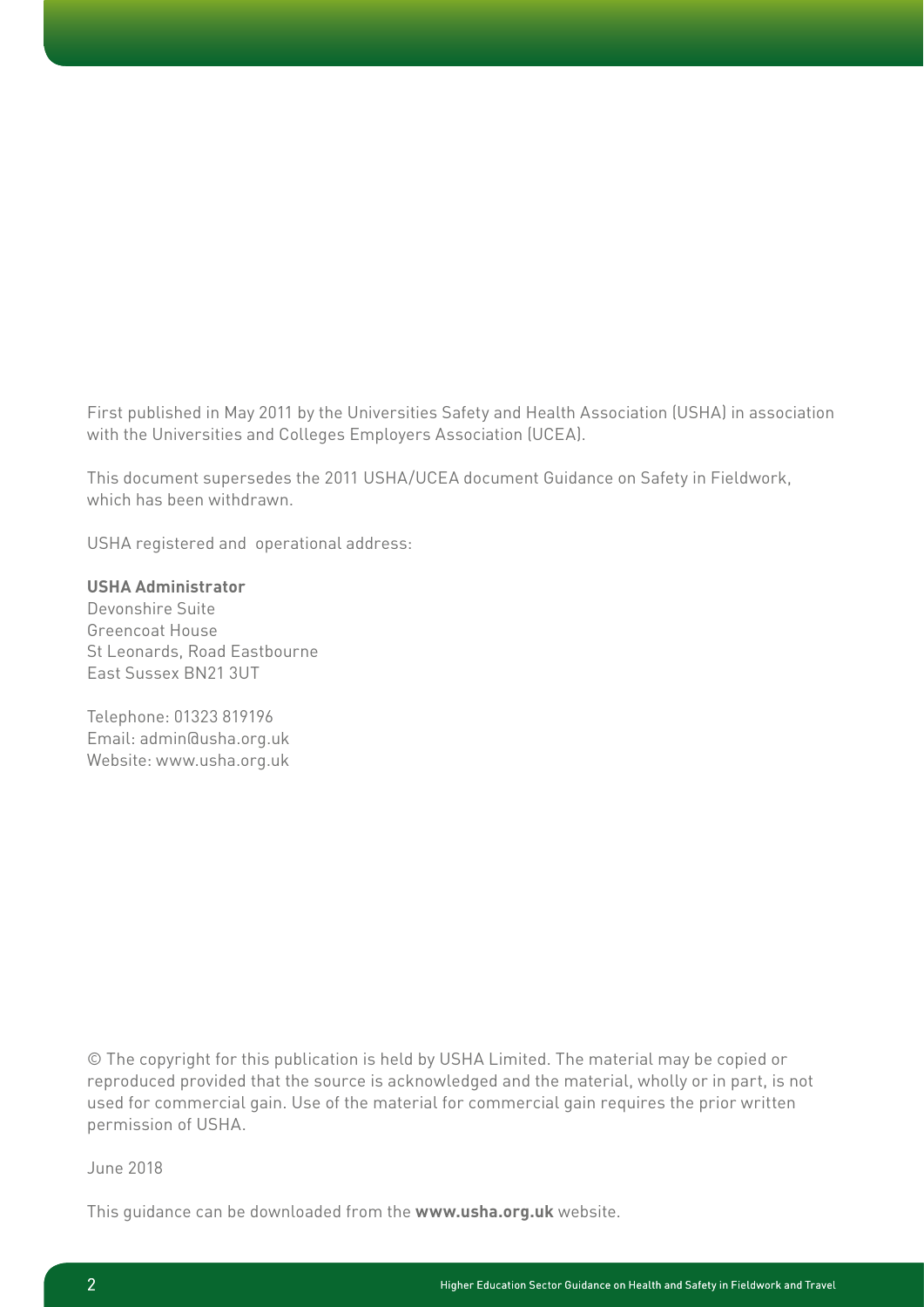First published in May 2011 by the Universities Safety and Health Association (USHA) in association with the Universities and Colleges Employers Association (UCEA).

This document supersedes the 2011 USHA/UCEA document Guidance on Safety in Fieldwork, which has been withdrawn.

USHA registered and operational address:

**USHA Administrator**
Devonshire Suite
Greencoat House
St Leonards, Road Eastbourne
East Sussex BN21 3UT

Telephone: 01323 819196
Email: admin@usha.org.uk
Website: www.usha.org.uk

© The copyright for this publication is held by USHA Limited. The material may be copied or reproduced provided that the source is acknowledged and the material, wholly or in part, is not used for commercial gain. Use of the material for commercial gain requires the prior written permission of USHA.

June 2018

This guidance can be downloaded from the **www.usha.org.uk** website.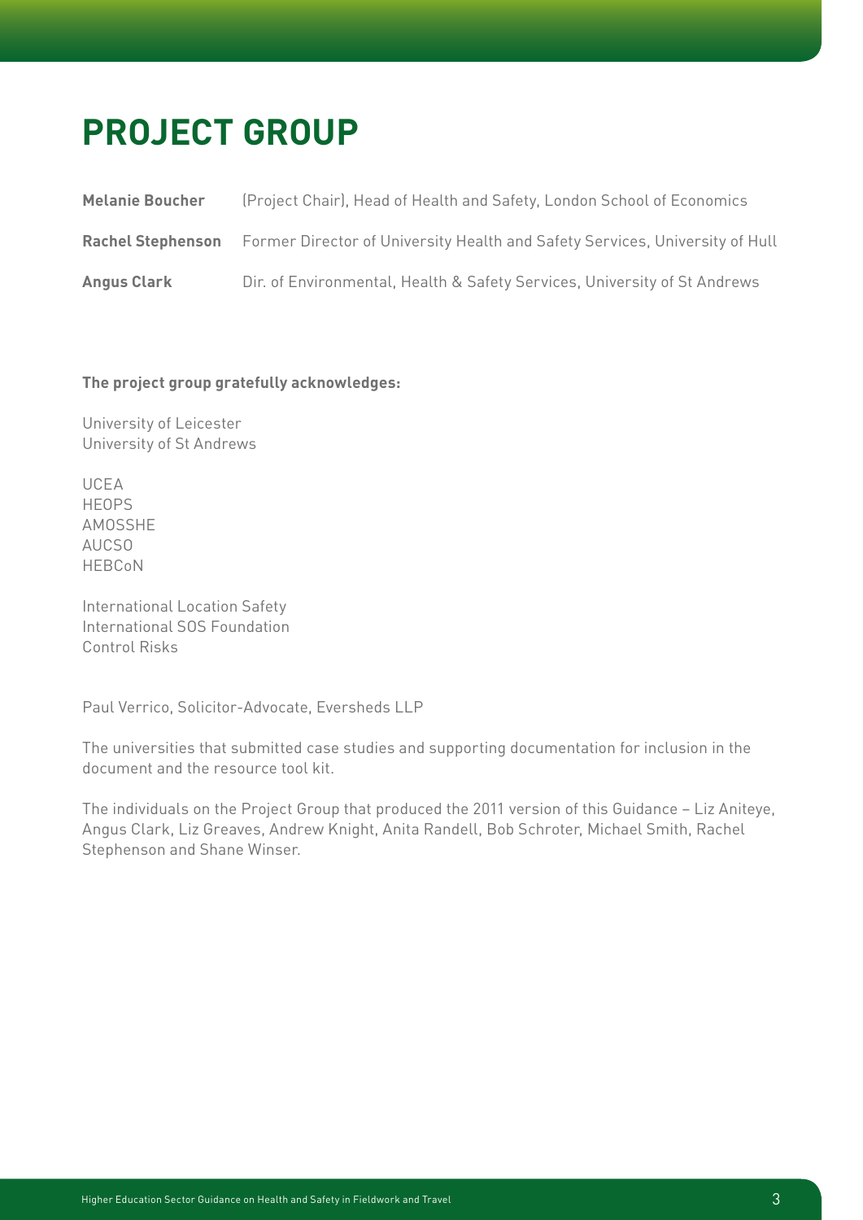# PROJECT GROUP

| | |
|---|---|
| **Melanie Boucher** | (Project Chair), Head of Health and Safety, London School of Economics |
| **Rachel Stephenson** | Former Director of University Health and Safety Services, University of Hull |
| **Angus Clark** | Dir. of Environmental, Health & Safety Services, University of St Andrews |

**The project group gratefully acknowledges:**

University of Leicester
University of St Andrews

UCEA
HEOPS
AMOSSHE
AUCSO
HEBCoN

International Location Safety
International SOS Foundation
Control Risks

Paul Verrico, Solicitor-Advocate, Eversheds LLP

The universities that submitted case studies and supporting documentation for inclusion in the document and the resource tool kit.

The individuals on the Project Group that produced the 2011 version of this Guidance – Liz Aniteye, Angus Clark, Liz Greaves, Andrew Knight, Anita Randell, Bob Schroter, Michael Smith, Rachel Stephenson and Shane Winser.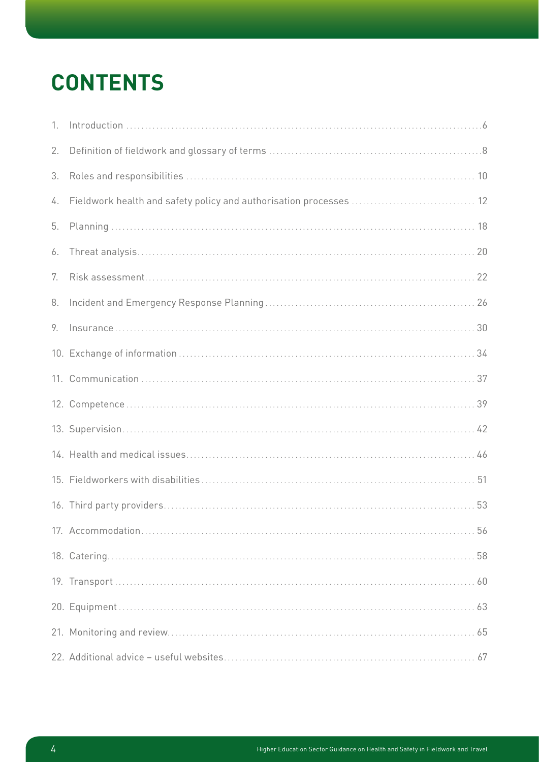# CONTENTS

1. Introduction .......... 6
2. Definition of fieldwork and glossary of terms .......... 8
3. Roles and responsibilities .......... 10
4. Fieldwork health and safety policy and authorisation processes .......... 12
5. Planning .......... 18
6. Threat analysis .......... 20
7. Risk assessment .......... 22
8. Incident and Emergency Response Planning .......... 26
9. Insurance .......... 30
10. Exchange of information .......... 34
11. Communication .......... 37
12. Competence .......... 39
13. Supervision .......... 42
14. Health and medical issues .......... 46
15. Fieldworkers with disabilities .......... 51
16. Third party providers .......... 53
17. Accommodation .......... 56
18. Catering .......... 58
19. Transport .......... 60
20. Equipment .......... 63
21. Monitoring and review .......... 65
22. Additional advice – useful websites .......... 67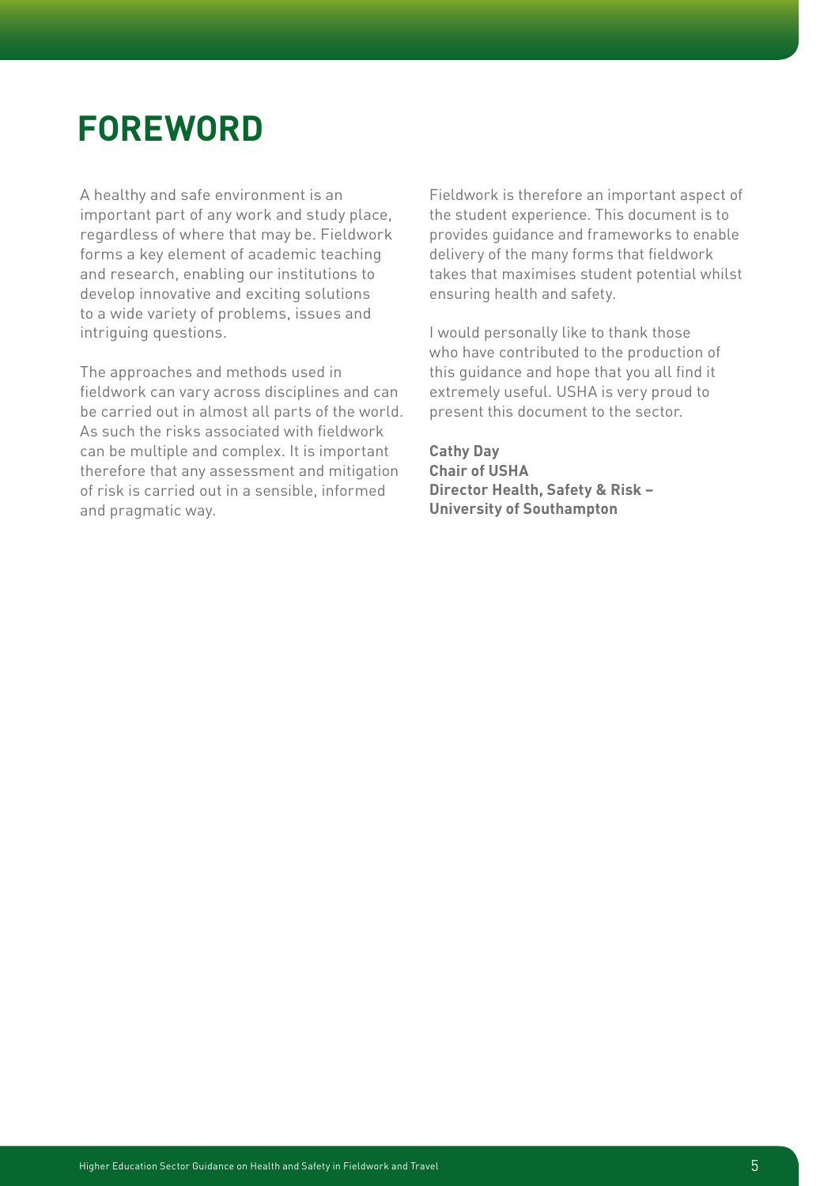# FOREWORD

A healthy and safe environment is an important part of any work and study place, regardless of where that may be. Fieldwork forms a key element of academic teaching and research, enabling our institutions to develop innovative and exciting solutions to a wide variety of problems, issues and intriguing questions.

The approaches and methods used in fieldwork can vary across disciplines and can be carried out in almost all parts of the world. As such the risks associated with fieldwork can be multiple and complex. It is important therefore that any assessment and mitigation of risk is carried out in a sensible, informed and pragmatic way.

Fieldwork is therefore an important aspect of the student experience. This document is to provides guidance and frameworks to enable delivery of the many forms that fieldwork takes that maximises student potential whilst ensuring health and safety.

I would personally like to thank those who have contributed to the production of this guidance and hope that you all find it extremely useful. USHA is very proud to present this document to the sector.

**Cathy Day**
**Chair of USHA**
**Director Health, Safety & Risk – University of Southampton**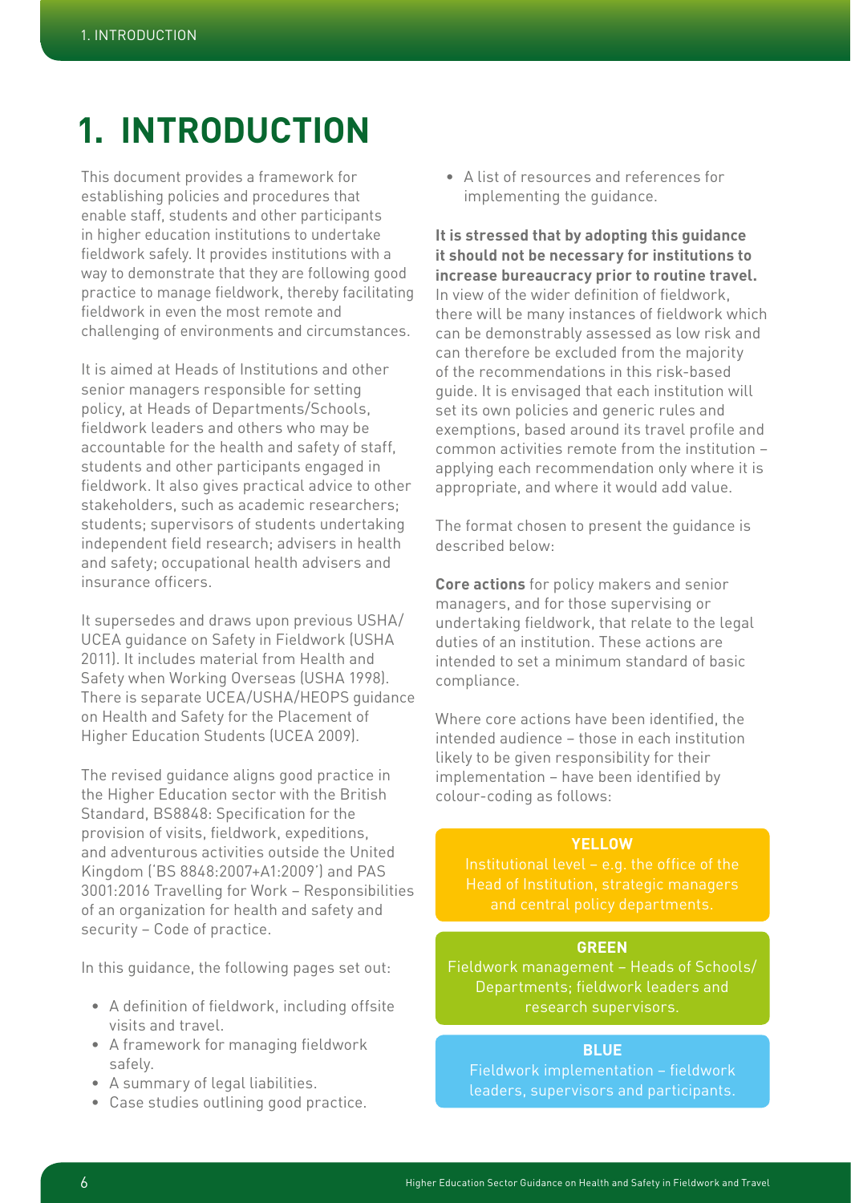# 1. INTRODUCTION

This document provides a framework for establishing policies and procedures that enable staff, students and other participants in higher education institutions to undertake fieldwork safely. It provides institutions with a way to demonstrate that they are following good practice to manage fieldwork, thereby facilitating fieldwork in even the most remote and challenging of environments and circumstances.

It is aimed at Heads of Institutions and other senior managers responsible for setting policy, at Heads of Departments/Schools, fieldwork leaders and others who may be accountable for the health and safety of staff, students and other participants engaged in fieldwork. It also gives practical advice to other stakeholders, such as academic researchers; students; supervisors of students undertaking independent field research; advisers in health and safety; occupational health advisers and insurance officers.

It supersedes and draws upon previous USHA/UCEA guidance on Safety in Fieldwork (USHA 2011). It includes material from Health and Safety when Working Overseas (USHA 1998). There is separate UCEA/USHA/HEOPS guidance on Health and Safety for the Placement of Higher Education Students (UCEA 2009).

The revised guidance aligns good practice in the Higher Education sector with the British Standard, BS8848: Specification for the provision of visits, fieldwork, expeditions, and adventurous activities outside the United Kingdom ('BS 8848:2007+A1:2009') and PAS 3001:2016 Travelling for Work – Responsibilities of an organization for health and safety and security – Code of practice.

In this guidance, the following pages set out:

- A definition of fieldwork, including offsite visits and travel.
- A framework for managing fieldwork safely.
- A summary of legal liabilities.
- Case studies outlining good practice.
- A list of resources and references for implementing the guidance.

**It is stressed that by adopting this guidance it should not be necessary for institutions to increase bureaucracy prior to routine travel.** In view of the wider definition of fieldwork, there will be many instances of fieldwork which can be demonstrably assessed as low risk and can therefore be excluded from the majority of the recommendations in this risk-based guide. It is envisaged that each institution will set its own policies and generic rules and exemptions, based around its travel profile and common activities remote from the institution – applying each recommendation only where it is appropriate, and where it would add value.

The format chosen to present the guidance is described below:

**Core actions** for policy makers and senior managers, and for those supervising or undertaking fieldwork, that relate to the legal duties of an institution. These actions are intended to set a minimum standard of basic compliance.

Where core actions have been identified, the intended audience – those in each institution likely to be given responsibility for their implementation – have been identified by colour-coding as follows:

**YELLOW**
Institutional level – e.g. the office of the Head of Institution, strategic managers and central policy departments.

**GREEN**
Fieldwork management – Heads of Schools/Departments; fieldwork leaders and research supervisors.

**BLUE**
Fieldwork implementation – fieldwork leaders, supervisors and participants.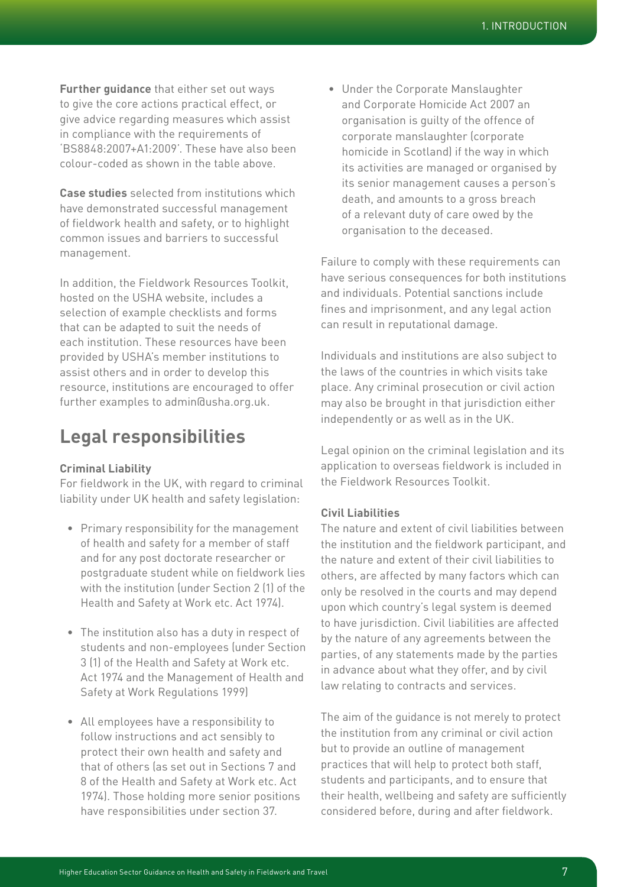**Further guidance** that either set out ways to give the core actions practical effect, or give advice regarding measures which assist in compliance with the requirements of 'BS8848:2007+A1:2009'. These have also been colour-coded as shown in the table above.

**Case studies** selected from institutions which have demonstrated successful management of fieldwork health and safety, or to highlight common issues and barriers to successful management.

In addition, the Fieldwork Resources Toolkit, hosted on the USHA website, includes a selection of example checklists and forms that can be adapted to suit the needs of each institution. These resources have been provided by USHA's member institutions to assist others and in order to develop this resource, institutions are encouraged to offer further examples to admin@usha.org.uk.

## Legal responsibilities

### Criminal Liability

For fieldwork in the UK, with regard to criminal liability under UK health and safety legislation:

- Primary responsibility for the management of health and safety for a member of staff and for any post doctorate researcher or postgraduate student while on fieldwork lies with the institution (under Section 2 (1) of the Health and Safety at Work etc. Act 1974).
- The institution also has a duty in respect of students and non-employees (under Section 3 (1) of the Health and Safety at Work etc. Act 1974 and the Management of Health and Safety at Work Regulations 1999)
- All employees have a responsibility to follow instructions and act sensibly to protect their own health and safety and that of others (as set out in Sections 7 and 8 of the Health and Safety at Work etc. Act 1974). Those holding more senior positions have responsibilities under section 37.
- Under the Corporate Manslaughter and Corporate Homicide Act 2007 an organisation is guilty of the offence of corporate manslaughter (corporate homicide in Scotland) if the way in which its activities are managed or organised by its senior management causes a person's death, and amounts to a gross breach of a relevant duty of care owed by the organisation to the deceased.

Failure to comply with these requirements can have serious consequences for both institutions and individuals. Potential sanctions include fines and imprisonment, and any legal action can result in reputational damage.

Individuals and institutions are also subject to the laws of the countries in which visits take place. Any criminal prosecution or civil action may also be brought in that jurisdiction either independently or as well as in the UK.

Legal opinion on the criminal legislation and its application to overseas fieldwork is included in the Fieldwork Resources Toolkit.

### Civil Liabilities

The nature and extent of civil liabilities between the institution and the fieldwork participant, and the nature and extent of their civil liabilities to others, are affected by many factors which can only be resolved in the courts and may depend upon which country's legal system is deemed to have jurisdiction. Civil liabilities are affected by the nature of any agreements between the parties, of any statements made by the parties in advance about what they offer, and by civil law relating to contracts and services.

The aim of the guidance is not merely to protect the institution from any criminal or civil action but to provide an outline of management practices that will help to protect both staff, students and participants, and to ensure that their health, wellbeing and safety are sufficiently considered before, during and after fieldwork.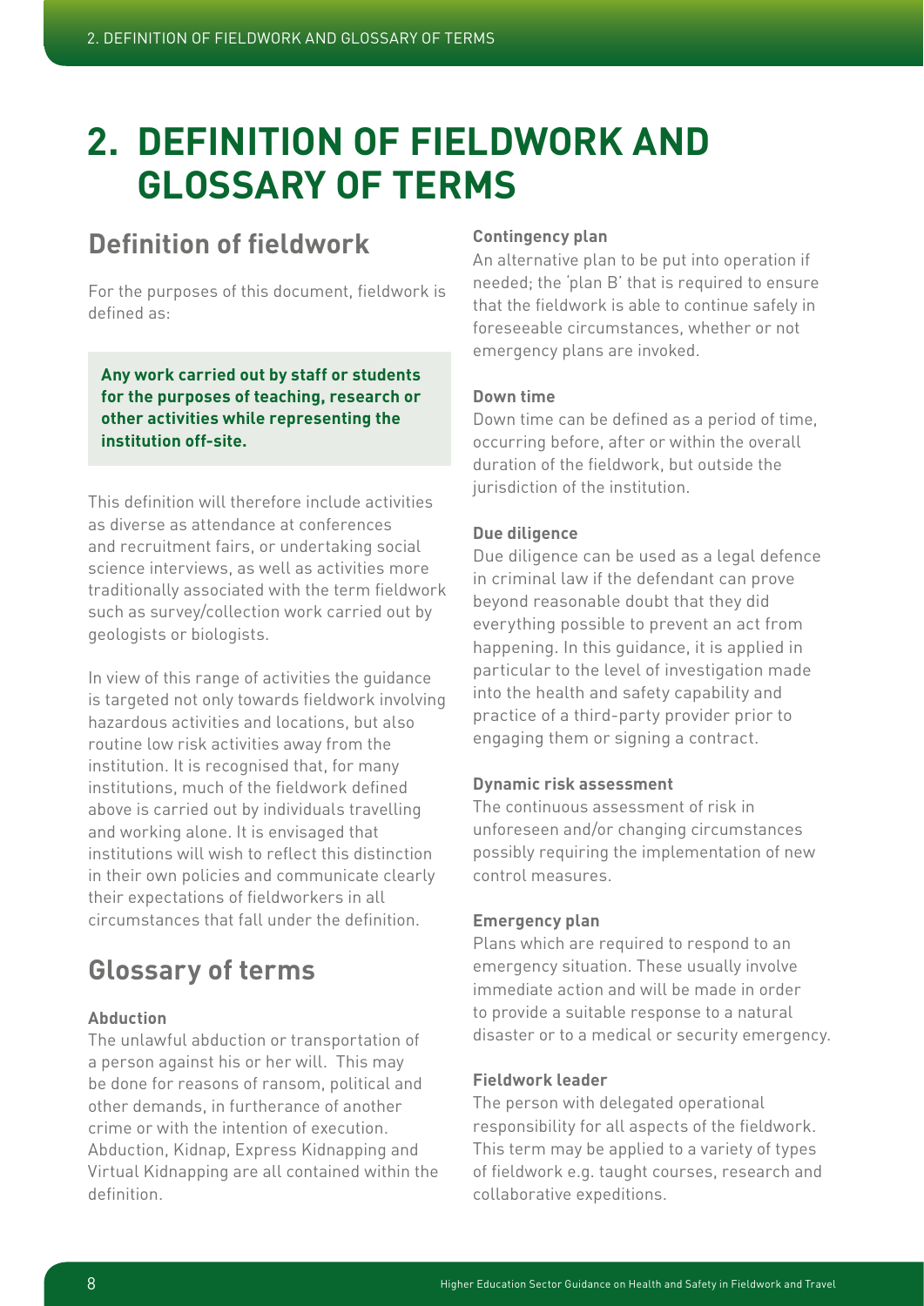# 2. DEFINITION OF FIELDWORK AND GLOSSARY OF TERMS

## Definition of fieldwork

For the purposes of this document, fieldwork is defined as:

**Any work carried out by staff or students for the purposes of teaching, research or other activities while representing the institution off-site.**

This definition will therefore include activities as diverse as attendance at conferences and recruitment fairs, or undertaking social science interviews, as well as activities more traditionally associated with the term fieldwork such as survey/collection work carried out by geologists or biologists.

In view of this range of activities the guidance is targeted not only towards fieldwork involving hazardous activities and locations, but also routine low risk activities away from the institution. It is recognised that, for many institutions, much of the fieldwork defined above is carried out by individuals travelling and working alone. It is envisaged that institutions will wish to reflect this distinction in their own policies and communicate clearly their expectations of fieldworkers in all circumstances that fall under the definition.

## Glossary of terms

**Abduction**
The unlawful abduction or transportation of a person against his or her will. This may be done for reasons of ransom, political and other demands, in furtherance of another crime or with the intention of execution. Abduction, Kidnap, Express Kidnapping and Virtual Kidnapping are all contained within the definition.

**Contingency plan**
An alternative plan to be put into operation if needed; the 'plan B' that is required to ensure that the fieldwork is able to continue safely in foreseeable circumstances, whether or not emergency plans are invoked.

**Down time**
Down time can be defined as a period of time, occurring before, after or within the overall duration of the fieldwork, but outside the jurisdiction of the institution.

**Due diligence**
Due diligence can be used as a legal defence in criminal law if the defendant can prove beyond reasonable doubt that they did everything possible to prevent an act from happening. In this guidance, it is applied in particular to the level of investigation made into the health and safety capability and practice of a third-party provider prior to engaging them or signing a contract.

**Dynamic risk assessment**
The continuous assessment of risk in unforeseen and/or changing circumstances possibly requiring the implementation of new control measures.

**Emergency plan**
Plans which are required to respond to an emergency situation. These usually involve immediate action and will be made in order to provide a suitable response to a natural disaster or to a medical or security emergency.

**Fieldwork leader**
The person with delegated operational responsibility for all aspects of the fieldwork. This term may be applied to a variety of types of fieldwork e.g. taught courses, research and collaborative expeditions.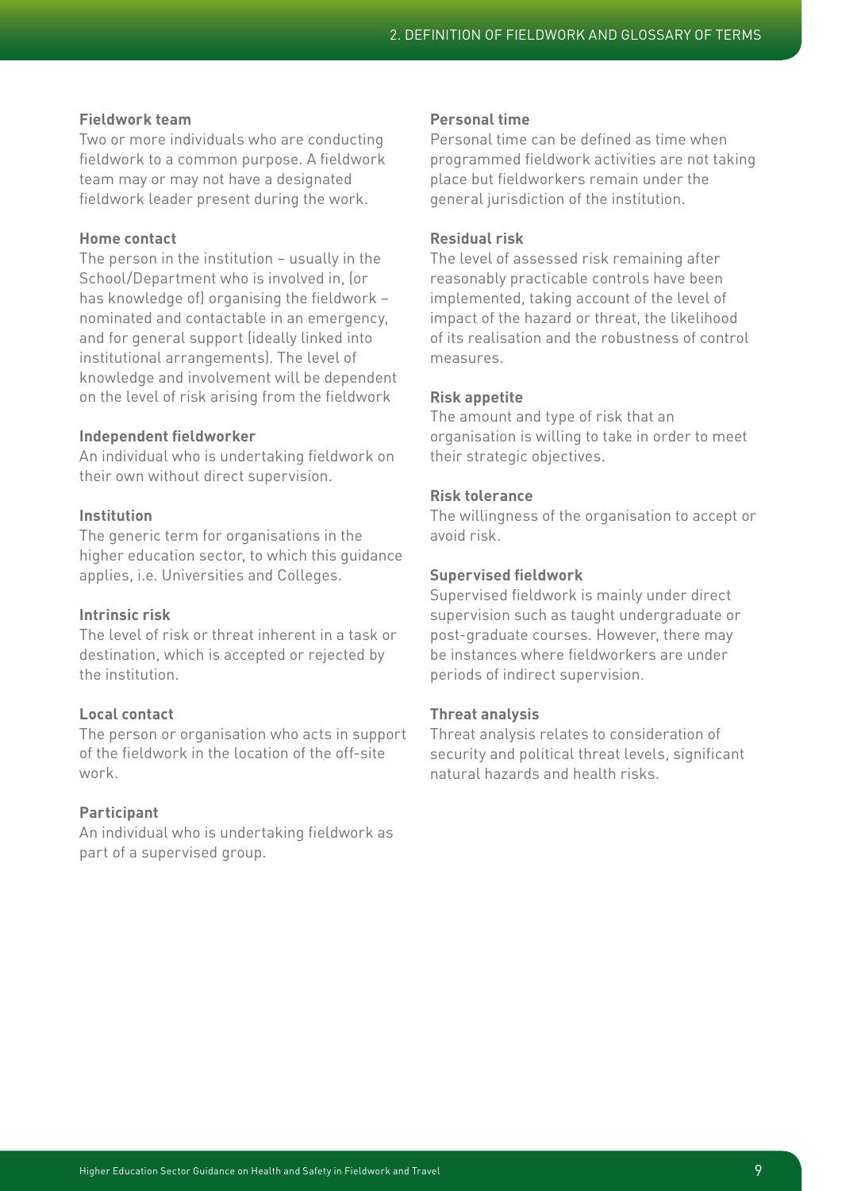**Fieldwork team**

Two or more individuals who are conducting fieldwork to a common purpose. A fieldwork team may or may not have a designated fieldwork leader present during the work.

**Home contact**

The person in the institution – usually in the School/Department who is involved in, (or has knowledge of) organising the fieldwork – nominated and contactable in an emergency, and for general support (ideally linked into institutional arrangements). The level of knowledge and involvement will be dependent on the level of risk arising from the fieldwork

**Independent fieldworker**

An individual who is undertaking fieldwork on their own without direct supervision.

**Institution**

The generic term for organisations in the higher education sector, to which this guidance applies, i.e. Universities and Colleges.

**Intrinsic risk**

The level of risk or threat inherent in a task or destination, which is accepted or rejected by the institution.

**Local contact**

The person or organisation who acts in support of the fieldwork in the location of the off-site work.

**Participant**

An individual who is undertaking fieldwork as part of a supervised group.

**Personal time**

Personal time can be defined as time when programmed fieldwork activities are not taking place but fieldworkers remain under the general jurisdiction of the institution.

**Residual risk**

The level of assessed risk remaining after reasonably practicable controls have been implemented, taking account of the level of impact of the hazard or threat, the likelihood of its realisation and the robustness of control measures.

**Risk appetite**

The amount and type of risk that an organisation is willing to take in order to meet their strategic objectives.

**Risk tolerance**

The willingness of the organisation to accept or avoid risk.

**Supervised fieldwork**

Supervised fieldwork is mainly under direct supervision such as taught undergraduate or post-graduate courses. However, there may be instances where fieldworkers are under periods of indirect supervision.

**Threat analysis**

Threat analysis relates to consideration of security and political threat levels, significant natural hazards and health risks.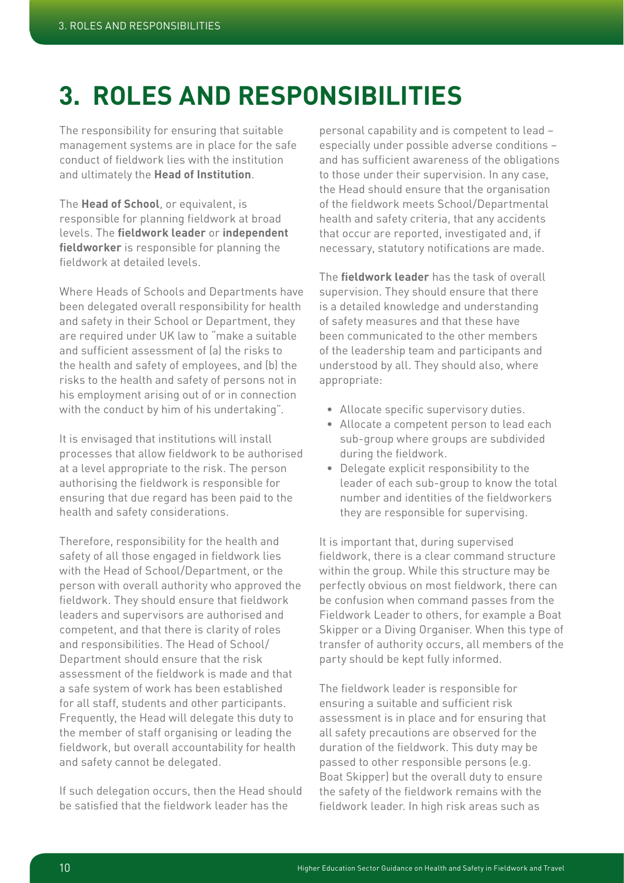# 3. ROLES AND RESPONSIBILITIES

The responsibility for ensuring that suitable management systems are in place for the safe conduct of fieldwork lies with the institution and ultimately the **Head of Institution**.

The **Head of School**, or equivalent, is responsible for planning fieldwork at broad levels. The **fieldwork leader** or **independent fieldworker** is responsible for planning the fieldwork at detailed levels.

Where Heads of Schools and Departments have been delegated overall responsibility for health and safety in their School or Department, they are required under UK law to "make a suitable and sufficient assessment of (a) the risks to the health and safety of employees, and (b) the risks to the health and safety of persons not in his employment arising out of or in connection with the conduct by him of his undertaking".

It is envisaged that institutions will install processes that allow fieldwork to be authorised at a level appropriate to the risk. The person authorising the fieldwork is responsible for ensuring that due regard has been paid to the health and safety considerations.

Therefore, responsibility for the health and safety of all those engaged in fieldwork lies with the Head of School/Department, or the person with overall authority who approved the fieldwork. They should ensure that fieldwork leaders and supervisors are authorised and competent, and that there is clarity of roles and responsibilities. The Head of School/Department should ensure that the risk assessment of the fieldwork is made and that a safe system of work has been established for all staff, students and other participants. Frequently, the Head will delegate this duty to the member of staff organising or leading the fieldwork, but overall accountability for health and safety cannot be delegated.

If such delegation occurs, then the Head should be satisfied that the fieldwork leader has the personal capability and is competent to lead – especially under possible adverse conditions – and has sufficient awareness of the obligations to those under their supervision. In any case, the Head should ensure that the organisation of the fieldwork meets School/Departmental health and safety criteria, that any accidents that occur are reported, investigated and, if necessary, statutory notifications are made.

The **fieldwork leader** has the task of overall supervision. They should ensure that there is a detailed knowledge and understanding of safety measures and that these have been communicated to the other members of the leadership team and participants and understood by all. They should also, where appropriate:

- Allocate specific supervisory duties.
- Allocate a competent person to lead each sub-group where groups are subdivided during the fieldwork.
- Delegate explicit responsibility to the leader of each sub-group to know the total number and identities of the fieldworkers they are responsible for supervising.

It is important that, during supervised fieldwork, there is a clear command structure within the group. While this structure may be perfectly obvious on most fieldwork, there can be confusion when command passes from the Fieldwork Leader to others, for example a Boat Skipper or a Diving Organiser. When this type of transfer of authority occurs, all members of the party should be kept fully informed.

The fieldwork leader is responsible for ensuring a suitable and sufficient risk assessment is in place and for ensuring that all safety precautions are observed for the duration of the fieldwork. This duty may be passed to other responsible persons (e.g. Boat Skipper) but the overall duty to ensure the safety of the fieldwork remains with the fieldwork leader. In high risk areas such as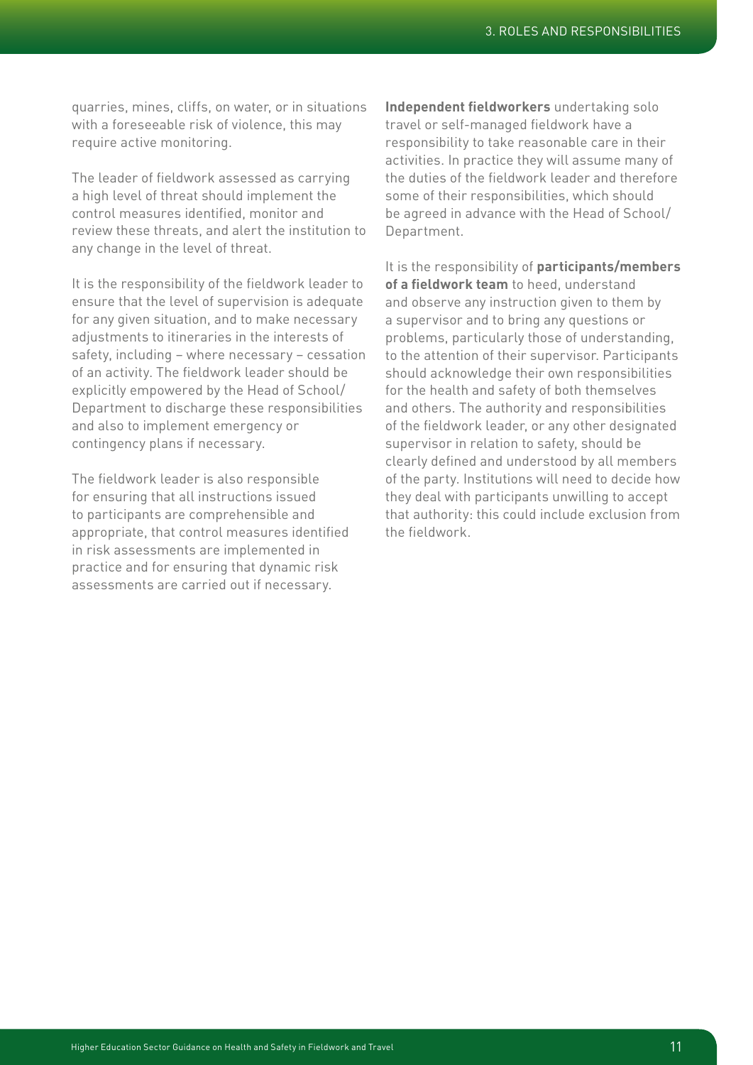quarries, mines, cliffs, on water, or in situations with a foreseeable risk of violence, this may require active monitoring.

The leader of fieldwork assessed as carrying a high level of threat should implement the control measures identified, monitor and review these threats, and alert the institution to any change in the level of threat.

It is the responsibility of the fieldwork leader to ensure that the level of supervision is adequate for any given situation, and to make necessary adjustments to itineraries in the interests of safety, including – where necessary – cessation of an activity. The fieldwork leader should be explicitly empowered by the Head of School/Department to discharge these responsibilities and also to implement emergency or contingency plans if necessary.

The fieldwork leader is also responsible for ensuring that all instructions issued to participants are comprehensible and appropriate, that control measures identified in risk assessments are implemented in practice and for ensuring that dynamic risk assessments are carried out if necessary.

**Independent fieldworkers** undertaking solo travel or self-managed fieldwork have a responsibility to take reasonable care in their activities. In practice they will assume many of the duties of the fieldwork leader and therefore some of their responsibilities, which should be agreed in advance with the Head of School/Department.

It is the responsibility of **participants/members of a fieldwork team** to heed, understand and observe any instruction given to them by a supervisor and to bring any questions or problems, particularly those of understanding, to the attention of their supervisor. Participants should acknowledge their own responsibilities for the health and safety of both themselves and others. The authority and responsibilities of the fieldwork leader, or any other designated supervisor in relation to safety, should be clearly defined and understood by all members of the party. Institutions will need to decide how they deal with participants unwilling to accept that authority: this could include exclusion from the fieldwork.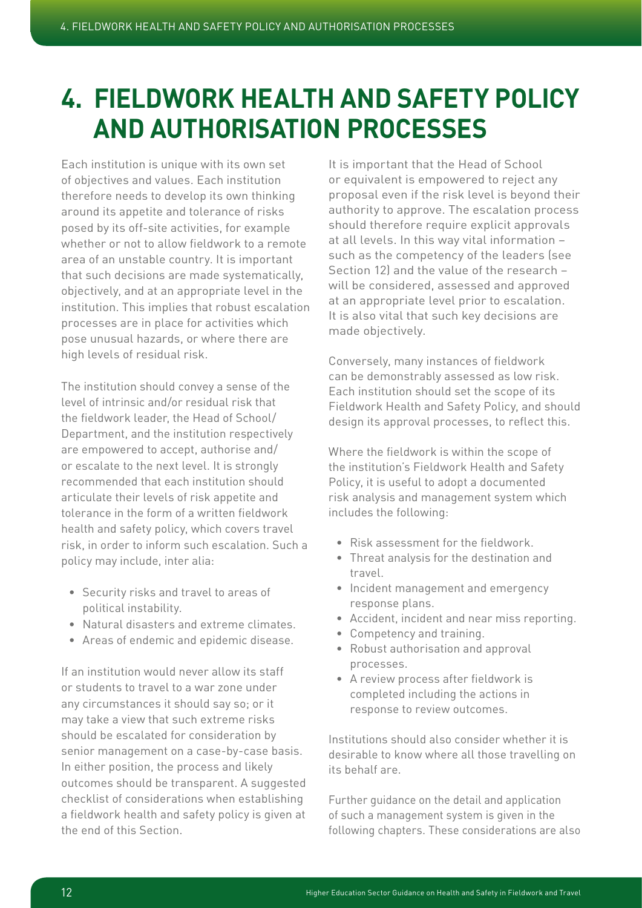# 4. FIELDWORK HEALTH AND SAFETY POLICY AND AUTHORISATION PROCESSES

Each institution is unique with its own set of objectives and values. Each institution therefore needs to develop its own thinking around its appetite and tolerance of risks posed by its off-site activities, for example whether or not to allow fieldwork to a remote area of an unstable country. It is important that such decisions are made systematically, objectively, and at an appropriate level in the institution. This implies that robust escalation processes are in place for activities which pose unusual hazards, or where there are high levels of residual risk.

The institution should convey a sense of the level of intrinsic and/or residual risk that the fieldwork leader, the Head of School/Department, and the institution respectively are empowered to accept, authorise and/or escalate to the next level. It is strongly recommended that each institution should articulate their levels of risk appetite and tolerance in the form of a written fieldwork health and safety policy, which covers travel risk, in order to inform such escalation. Such a policy may include, inter alia:

- Security risks and travel to areas of political instability.
- Natural disasters and extreme climates.
- Areas of endemic and epidemic disease.

If an institution would never allow its staff or students to travel to a war zone under any circumstances it should say so; or it may take a view that such extreme risks should be escalated for consideration by senior management on a case-by-case basis. In either position, the process and likely outcomes should be transparent. A suggested checklist of considerations when establishing a fieldwork health and safety policy is given at the end of this Section.

It is important that the Head of School or equivalent is empowered to reject any proposal even if the risk level is beyond their authority to approve. The escalation process should therefore require explicit approvals at all levels. In this way vital information – such as the competency of the leaders (see Section 12) and the value of the research – will be considered, assessed and approved at an appropriate level prior to escalation. It is also vital that such key decisions are made objectively.

Conversely, many instances of fieldwork can be demonstrably assessed as low risk. Each institution should set the scope of its Fieldwork Health and Safety Policy, and should design its approval processes, to reflect this.

Where the fieldwork is within the scope of the institution's Fieldwork Health and Safety Policy, it is useful to adopt a documented risk analysis and management system which includes the following:

- Risk assessment for the fieldwork.
- Threat analysis for the destination and travel.
- Incident management and emergency response plans.
- Accident, incident and near miss reporting.
- Competency and training.
- Robust authorisation and approval processes.
- A review process after fieldwork is completed including the actions in response to review outcomes.

Institutions should also consider whether it is desirable to know where all those travelling on its behalf are.

Further guidance on the detail and application of such a management system is given in the following chapters. These considerations are also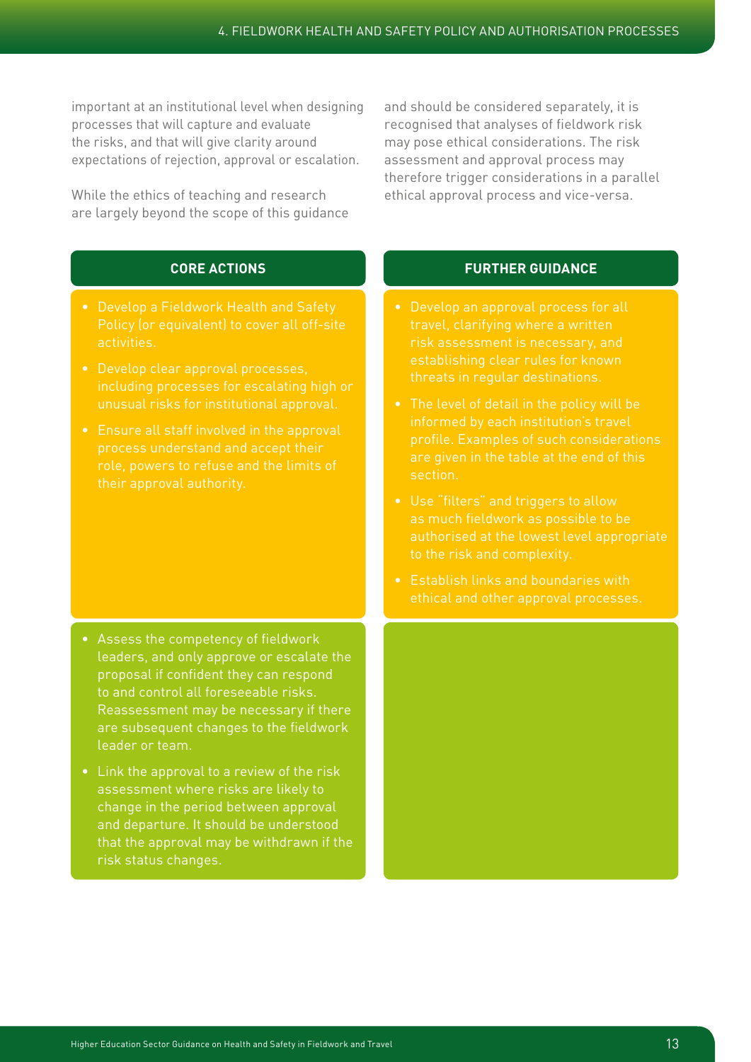important at an institutional level when designing processes that will capture and evaluate the risks, and that will give clarity around expectations of rejection, approval or escalation.

While the ethics of teaching and research are largely beyond the scope of this guidance and should be considered separately, it is recognised that analyses of fieldwork risk may pose ethical considerations. The risk assessment and approval process may therefore trigger considerations in a parallel ethical approval process and vice-versa.

| CORE ACTIONS | FURTHER GUIDANCE |
|---|---|
| • Develop a Fieldwork Health and Safety Policy (or equivalent) to cover all off-site activities.<br>• Develop clear approval processes, including processes for escalating high or unusual risks for institutional approval.<br>• Ensure all staff involved in the approval process understand and accept their role, powers to refuse and the limits of their approval authority. | • Develop an approval process for all travel, clarifying where a written risk assessment is necessary, and establishing clear rules for known threats in regular destinations.<br>• The level of detail in the policy will be informed by each institution's travel profile. Examples of such considerations are given in the table at the end of this section.<br>• Use "filters" and triggers to allow as much fieldwork as possible to be authorised at the lowest level appropriate to the risk and complexity.<br>• Establish links and boundaries with ethical and other approval processes. |
| • Assess the competency of fieldwork leaders, and only approve or escalate the proposal if confident they can respond to and control all foreseeable risks. Reassessment may be necessary if there are subsequent changes to the fieldwork leader or team.<br>• Link the approval to a review of the risk assessment where risks are likely to change in the period between approval and departure. It should be understood that the approval may be withdrawn if the risk status changes. | |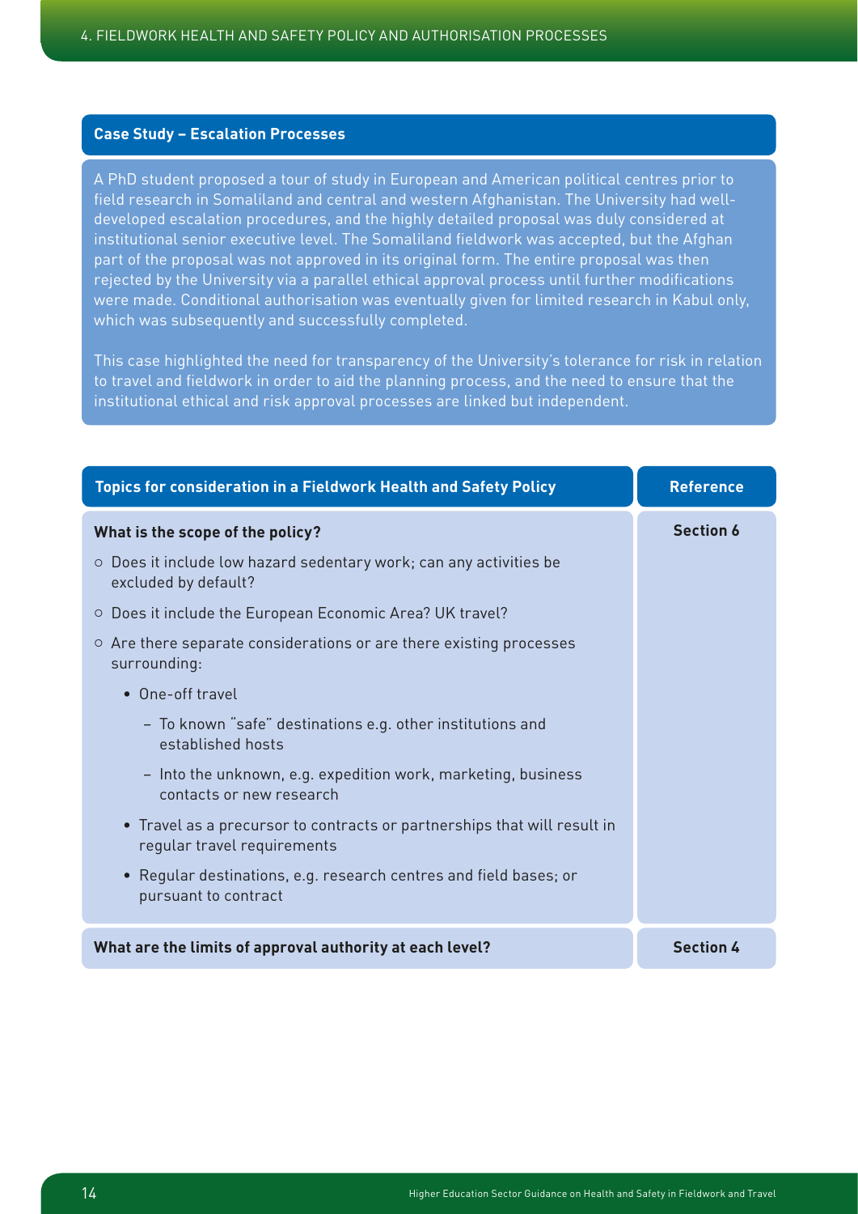### Case Study – Escalation Processes

A PhD student proposed a tour of study in European and American political centres prior to field research in Somaliland and central and western Afghanistan. The University had well-developed escalation procedures, and the highly detailed proposal was duly considered at institutional senior executive level. The Somaliland fieldwork was accepted, but the Afghan part of the proposal was not approved in its original form. The entire proposal was then rejected by the University via a parallel ethical approval process until further modifications were made. Conditional authorisation was eventually given for limited research in Kabul only, which was subsequently and successfully completed.

This case highlighted the need for transparency of the University's tolerance for risk in relation to travel and fieldwork in order to aid the planning process, and the need to ensure that the institutional ethical and risk approval processes are linked but independent.

| Topics for consideration in a Fieldwork Health and Safety Policy | Reference |
|---|---|
| **What is the scope of the policy?**<br>○ Does it include low hazard sedentary work; can any activities be excluded by default?<br>○ Does it include the European Economic Area? UK travel?<br>○ Are there separate considerations or are there existing processes surrounding:<br>• One-off travel<br>– To known "safe" destinations e.g. other institutions and established hosts<br>– Into the unknown, e.g. expedition work, marketing, business contacts or new research<br>• Travel as a precursor to contracts or partnerships that will result in regular travel requirements<br>• Regular destinations, e.g. research centres and field bases; or pursuant to contract | **Section 6** |
| **What are the limits of approval authority at each level?** | **Section 4** |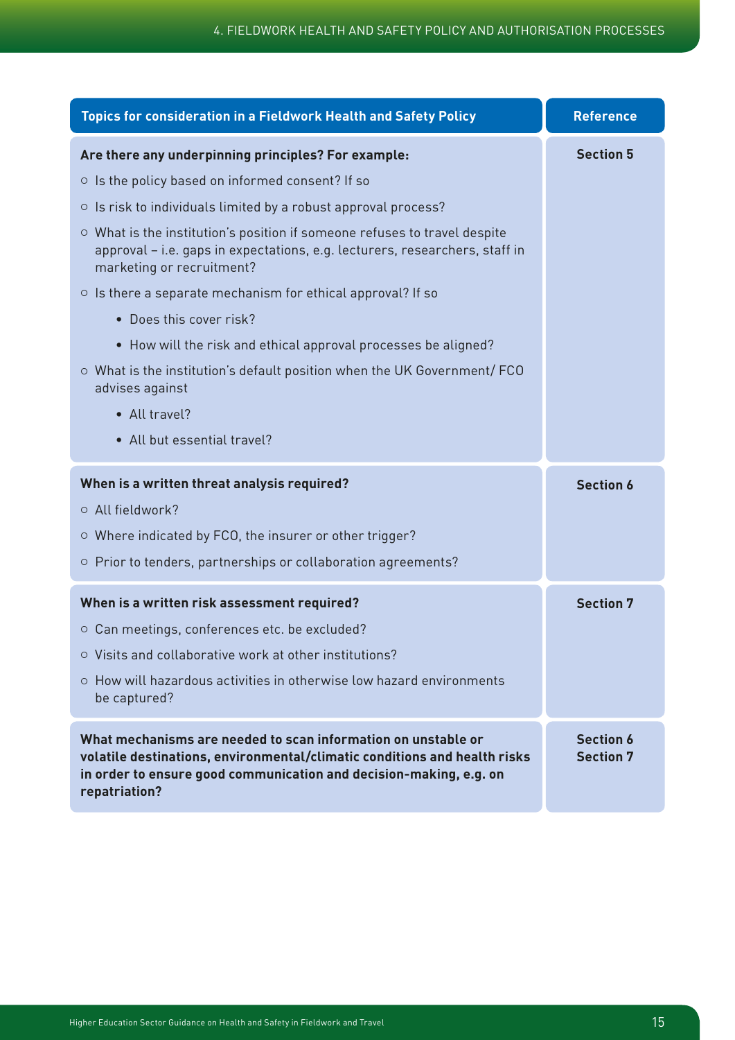| Topics for consideration in a Fieldwork Health and Safety Policy | Reference |
|---|---|
| **Are there any underpinning principles? For example:**<br>○ Is the policy based on informed consent? If so<br>○ Is risk to individuals limited by a robust approval process?<br>○ What is the institution's position if someone refuses to travel despite approval – i.e. gaps in expectations, e.g. lecturers, researchers, staff in marketing or recruitment?<br>○ Is there a separate mechanism for ethical approval? If so<br>&nbsp;&nbsp;&nbsp;&nbsp;• Does this cover risk?<br>&nbsp;&nbsp;&nbsp;&nbsp;• How will the risk and ethical approval processes be aligned?<br>○ What is the institution's default position when the UK Government/ FCO advises against<br>&nbsp;&nbsp;&nbsp;&nbsp;• All travel?<br>&nbsp;&nbsp;&nbsp;&nbsp;• All but essential travel? | **Section 5** |
| **When is a written threat analysis required?**<br>○ All fieldwork?<br>○ Where indicated by FCO, the insurer or other trigger?<br>○ Prior to tenders, partnerships or collaboration agreements? | **Section 6** |
| **When is a written risk assessment required?**<br>○ Can meetings, conferences etc. be excluded?<br>○ Visits and collaborative work at other institutions?<br>○ How will hazardous activities in otherwise low hazard environments be captured? | **Section 7** |
| **What mechanisms are needed to scan information on unstable or volatile destinations, environmental/climatic conditions and health risks in order to ensure good communication and decision-making, e.g. on repatriation?** | **Section 6**<br>**Section 7** |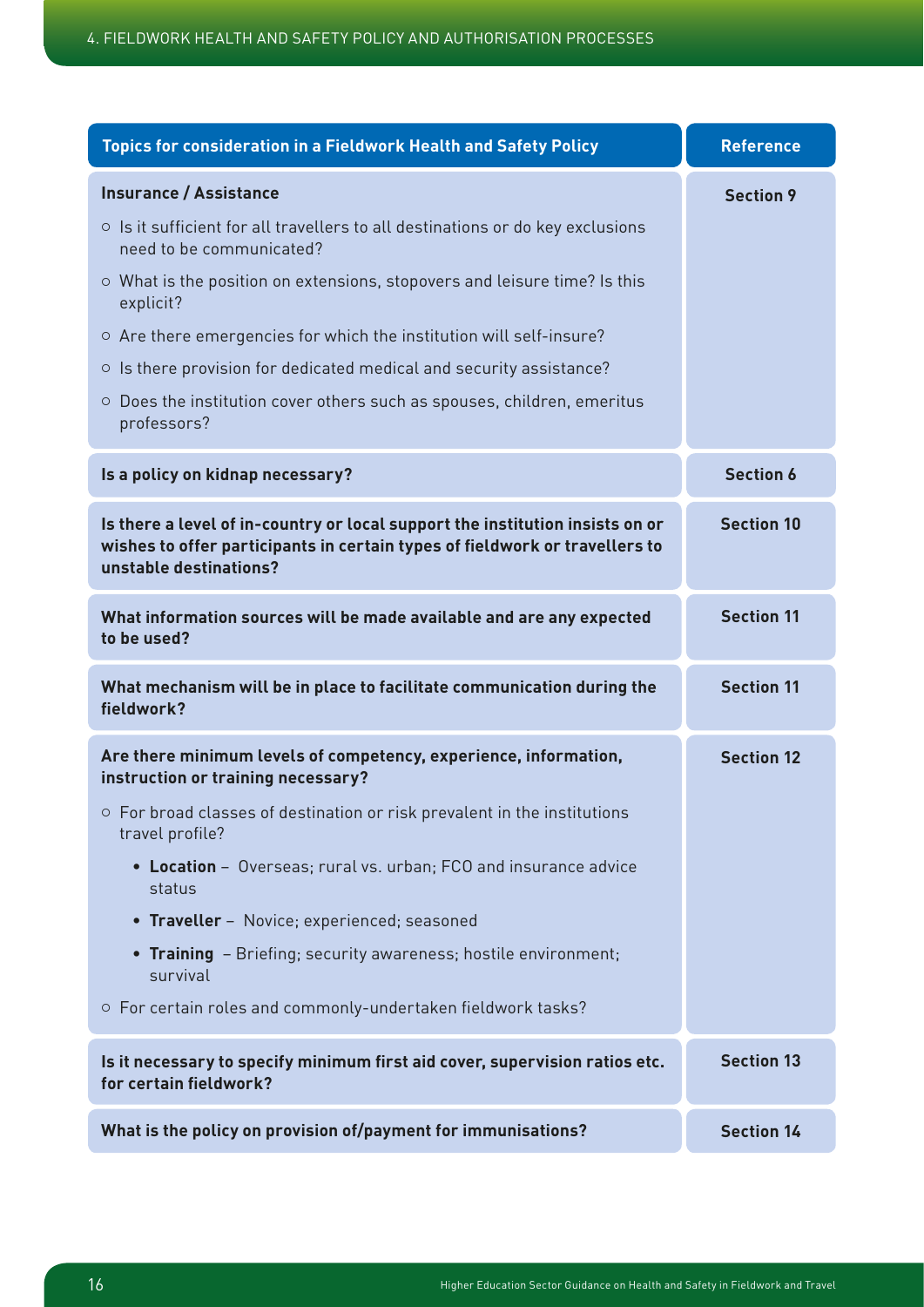| Topics for consideration in a Fieldwork Health and Safety Policy | Reference |
|---|---|
| **Insurance / Assistance**<br>○ Is it sufficient for all travellers to all destinations or do key exclusions need to be communicated?<br>○ What is the position on extensions, stopovers and leisure time? Is this explicit?<br>○ Are there emergencies for which the institution will self-insure?<br>○ Is there provision for dedicated medical and security assistance?<br>○ Does the institution cover others such as spouses, children, emeritus professors? | **Section 9** |
| **Is a policy on kidnap necessary?** | **Section 6** |
| **Is there a level of in-country or local support the institution insists on or wishes to offer participants in certain types of fieldwork or travellers to unstable destinations?** | **Section 10** |
| **What information sources will be made available and are any expected to be used?** | **Section 11** |
| **What mechanism will be in place to facilitate communication during the fieldwork?** | **Section 11** |
| **Are there minimum levels of competency, experience, information, instruction or training necessary?**<br>○ For broad classes of destination or risk prevalent in the institutions travel profile?<br>• **Location** – Overseas; rural vs. urban; FCO and insurance advice status<br>• **Traveller** – Novice; experienced; seasoned<br>• **Training** – Briefing; security awareness; hostile environment; survival<br>○ For certain roles and commonly-undertaken fieldwork tasks? | **Section 12** |
| **Is it necessary to specify minimum first aid cover, supervision ratios etc. for certain fieldwork?** | **Section 13** |
| **What is the policy on provision of/payment for immunisations?** | **Section 14** |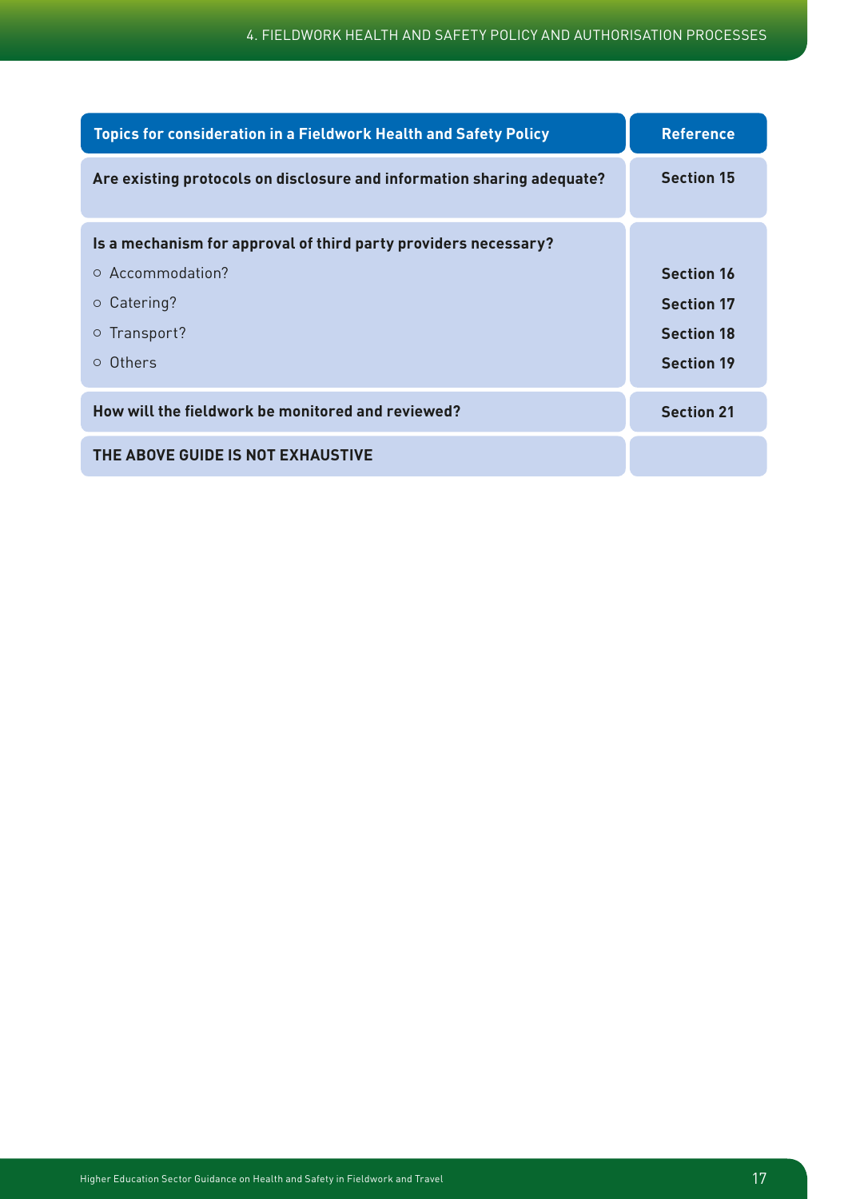| Topics for consideration in a Fieldwork Health and Safety Policy | Reference |
|---|---|
| **Are existing protocols on disclosure and information sharing adequate?** | **Section 15** |
| **Is a mechanism for approval of third party providers necessary?** | |
| ○ Accommodation? | **Section 16** |
| ○ Catering? | **Section 17** |
| ○ Transport? | **Section 18** |
| ○ Others | **Section 19** |
| **How will the fieldwork be monitored and reviewed?** | **Section 21** |
| **THE ABOVE GUIDE IS NOT EXHAUSTIVE** | |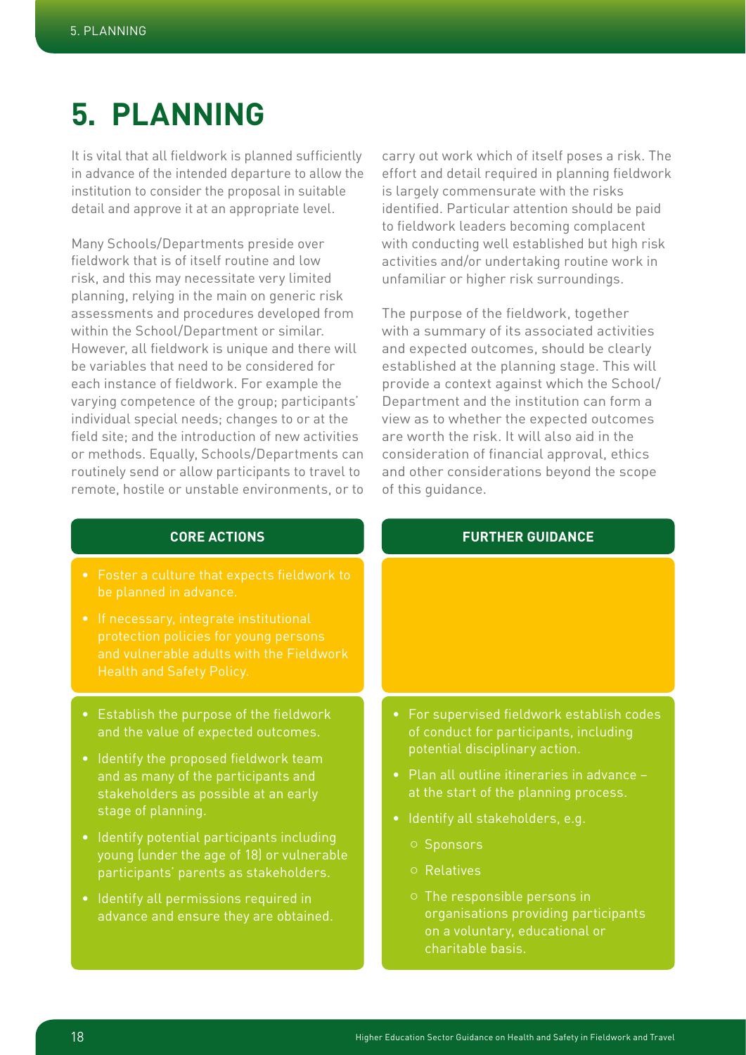# 5. PLANNING

It is vital that all fieldwork is planned sufficiently in advance of the intended departure to allow the institution to consider the proposal in suitable detail and approve it at an appropriate level.

Many Schools/Departments preside over fieldwork that is of itself routine and low risk, and this may necessitate very limited planning, relying in the main on generic risk assessments and procedures developed from within the School/Department or similar. However, all fieldwork is unique and there will be variables that need to be considered for each instance of fieldwork. For example the varying competence of the group; participants' individual special needs; changes to or at the field site; and the introduction of new activities or methods. Equally, Schools/Departments can routinely send or allow participants to travel to remote, hostile or unstable environments, or to carry out work which of itself poses a risk. The effort and detail required in planning fieldwork is largely commensurate with the risks identified. Particular attention should be paid to fieldwork leaders becoming complacent with conducting well established but high risk activities and/or undertaking routine work in unfamiliar or higher risk surroundings.

The purpose of the fieldwork, together with a summary of its associated activities and expected outcomes, should be clearly established at the planning stage. This will provide a context against which the School/Department and the institution can form a view as to whether the expected outcomes are worth the risk. It will also aid in the consideration of financial approval, ethics and other considerations beyond the scope of this guidance.

| CORE ACTIONS | FURTHER GUIDANCE |
| --- | --- |
| • Foster a culture that expects fieldwork to be planned in advance.<br>• If necessary, integrate institutional protection policies for young persons and vulnerable adults with the Fieldwork Health and Safety Policy. | |
| • Establish the purpose of the fieldwork and the value of expected outcomes.<br>• Identify the proposed fieldwork team and as many of the participants and stakeholders as possible at an early stage of planning.<br>• Identify potential participants including young (under the age of 18) or vulnerable participants' parents as stakeholders.<br>• Identify all permissions required in advance and ensure they are obtained. | • For supervised fieldwork establish codes of conduct for participants, including potential disciplinary action.<br>• Plan all outline itineraries in advance – at the start of the planning process.<br>• Identify all stakeholders, e.g.<br>&nbsp;&nbsp;○ Sponsors<br>&nbsp;&nbsp;○ Relatives<br>&nbsp;&nbsp;○ The responsible persons in organisations providing participants on a voluntary, educational or charitable basis. |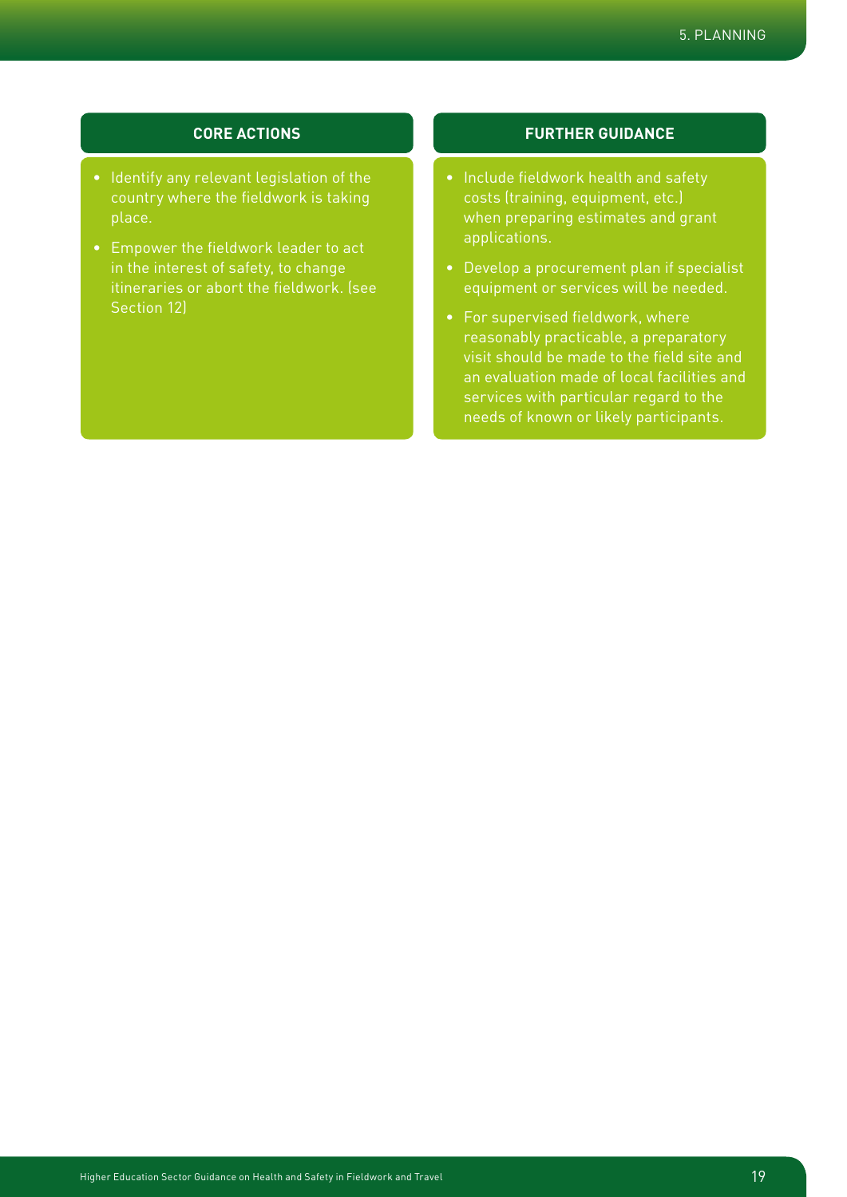### CORE ACTIONS

- Identify any relevant legislation of the country where the fieldwork is taking place.
- Empower the fieldwork leader to act in the interest of safety, to change itineraries or abort the fieldwork. (see Section 12)

### FURTHER GUIDANCE

- Include fieldwork health and safety costs (training, equipment, etc.) when preparing estimates and grant applications.
- Develop a procurement plan if specialist equipment or services will be needed.
- For supervised fieldwork, where reasonably practicable, a preparatory visit should be made to the field site and an evaluation made of local facilities and services with particular regard to the needs of known or likely participants.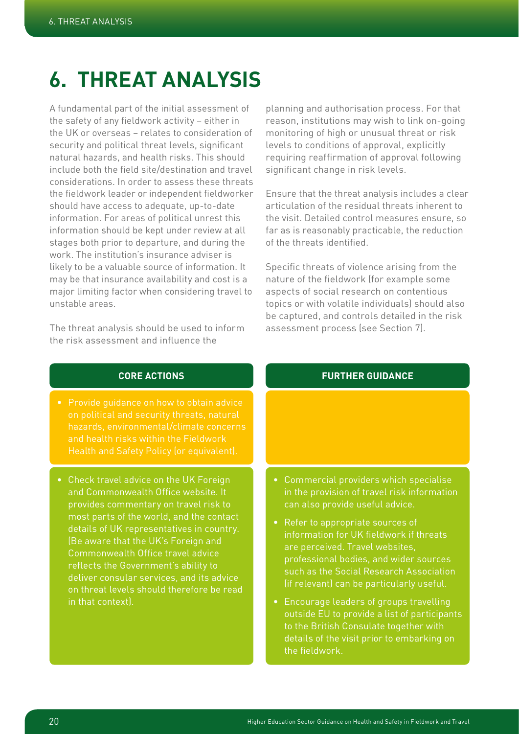# 6. THREAT ANALYSIS

A fundamental part of the initial assessment of the safety of any fieldwork activity – either in the UK or overseas – relates to consideration of security and political threat levels, significant natural hazards, and health risks. This should include both the field site/destination and travel considerations. In order to assess these threats the fieldwork leader or independent fieldworker should have access to adequate, up-to-date information. For areas of political unrest this information should be kept under review at all stages both prior to departure, and during the work. The institution's insurance adviser is likely to be a valuable source of information. It may be that insurance availability and cost is a major limiting factor when considering travel to unstable areas.

The threat analysis should be used to inform the risk assessment and influence the planning and authorisation process. For that reason, institutions may wish to link on-going monitoring of high or unusual threat or risk levels to conditions of approval, explicitly requiring reaffirmation of approval following significant change in risk levels.

Ensure that the threat analysis includes a clear articulation of the residual threats inherent to the visit. Detailed control measures ensure, so far as is reasonably practicable, the reduction of the threats identified.

Specific threats of violence arising from the nature of the fieldwork (for example some aspects of social research on contentious topics or with volatile individuals) should also be captured, and controls detailed in the risk assessment process (see Section 7).

## CORE ACTIONS

- Provide guidance on how to obtain advice on political and security threats, natural hazards, environmental/climate concerns and health risks within the Fieldwork Health and Safety Policy (or equivalent).

- Check travel advice on the UK Foreign and Commonwealth Office website. It provides commentary on travel risk to most parts of the world, and the contact details of UK representatives in country. (Be aware that the UK's Foreign and Commonwealth Office travel advice reflects the Government's ability to deliver consular services, and its advice on threat levels should therefore be read in that context).

## FURTHER GUIDANCE

- Commercial providers which specialise in the provision of travel risk information can also provide useful advice.
- Refer to appropriate sources of information for UK fieldwork if threats are perceived. Travel websites, professional bodies, and wider sources such as the Social Research Association (if relevant) can be particularly useful.
- Encourage leaders of groups travelling outside EU to provide a list of participants to the British Consulate together with details of the visit prior to embarking on the fieldwork.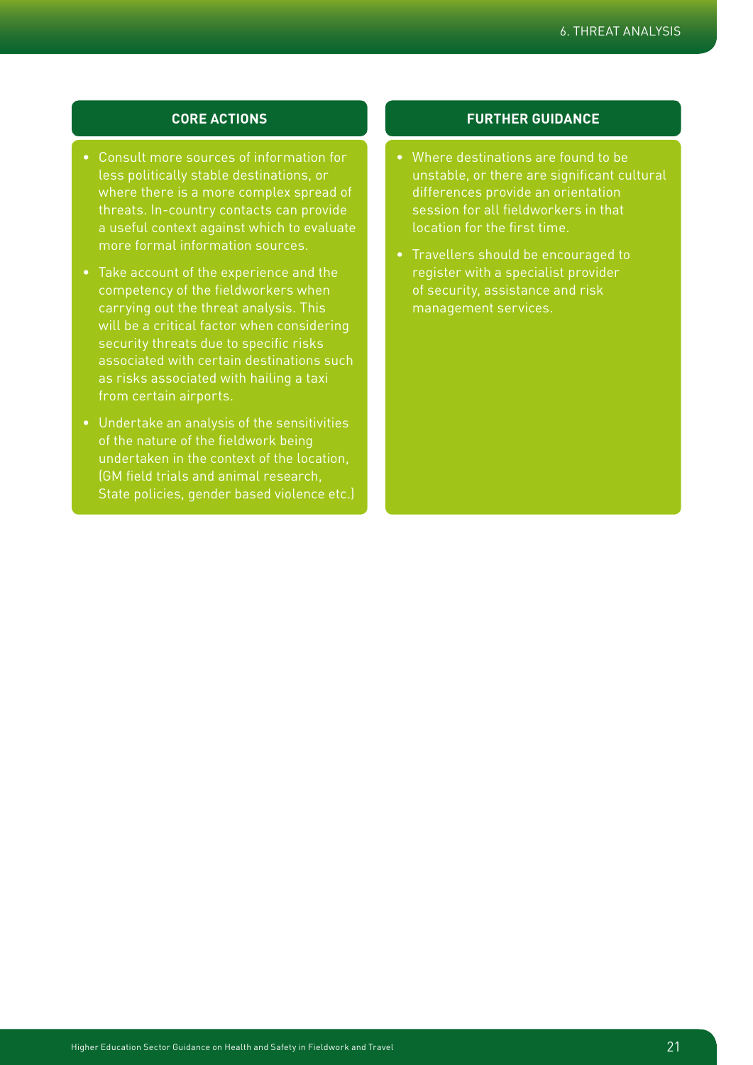### CORE ACTIONS

- Consult more sources of information for less politically stable destinations, or where there is a more complex spread of threats. In-country contacts can provide a useful context against which to evaluate more formal information sources.
- Take account of the experience and the competency of the fieldworkers when carrying out the threat analysis. This will be a critical factor when considering security threats due to specific risks associated with certain destinations such as risks associated with hailing a taxi from certain airports.
- Undertake an analysis of the sensitivities of the nature of the fieldwork being undertaken in the context of the location, (GM field trials and animal research, State policies, gender based violence etc.)

### FURTHER GUIDANCE

- Where destinations are found to be unstable, or there are significant cultural differences provide an orientation session for all fieldworkers in that location for the first time.
- Travellers should be encouraged to register with a specialist provider of security, assistance and risk management services.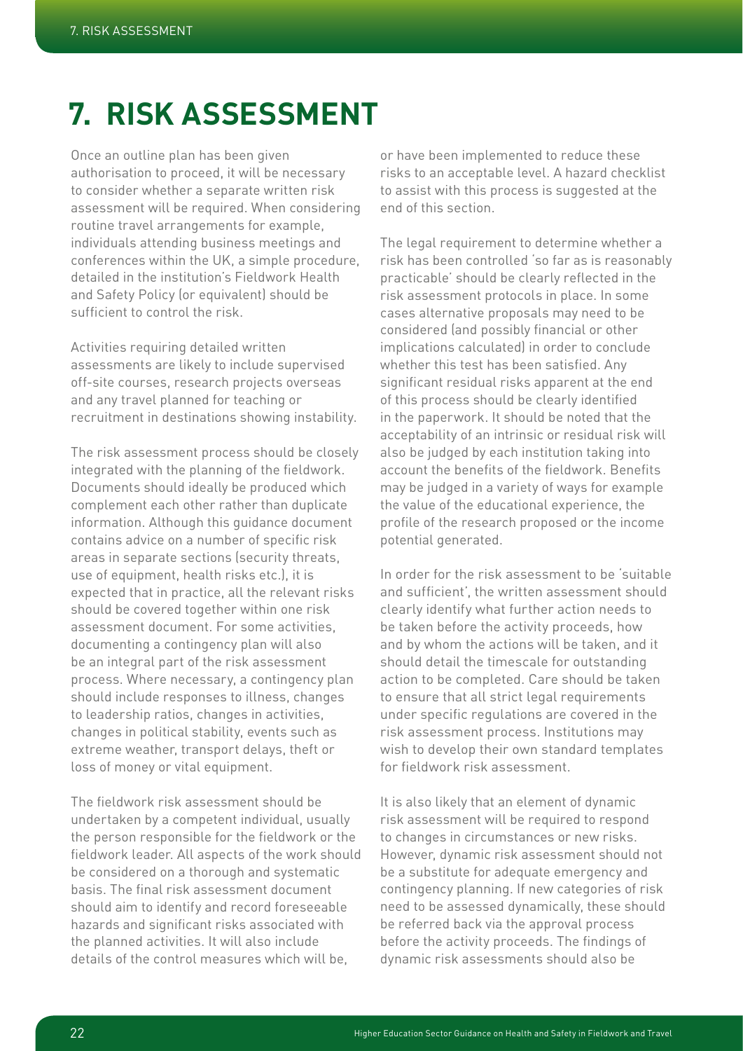# 7. RISK ASSESSMENT

Once an outline plan has been given authorisation to proceed, it will be necessary to consider whether a separate written risk assessment will be required. When considering routine travel arrangements for example, individuals attending business meetings and conferences within the UK, a simple procedure, detailed in the institution's Fieldwork Health and Safety Policy (or equivalent) should be sufficient to control the risk.

Activities requiring detailed written assessments are likely to include supervised off-site courses, research projects overseas and any travel planned for teaching or recruitment in destinations showing instability.

The risk assessment process should be closely integrated with the planning of the fieldwork. Documents should ideally be produced which complement each other rather than duplicate information. Although this guidance document contains advice on a number of specific risk areas in separate sections (security threats, use of equipment, health risks etc.), it is expected that in practice, all the relevant risks should be covered together within one risk assessment document. For some activities, documenting a contingency plan will also be an integral part of the risk assessment process. Where necessary, a contingency plan should include responses to illness, changes to leadership ratios, changes in activities, changes in political stability, events such as extreme weather, transport delays, theft or loss of money or vital equipment.

The fieldwork risk assessment should be undertaken by a competent individual, usually the person responsible for the fieldwork or the fieldwork leader. All aspects of the work should be considered on a thorough and systematic basis. The final risk assessment document should aim to identify and record foreseeable hazards and significant risks associated with the planned activities. It will also include details of the control measures which will be, or have been implemented to reduce these risks to an acceptable level. A hazard checklist to assist with this process is suggested at the end of this section.

The legal requirement to determine whether a risk has been controlled 'so far as is reasonably practicable' should be clearly reflected in the risk assessment protocols in place. In some cases alternative proposals may need to be considered (and possibly financial or other implications calculated) in order to conclude whether this test has been satisfied. Any significant residual risks apparent at the end of this process should be clearly identified in the paperwork. It should be noted that the acceptability of an intrinsic or residual risk will also be judged by each institution taking into account the benefits of the fieldwork. Benefits may be judged in a variety of ways for example the value of the educational experience, the profile of the research proposed or the income potential generated.

In order for the risk assessment to be 'suitable and sufficient', the written assessment should clearly identify what further action needs to be taken before the activity proceeds, how and by whom the actions will be taken, and it should detail the timescale for outstanding action to be completed. Care should be taken to ensure that all strict legal requirements under specific regulations are covered in the risk assessment process. Institutions may wish to develop their own standard templates for fieldwork risk assessment.

It is also likely that an element of dynamic risk assessment will be required to respond to changes in circumstances or new risks. However, dynamic risk assessment should not be a substitute for adequate emergency and contingency planning. If new categories of risk need to be assessed dynamically, these should be referred back via the approval process before the activity proceeds. The findings of dynamic risk assessments should also be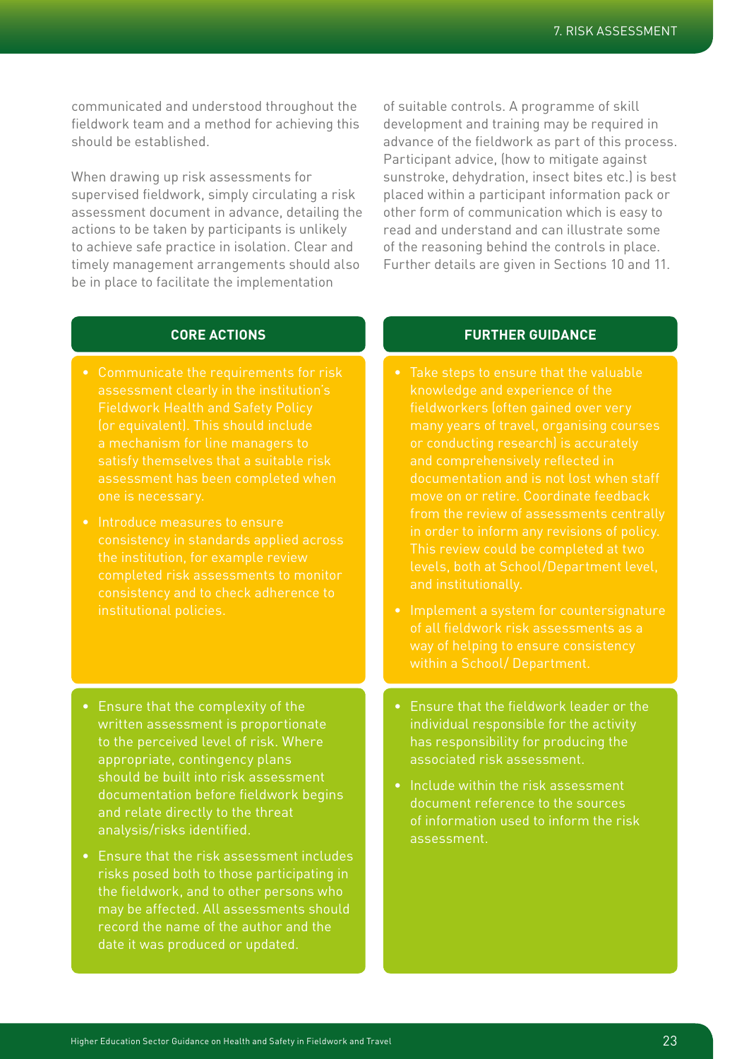communicated and understood throughout the fieldwork team and a method for achieving this should be established.

When drawing up risk assessments for supervised fieldwork, simply circulating a risk assessment document in advance, detailing the actions to be taken by participants is unlikely to achieve safe practice in isolation. Clear and timely management arrangements should also be in place to facilitate the implementation of suitable controls. A programme of skill development and training may be required in advance of the fieldwork as part of this process. Participant advice, (how to mitigate against sunstroke, dehydration, insect bites etc.) is best placed within a participant information pack or other form of communication which is easy to read and understand and can illustrate some of the reasoning behind the controls in place. Further details are given in Sections 10 and 11.

### CORE ACTIONS

- Communicate the requirements for risk assessment clearly in the institution's Fieldwork Health and Safety Policy (or equivalent). This should include a mechanism for line managers to satisfy themselves that a suitable risk assessment has been completed when one is necessary.
- Introduce measures to ensure consistency in standards applied across the institution, for example review completed risk assessments to monitor consistency and to check adherence to institutional policies.

- Ensure that the complexity of the written assessment is proportionate to the perceived level of risk. Where appropriate, contingency plans should be built into risk assessment documentation before fieldwork begins and relate directly to the threat analysis/risks identified.
- Ensure that the risk assessment includes risks posed both to those participating in the fieldwork, and to other persons who may be affected. All assessments should record the name of the author and the date it was produced or updated.

### FURTHER GUIDANCE

- Take steps to ensure that the valuable knowledge and experience of the fieldworkers (often gained over very many years of travel, organising courses or conducting research) is accurately and comprehensively reflected in documentation and is not lost when staff move on or retire. Coordinate feedback from the review of assessments centrally in order to inform any revisions of policy. This review could be completed at two levels, both at School/Department level, and institutionally.
- Implement a system for countersignature of all fieldwork risk assessments as a way of helping to ensure consistency within a School/ Department.

- Ensure that the fieldwork leader or the individual responsible for the activity has responsibility for producing the associated risk assessment.
- Include within the risk assessment document reference to the sources of information used to inform the risk assessment.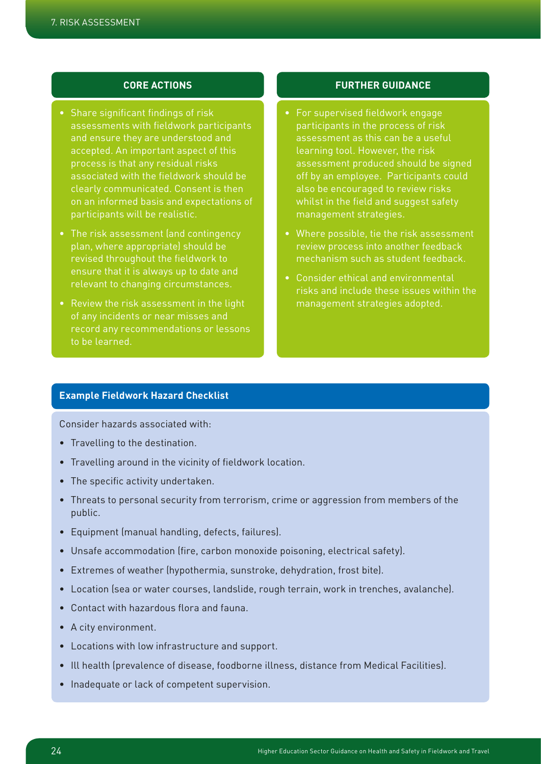### CORE ACTIONS

- Share significant findings of risk assessments with fieldwork participants and ensure they are understood and accepted. An important aspect of this process is that any residual risks associated with the fieldwork should be clearly communicated. Consent is then on an informed basis and expectations of participants will be realistic.
- The risk assessment (and contingency plan, where appropriate) should be revised throughout the fieldwork to ensure that it is always up to date and relevant to changing circumstances.
- Review the risk assessment in the light of any incidents or near misses and record any recommendations or lessons to be learned.

### FURTHER GUIDANCE

- For supervised fieldwork engage participants in the process of risk assessment as this can be a useful learning tool. However, the risk assessment produced should be signed off by an employee. Participants could also be encouraged to review risks whilst in the field and suggest safety management strategies.
- Where possible, tie the risk assessment review process into another feedback mechanism such as student feedback.
- Consider ethical and environmental risks and include these issues within the management strategies adopted.

### Example Fieldwork Hazard Checklist

Consider hazards associated with:

- Travelling to the destination.
- Travelling around in the vicinity of fieldwork location.
- The specific activity undertaken.
- Threats to personal security from terrorism, crime or aggression from members of the public.
- Equipment (manual handling, defects, failures).
- Unsafe accommodation (fire, carbon monoxide poisoning, electrical safety).
- Extremes of weather (hypothermia, sunstroke, dehydration, frost bite).
- Location (sea or water courses, landslide, rough terrain, work in trenches, avalanche).
- Contact with hazardous flora and fauna.
- A city environment.
- Locations with low infrastructure and support.
- Ill health (prevalence of disease, foodborne illness, distance from Medical Facilities).
- Inadequate or lack of competent supervision.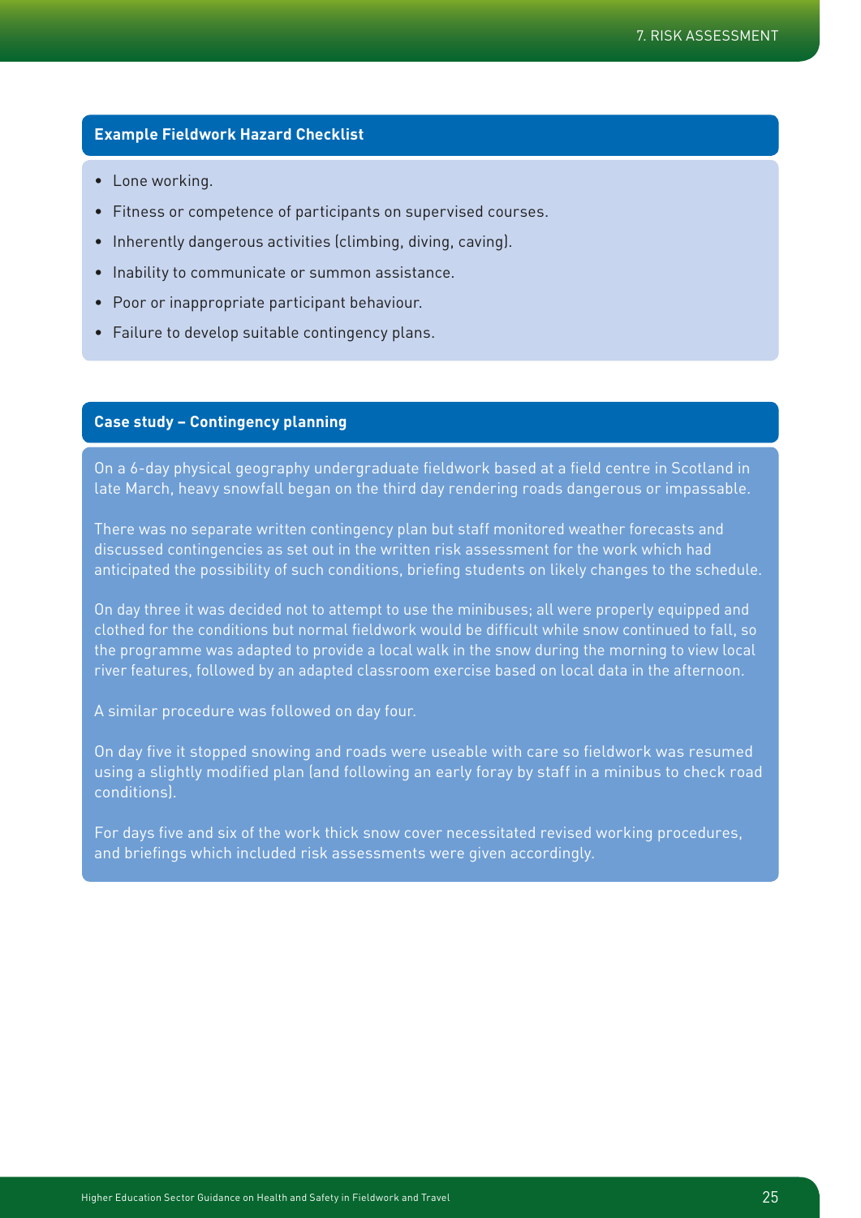### Example Fieldwork Hazard Checklist

- Lone working.
- Fitness or competence of participants on supervised courses.
- Inherently dangerous activities (climbing, diving, caving).
- Inability to communicate or summon assistance.
- Poor or inappropriate participant behaviour.
- Failure to develop suitable contingency plans.

### Case study – Contingency planning

On a 6-day physical geography undergraduate fieldwork based at a field centre in Scotland in late March, heavy snowfall began on the third day rendering roads dangerous or impassable.

There was no separate written contingency plan but staff monitored weather forecasts and discussed contingencies as set out in the written risk assessment for the work which had anticipated the possibility of such conditions, briefing students on likely changes to the schedule.

On day three it was decided not to attempt to use the minibuses; all were properly equipped and clothed for the conditions but normal fieldwork would be difficult while snow continued to fall, so the programme was adapted to provide a local walk in the snow during the morning to view local river features, followed by an adapted classroom exercise based on local data in the afternoon.

A similar procedure was followed on day four.

On day five it stopped snowing and roads were useable with care so fieldwork was resumed using a slightly modified plan (and following an early foray by staff in a minibus to check road conditions).

For days five and six of the work thick snow cover necessitated revised working procedures, and briefings which included risk assessments were given accordingly.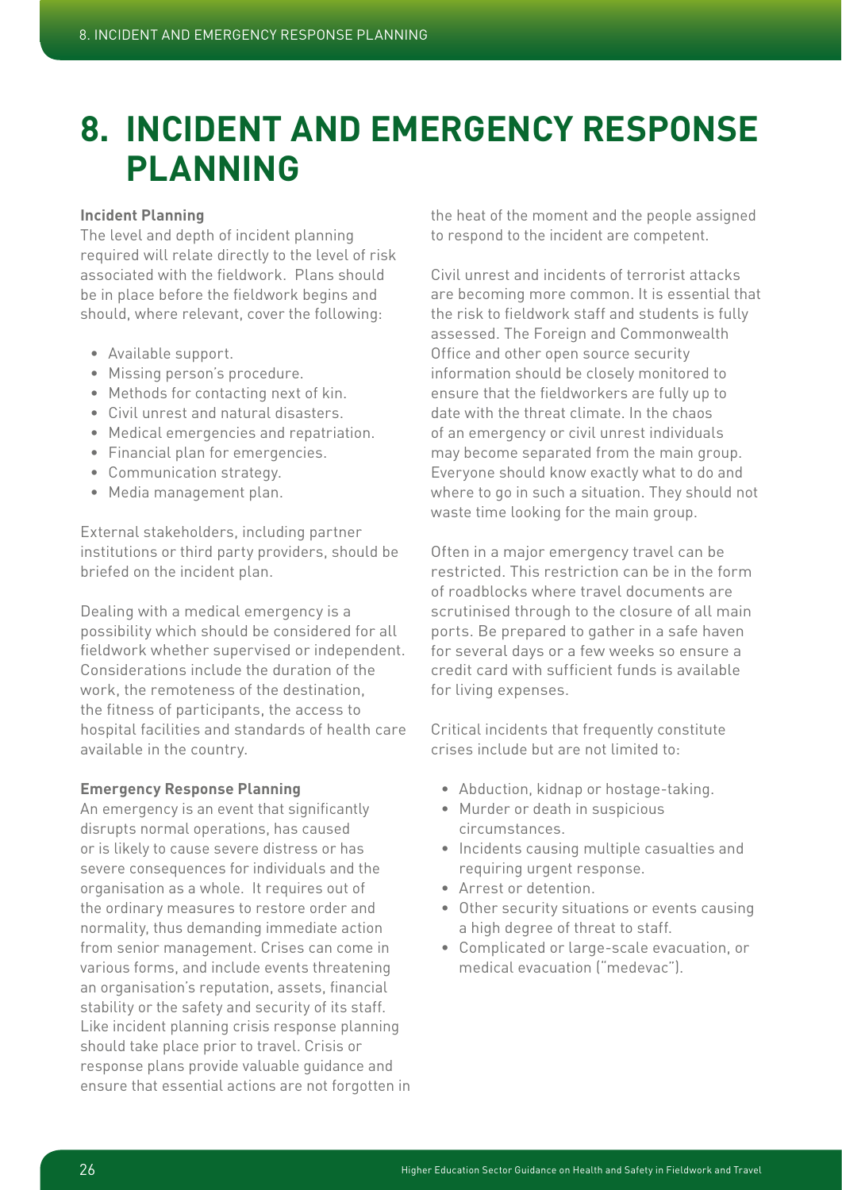# 8. INCIDENT AND EMERGENCY RESPONSE PLANNING

**Incident Planning**

The level and depth of incident planning required will relate directly to the level of risk associated with the fieldwork. Plans should be in place before the fieldwork begins and should, where relevant, cover the following:

- Available support.
- Missing person's procedure.
- Methods for contacting next of kin.
- Civil unrest and natural disasters.
- Medical emergencies and repatriation.
- Financial plan for emergencies.
- Communication strategy.
- Media management plan.

External stakeholders, including partner institutions or third party providers, should be briefed on the incident plan.

Dealing with a medical emergency is a possibility which should be considered for all fieldwork whether supervised or independent. Considerations include the duration of the work, the remoteness of the destination, the fitness of participants, the access to hospital facilities and standards of health care available in the country.

**Emergency Response Planning**

An emergency is an event that significantly disrupts normal operations, has caused or is likely to cause severe distress or has severe consequences for individuals and the organisation as a whole. It requires out of the ordinary measures to restore order and normality, thus demanding immediate action from senior management. Crises can come in various forms, and include events threatening an organisation's reputation, assets, financial stability or the safety and security of its staff. Like incident planning crisis response planning should take place prior to travel. Crisis or response plans provide valuable guidance and ensure that essential actions are not forgotten in the heat of the moment and the people assigned to respond to the incident are competent.

Civil unrest and incidents of terrorist attacks are becoming more common. It is essential that the risk to fieldwork staff and students is fully assessed. The Foreign and Commonwealth Office and other open source security information should be closely monitored to ensure that the fieldworkers are fully up to date with the threat climate. In the chaos of an emergency or civil unrest individuals may become separated from the main group. Everyone should know exactly what to do and where to go in such a situation. They should not waste time looking for the main group.

Often in a major emergency travel can be restricted. This restriction can be in the form of roadblocks where travel documents are scrutinised through to the closure of all main ports. Be prepared to gather in a safe haven for several days or a few weeks so ensure a credit card with sufficient funds is available for living expenses.

Critical incidents that frequently constitute crises include but are not limited to:

- Abduction, kidnap or hostage-taking.
- Murder or death in suspicious circumstances.
- Incidents causing multiple casualties and requiring urgent response.
- Arrest or detention.
- Other security situations or events causing a high degree of threat to staff.
- Complicated or large-scale evacuation, or medical evacuation ("medevac").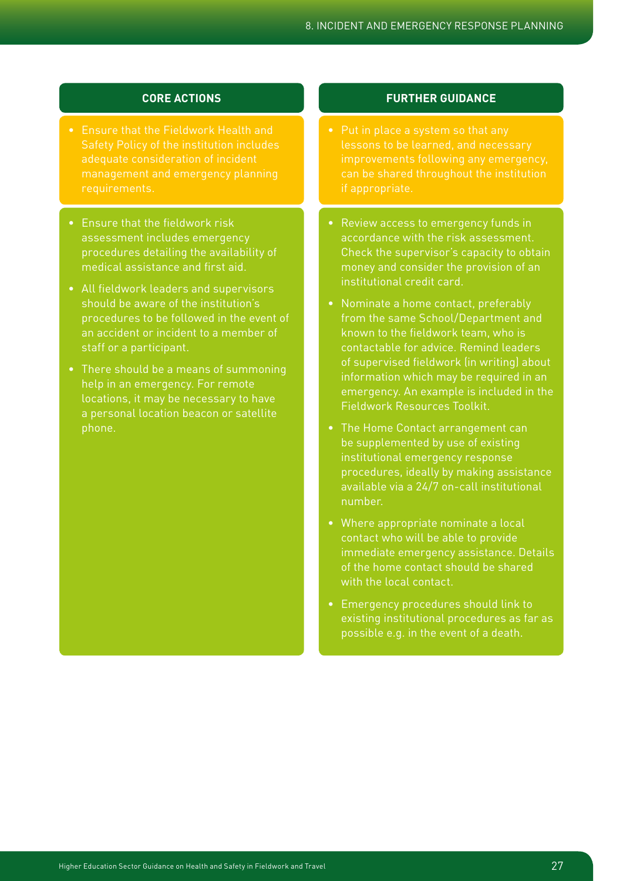### CORE ACTIONS

- Ensure that the Fieldwork Health and Safety Policy of the institution includes adequate consideration of incident management and emergency planning requirements.

- Ensure that the fieldwork risk assessment includes emergency procedures detailing the availability of medical assistance and first aid.
- All fieldwork leaders and supervisors should be aware of the institution's procedures to be followed in the event of an accident or incident to a member of staff or a participant.
- There should be a means of summoning help in an emergency. For remote locations, it may be necessary to have a personal location beacon or satellite phone.

### FURTHER GUIDANCE

- Put in place a system so that any lessons to be learned, and necessary improvements following any emergency, can be shared throughout the institution if appropriate.

- Review access to emergency funds in accordance with the risk assessment. Check the supervisor's capacity to obtain money and consider the provision of an institutional credit card.
- Nominate a home contact, preferably from the same School/Department and known to the fieldwork team, who is contactable for advice. Remind leaders of supervised fieldwork (in writing) about information which may be required in an emergency. An example is included in the Fieldwork Resources Toolkit.
- The Home Contact arrangement can be supplemented by use of existing institutional emergency response procedures, ideally by making assistance available via a 24/7 on-call institutional number.
- Where appropriate nominate a local contact who will be able to provide immediate emergency assistance. Details of the home contact should be shared with the local contact.
- Emergency procedures should link to existing institutional procedures as far as possible e.g. in the event of a death.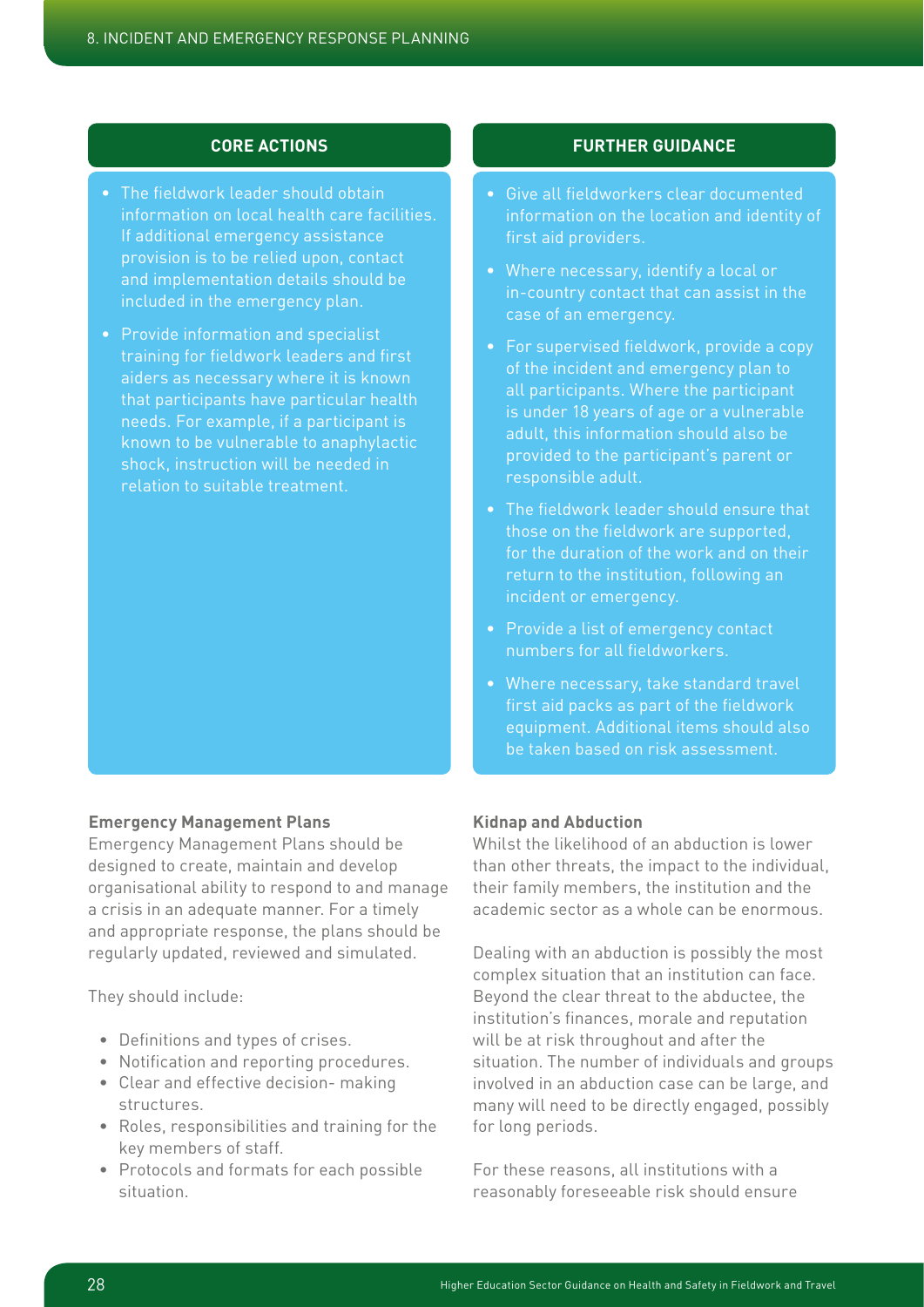### CORE ACTIONS

- The fieldwork leader should obtain information on local health care facilities. If additional emergency assistance provision is to be relied upon, contact and implementation details should be included in the emergency plan.
- Provide information and specialist training for fieldwork leaders and first aiders as necessary where it is known that participants have particular health needs. For example, if a participant is known to be vulnerable to anaphylactic shock, instruction will be needed in relation to suitable treatment.

### FURTHER GUIDANCE

- Give all fieldworkers clear documented information on the location and identity of first aid providers.
- Where necessary, identify a local or in-country contact that can assist in the case of an emergency.
- For supervised fieldwork, provide a copy of the incident and emergency plan to all participants. Where the participant is under 18 years of age or a vulnerable adult, this information should also be provided to the participant's parent or responsible adult.
- The fieldwork leader should ensure that those on the fieldwork are supported, for the duration of the work and on their return to the institution, following an incident or emergency.
- Provide a list of emergency contact numbers for all fieldworkers.
- Where necessary, take standard travel first aid packs as part of the fieldwork equipment. Additional items should also be taken based on risk assessment.

**Emergency Management Plans**

Emergency Management Plans should be designed to create, maintain and develop organisational ability to respond to and manage a crisis in an adequate manner. For a timely and appropriate response, the plans should be regularly updated, reviewed and simulated.

They should include:

- Definitions and types of crises.
- Notification and reporting procedures.
- Clear and effective decision- making structures.
- Roles, responsibilities and training for the key members of staff.
- Protocols and formats for each possible situation.

**Kidnap and Abduction**

Whilst the likelihood of an abduction is lower than other threats, the impact to the individual, their family members, the institution and the academic sector as a whole can be enormous.

Dealing with an abduction is possibly the most complex situation that an institution can face. Beyond the clear threat to the abductee, the institution's finances, morale and reputation will be at risk throughout and after the situation. The number of individuals and groups involved in an abduction case can be large, and many will need to be directly engaged, possibly for long periods.

For these reasons, all institutions with a reasonably foreseeable risk should ensure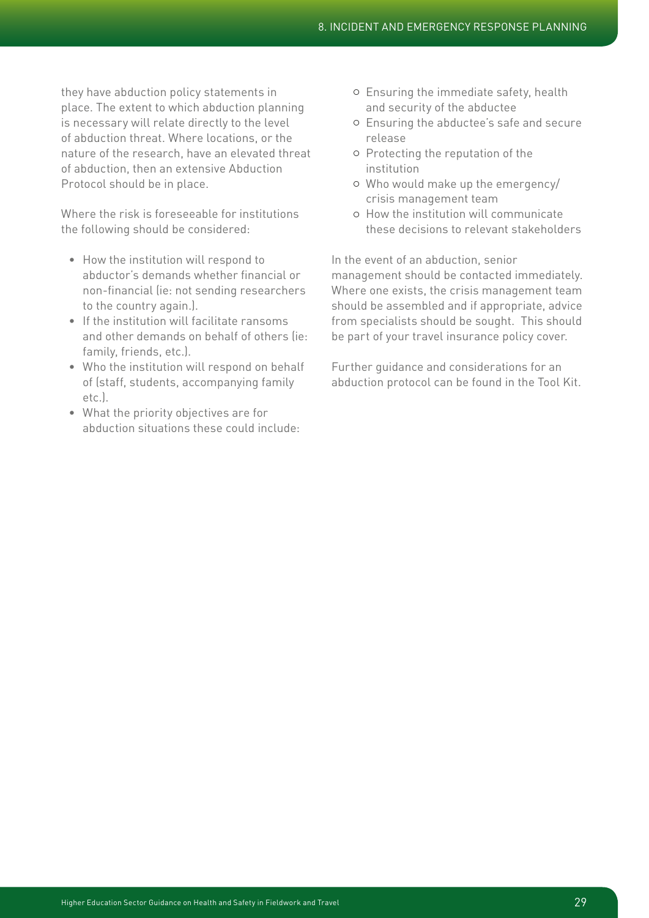they have abduction policy statements in place. The extent to which abduction planning is necessary will relate directly to the level of abduction threat. Where locations, or the nature of the research, have an elevated threat of abduction, then an extensive Abduction Protocol should be in place.

Where the risk is foreseeable for institutions the following should be considered:

- How the institution will respond to abductor's demands whether financial or non-financial (ie: not sending researchers to the country again.).
- If the institution will facilitate ransoms and other demands on behalf of others (ie: family, friends, etc.).
- Who the institution will respond on behalf of (staff, students, accompanying family etc.).
- What the priority objectives are for abduction situations these could include:
    - Ensuring the immediate safety, health and security of the abductee
    - Ensuring the abductee's safe and secure release
    - Protecting the reputation of the institution
    - Who would make up the emergency/crisis management team
    - How the institution will communicate these decisions to relevant stakeholders

In the event of an abduction, senior management should be contacted immediately. Where one exists, the crisis management team should be assembled and if appropriate, advice from specialists should be sought. This should be part of your travel insurance policy cover.

Further guidance and considerations for an abduction protocol can be found in the Tool Kit.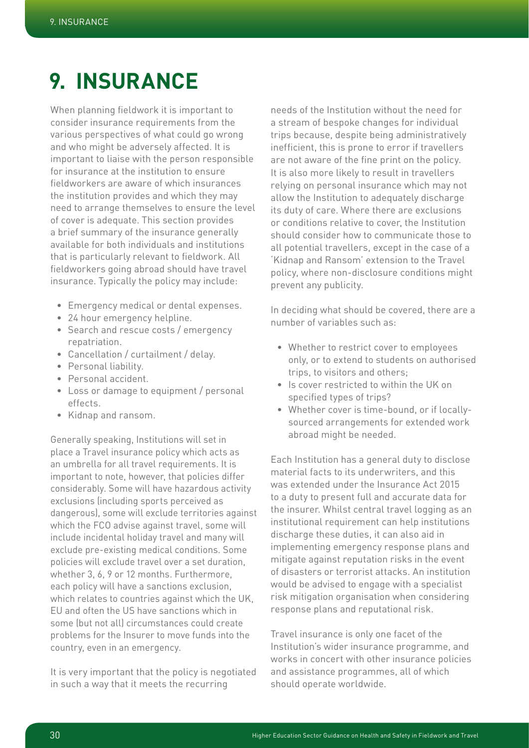# 9. INSURANCE

When planning fieldwork it is important to consider insurance requirements from the various perspectives of what could go wrong and who might be adversely affected. It is important to liaise with the person responsible for insurance at the institution to ensure fieldworkers are aware of which insurances the institution provides and which they may need to arrange themselves to ensure the level of cover is adequate. This section provides a brief summary of the insurance generally available for both individuals and institutions that is particularly relevant to fieldwork. All fieldworkers going abroad should have travel insurance. Typically the policy may include:

- Emergency medical or dental expenses.
- 24 hour emergency helpline.
- Search and rescue costs / emergency repatriation.
- Cancellation / curtailment / delay.
- Personal liability.
- Personal accident.
- Loss or damage to equipment / personal effects.
- Kidnap and ransom.

Generally speaking, Institutions will set in place a Travel insurance policy which acts as an umbrella for all travel requirements. It is important to note, however, that policies differ considerably. Some will have hazardous activity exclusions (including sports perceived as dangerous), some will exclude territories against which the FCO advise against travel, some will include incidental holiday travel and many will exclude pre-existing medical conditions. Some policies will exclude travel over a set duration, whether 3, 6, 9 or 12 months. Furthermore, each policy will have a sanctions exclusion, which relates to countries against which the UK, EU and often the US have sanctions which in some (but not all) circumstances could create problems for the Insurer to move funds into the country, even in an emergency.

It is very important that the policy is negotiated in such a way that it meets the recurring needs of the Institution without the need for a stream of bespoke changes for individual trips because, despite being administratively inefficient, this is prone to error if travellers are not aware of the fine print on the policy. It is also more likely to result in travellers relying on personal insurance which may not allow the Institution to adequately discharge its duty of care. Where there are exclusions or conditions relative to cover, the Institution should consider how to communicate those to all potential travellers, except in the case of a 'Kidnap and Ransom' extension to the Travel policy, where non-disclosure conditions might prevent any publicity.

In deciding what should be covered, there are a number of variables such as:

- Whether to restrict cover to employees only, or to extend to students on authorised trips, to visitors and others;
- Is cover restricted to within the UK on specified types of trips?
- Whether cover is time-bound, or if locally-sourced arrangements for extended work abroad might be needed.

Each Institution has a general duty to disclose material facts to its underwriters, and this was extended under the Insurance Act 2015 to a duty to present full and accurate data for the insurer. Whilst central travel logging as an institutional requirement can help institutions discharge these duties, it can also aid in implementing emergency response plans and mitigate against reputation risks in the event of disasters or terrorist attacks. An institution would be advised to engage with a specialist risk mitigation organisation when considering response plans and reputational risk.

Travel insurance is only one facet of the Institution's wider insurance programme, and works in concert with other insurance policies and assistance programmes, all of which should operate worldwide.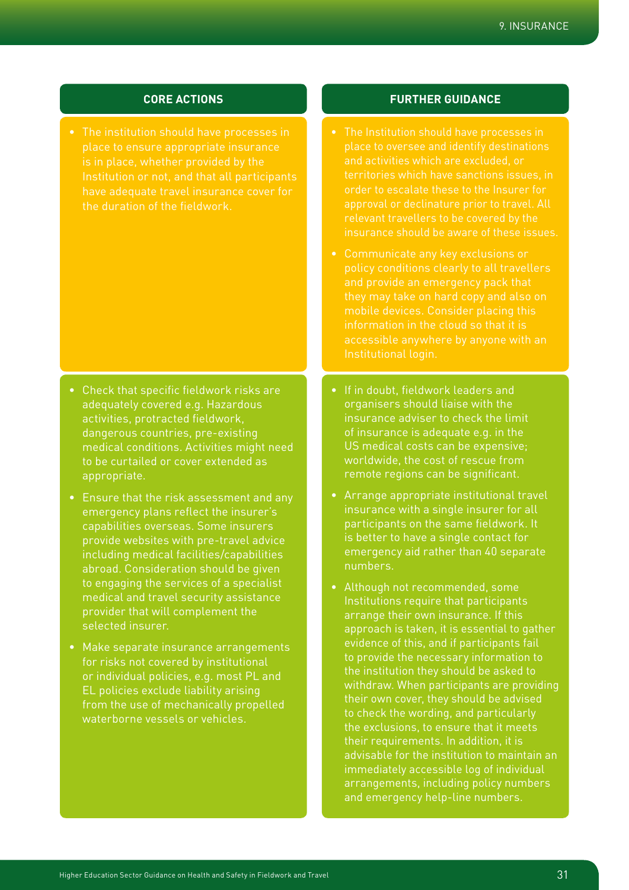| CORE ACTIONS | FURTHER GUIDANCE |
| --- | --- |
| • The institution should have processes in place to ensure appropriate insurance is in place, whether provided by the Institution or not, and that all participants have adequate travel insurance cover for the duration of the fieldwork. | • The Institution should have processes in place to oversee and identify destinations and activities which are excluded, or territories which have sanctions issues, in order to escalate these to the Insurer for approval or declinature prior to travel. All relevant travellers to be covered by the insurance should be aware of these issues.<br><br>• Communicate any key exclusions or policy conditions clearly to all travellers and provide an emergency pack that they may take on hard copy and also on mobile devices. Consider placing this information in the cloud so that it is accessible anywhere by anyone with an Institutional login. |
| • Check that specific fieldwork risks are adequately covered e.g. Hazardous activities, protracted fieldwork, dangerous countries, pre-existing medical conditions. Activities might need to be curtailed or cover extended as appropriate.<br><br>• Ensure that the risk assessment and any emergency plans reflect the insurer's capabilities overseas. Some insurers provide websites with pre-travel advice including medical facilities/capabilities abroad. Consideration should be given to engaging the services of a specialist medical and travel security assistance provider that will complement the selected insurer.<br><br>• Make separate insurance arrangements for risks not covered by institutional or individual policies, e.g. most PL and EL policies exclude liability arising from the use of mechanically propelled waterborne vessels or vehicles. | • If in doubt, fieldwork leaders and organisers should liaise with the insurance adviser to check the limit of insurance is adequate e.g. in the US medical costs can be expensive; worldwide, the cost of rescue from remote regions can be significant.<br><br>• Arrange appropriate institutional travel insurance with a single insurer for all participants on the same fieldwork. It is better to have a single contact for emergency aid rather than 40 separate numbers.<br><br>• Although not recommended, some Institutions require that participants arrange their own insurance. If this approach is taken, it is essential to gather evidence of this, and if participants fail to provide the necessary information to the institution they should be asked to withdraw. When participants are providing their own cover, they should be advised to check the wording, and particularly the exclusions, to ensure that it meets their requirements. In addition, it is advisable for the institution to maintain an immediately accessible log of individual arrangements, including policy numbers and emergency help-line numbers. |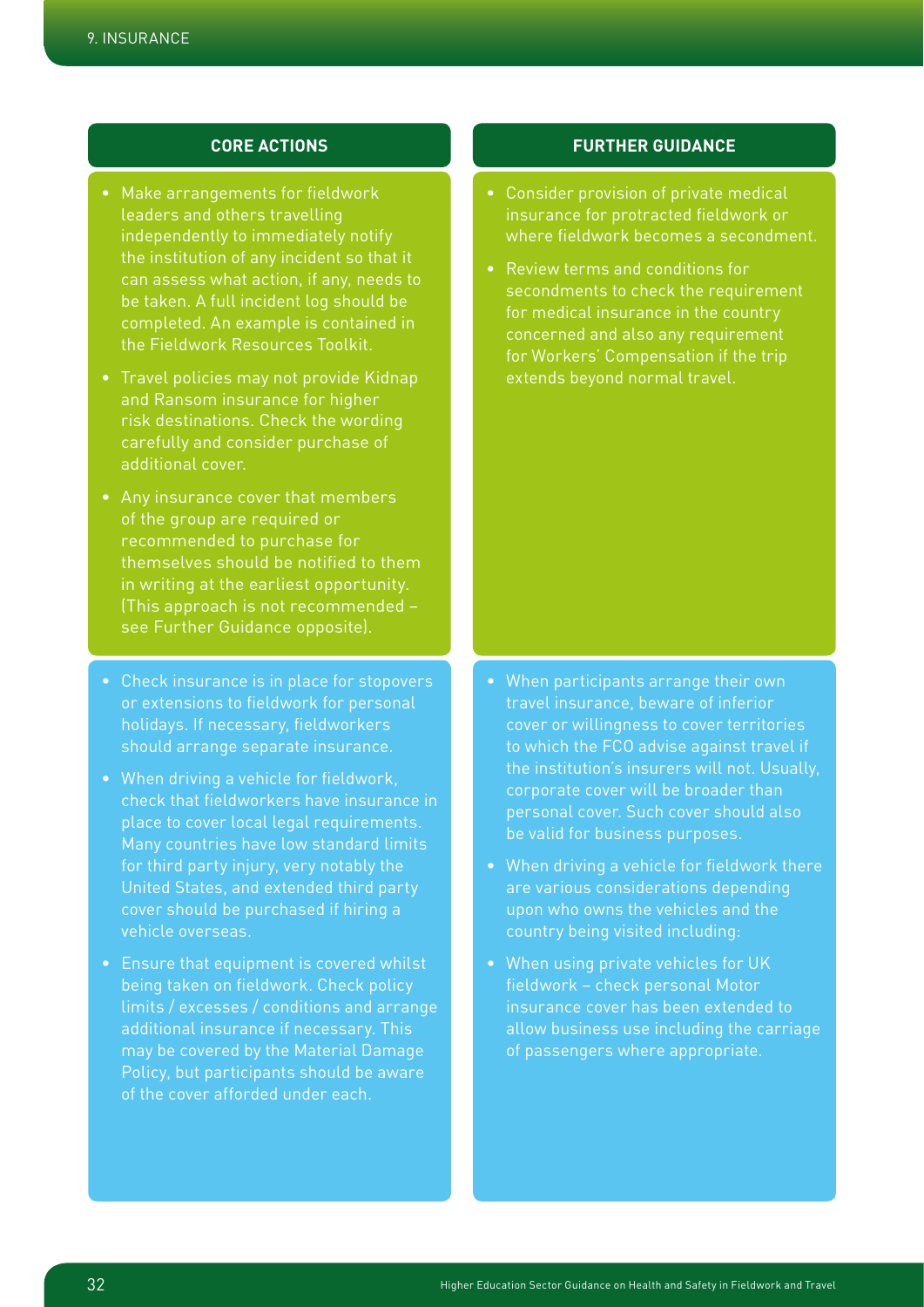| CORE ACTIONS | FURTHER GUIDANCE |
| --- | --- |
| • Make arrangements for fieldwork leaders and others travelling independently to immediately notify the institution of any incident so that it can assess what action, if any, needs to be taken. A full incident log should be completed. An example is contained in the Fieldwork Resources Toolkit.<br>• Travel policies may not provide Kidnap and Ransom insurance for higher risk destinations. Check the wording carefully and consider purchase of additional cover.<br>• Any insurance cover that members of the group are required or recommended to purchase for themselves should be notified to them in writing at the earliest opportunity. (This approach is not recommended – see Further Guidance opposite). | • Consider provision of private medical insurance for protracted fieldwork or where fieldwork becomes a secondment.<br>• Review terms and conditions for secondments to check the requirement for medical insurance in the country concerned and also any requirement for Workers' Compensation if the trip extends beyond normal travel. |
| • Check insurance is in place for stopovers or extensions to fieldwork for personal holidays. If necessary, fieldworkers should arrange separate insurance.<br>• When driving a vehicle for fieldwork, check that fieldworkers have insurance in place to cover local legal requirements. Many countries have low standard limits for third party injury, very notably the United States, and extended third party cover should be purchased if hiring a vehicle overseas.<br>• Ensure that equipment is covered whilst being taken on fieldwork. Check policy limits / excesses / conditions and arrange additional insurance if necessary. This may be covered by the Material Damage Policy, but participants should be aware of the cover afforded under each. | • When participants arrange their own travel insurance, beware of inferior cover or willingness to cover territories to which the FCO advise against travel if the institution's insurers will not. Usually, corporate cover will be broader than personal cover. Such cover should also be valid for business purposes.<br>• When driving a vehicle for fieldwork there are various considerations depending upon who owns the vehicles and the country being visited including:<br>• When using private vehicles for UK fieldwork – check personal Motor insurance cover has been extended to allow business use including the carriage of passengers where appropriate. |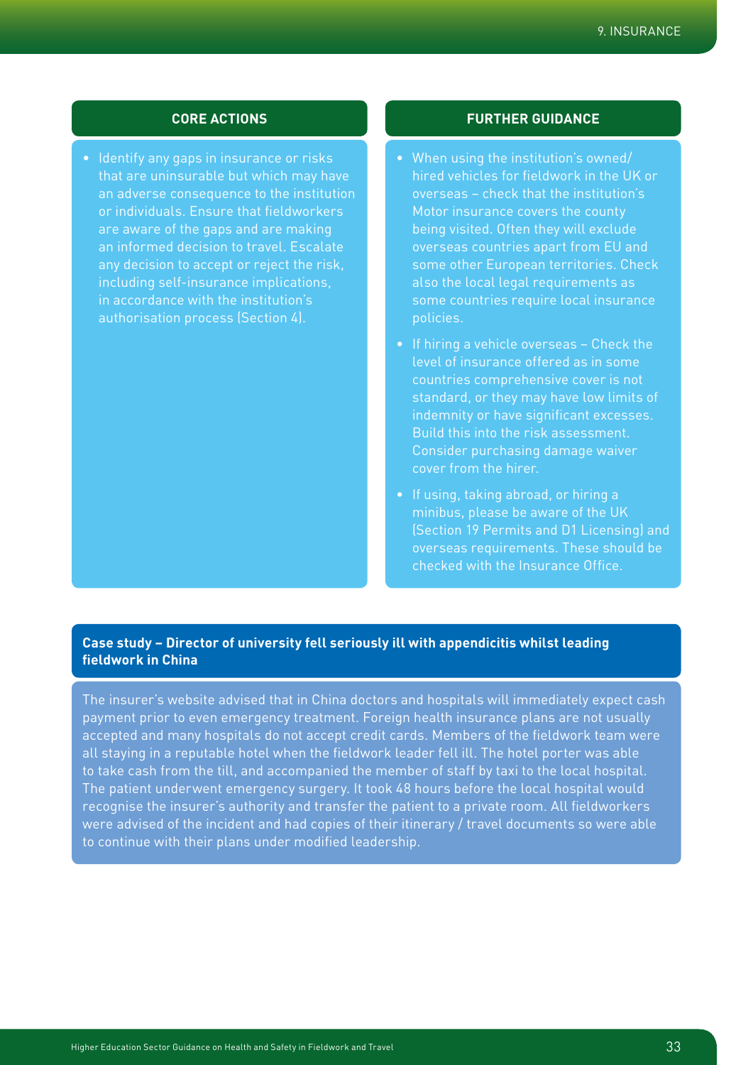## CORE ACTIONS

- Identify any gaps in insurance or risks that are uninsurable but which may have an adverse consequence to the institution or individuals. Ensure that fieldworkers are aware of the gaps and are making an informed decision to travel. Escalate any decision to accept or reject the risk, including self-insurance implications, in accordance with the institution's authorisation process (Section 4).

## FURTHER GUIDANCE

- When using the institution's owned/hired vehicles for fieldwork in the UK or overseas – check that the institution's Motor insurance covers the county being visited. Often they will exclude overseas countries apart from EU and some other European territories. Check also the local legal requirements as some countries require local insurance policies.
- If hiring a vehicle overseas – Check the level of insurance offered as in some countries comprehensive cover is not standard, or they may have low limits of indemnity or have significant excesses. Build this into the risk assessment. Consider purchasing damage waiver cover from the hirer.
- If using, taking abroad, or hiring a minibus, please be aware of the UK (Section 19 Permits and D1 Licensing) and overseas requirements. These should be checked with the Insurance Office.

### Case study – Director of university fell seriously ill with appendicitis whilst leading fieldwork in China

The insurer's website advised that in China doctors and hospitals will immediately expect cash payment prior to even emergency treatment. Foreign health insurance plans are not usually accepted and many hospitals do not accept credit cards. Members of the fieldwork team were all staying in a reputable hotel when the fieldwork leader fell ill. The hotel porter was able to take cash from the till, and accompanied the member of staff by taxi to the local hospital. The patient underwent emergency surgery. It took 48 hours before the local hospital would recognise the insurer's authority and transfer the patient to a private room. All fieldworkers were advised of the incident and had copies of their itinerary / travel documents so were able to continue with their plans under modified leadership.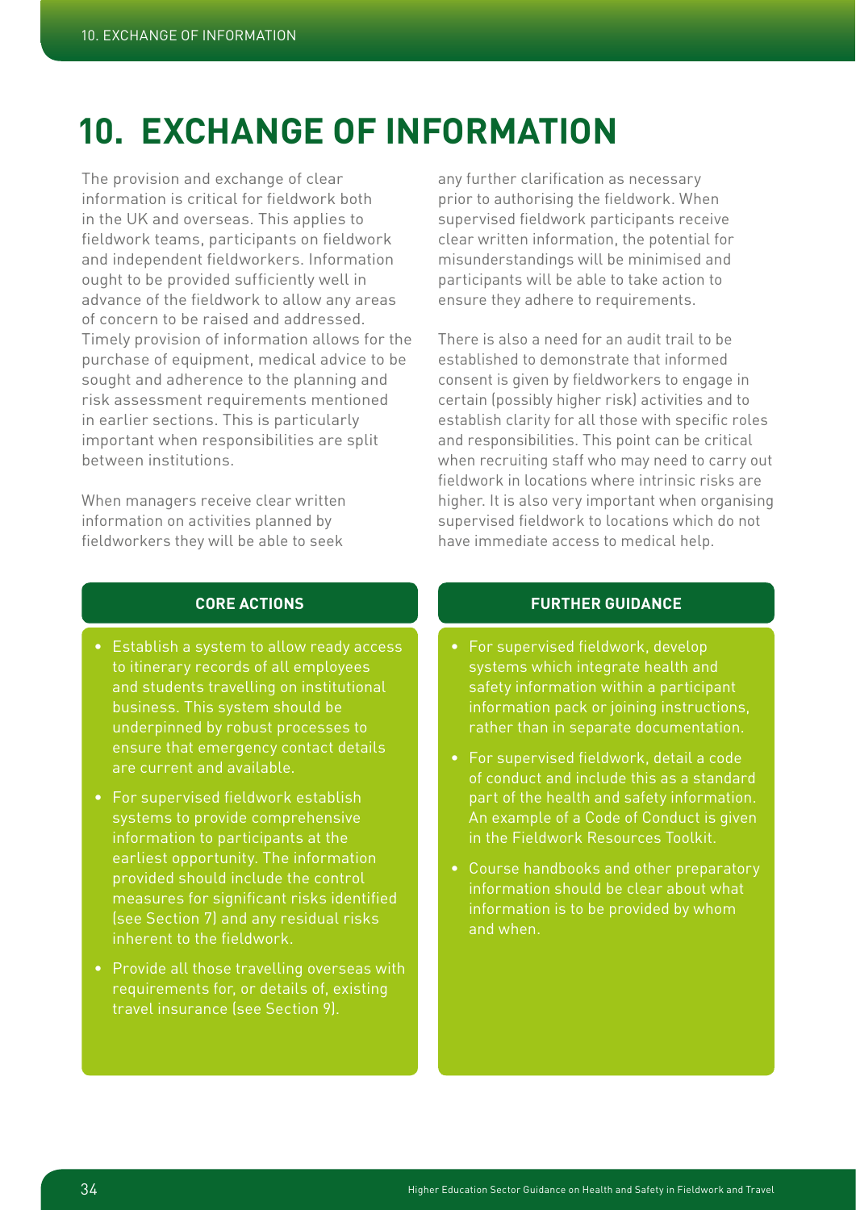# 10. EXCHANGE OF INFORMATION

The provision and exchange of clear information is critical for fieldwork both in the UK and overseas. This applies to fieldwork teams, participants on fieldwork and independent fieldworkers. Information ought to be provided sufficiently well in advance of the fieldwork to allow any areas of concern to be raised and addressed. Timely provision of information allows for the purchase of equipment, medical advice to be sought and adherence to the planning and risk assessment requirements mentioned in earlier sections. This is particularly important when responsibilities are split between institutions.

When managers receive clear written information on activities planned by fieldworkers they will be able to seek any further clarification as necessary prior to authorising the fieldwork. When supervised fieldwork participants receive clear written information, the potential for misunderstandings will be minimised and participants will be able to take action to ensure they adhere to requirements.

There is also a need for an audit trail to be established to demonstrate that informed consent is given by fieldworkers to engage in certain (possibly higher risk) activities and to establish clarity for all those with specific roles and responsibilities. This point can be critical when recruiting staff who may need to carry out fieldwork in locations where intrinsic risks are higher. It is also very important when organising supervised fieldwork to locations which do not have immediate access to medical help.

### CORE ACTIONS

- Establish a system to allow ready access to itinerary records of all employees and students travelling on institutional business. This system should be underpinned by robust processes to ensure that emergency contact details are current and available.
- For supervised fieldwork establish systems to provide comprehensive information to participants at the earliest opportunity. The information provided should include the control measures for significant risks identified (see Section 7) and any residual risks inherent to the fieldwork.
- Provide all those travelling overseas with requirements for, or details of, existing travel insurance (see Section 9).

### FURTHER GUIDANCE

- For supervised fieldwork, develop systems which integrate health and safety information within a participant information pack or joining instructions, rather than in separate documentation.
- For supervised fieldwork, detail a code of conduct and include this as a standard part of the health and safety information. An example of a Code of Conduct is given in the Fieldwork Resources Toolkit.
- Course handbooks and other preparatory information should be clear about what information is to be provided by whom and when.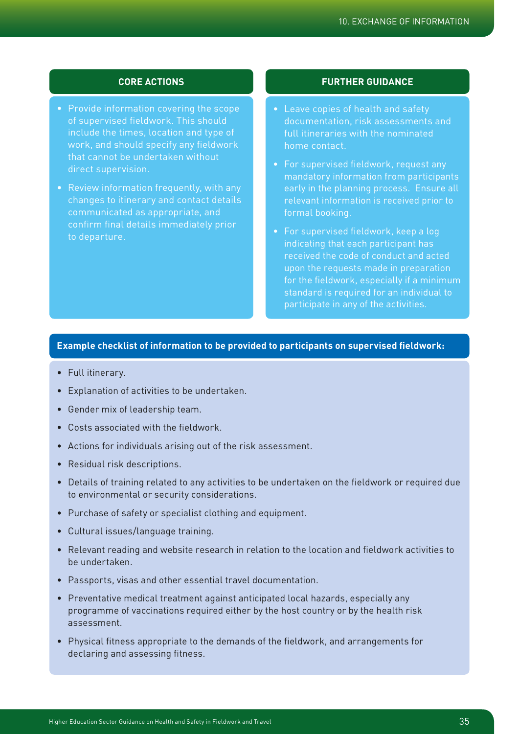### CORE ACTIONS

- Provide information covering the scope of supervised fieldwork. This should include the times, location and type of work, and should specify any fieldwork that cannot be undertaken without direct supervision.
- Review information frequently, with any changes to itinerary and contact details communicated as appropriate, and confirm final details immediately prior to departure.

### FURTHER GUIDANCE

- Leave copies of health and safety documentation, risk assessments and full itineraries with the nominated home contact.
- For supervised fieldwork, request any mandatory information from participants early in the planning process. Ensure all relevant information is received prior to formal booking.
- For supervised fieldwork, keep a log indicating that each participant has received the code of conduct and acted upon the requests made in preparation for the fieldwork, especially if a minimum standard is required for an individual to participate in any of the activities.

**Example checklist of information to be provided to participants on supervised fieldwork:**

- Full itinerary.
- Explanation of activities to be undertaken.
- Gender mix of leadership team.
- Costs associated with the fieldwork.
- Actions for individuals arising out of the risk assessment.
- Residual risk descriptions.
- Details of training related to any activities to be undertaken on the fieldwork or required due to environmental or security considerations.
- Purchase of safety or specialist clothing and equipment.
- Cultural issues/language training.
- Relevant reading and website research in relation to the location and fieldwork activities to be undertaken.
- Passports, visas and other essential travel documentation.
- Preventative medical treatment against anticipated local hazards, especially any programme of vaccinations required either by the host country or by the health risk assessment.
- Physical fitness appropriate to the demands of the fieldwork, and arrangements for declaring and assessing fitness.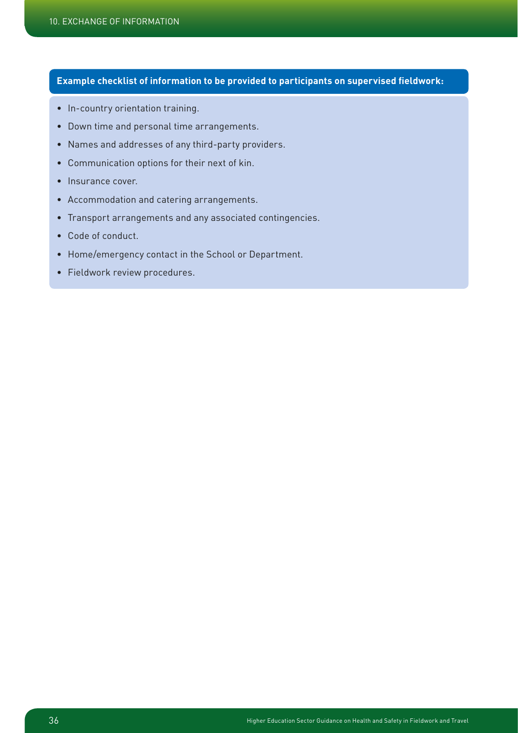**Example checklist of information to be provided to participants on supervised fieldwork:**

- In-country orientation training.
- Down time and personal time arrangements.
- Names and addresses of any third-party providers.
- Communication options for their next of kin.
- Insurance cover.
- Accommodation and catering arrangements.
- Transport arrangements and any associated contingencies.
- Code of conduct.
- Home/emergency contact in the School or Department.
- Fieldwork review procedures.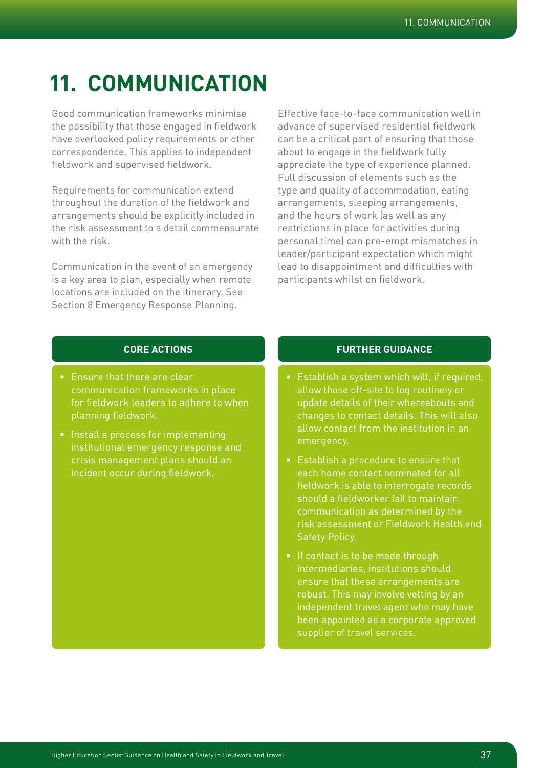# 11. COMMUNICATION

Good communication frameworks minimise the possibility that those engaged in fieldwork have overlooked policy requirements or other correspondence. This applies to independent fieldwork and supervised fieldwork.

Requirements for communication extend throughout the duration of the fieldwork and arrangements should be explicitly included in the risk assessment to a detail commensurate with the risk.

Communication in the event of an emergency is a key area to plan, especially when remote locations are included on the itinerary. See Section 8 Emergency Response Planning.

Effective face-to-face communication well in advance of supervised residential fieldwork can be a critical part of ensuring that those about to engage in the fieldwork fully appreciate the type of experience planned. Full discussion of elements such as the type and quality of accommodation, eating arrangements, sleeping arrangements, and the hours of work (as well as any restrictions in place for activities during personal time) can pre-empt mismatches in leader/participant expectation which might lead to disappointment and difficulties with participants whilst on fieldwork.

## CORE ACTIONS

- Ensure that there are clear communication frameworks in place for fieldwork leaders to adhere to when planning fieldwork.
- Install a process for implementing institutional emergency response and crisis management plans should an incident occur during fieldwork.

## FURTHER GUIDANCE

- Establish a system which will, if required, allow those off-site to log routinely or update details of their whereabouts and changes to contact details. This will also allow contact from the institution in an emergency.
- Establish a procedure to ensure that each home contact nominated for all fieldwork is able to interrogate records should a fieldworker fail to maintain communication as determined by the risk assessment or Fieldwork Health and Safety Policy.
- If contact is to be made through intermediaries, institutions should ensure that these arrangements are robust. This may involve vetting by an independent travel agent who may have been appointed as a corporate approved supplier of travel services.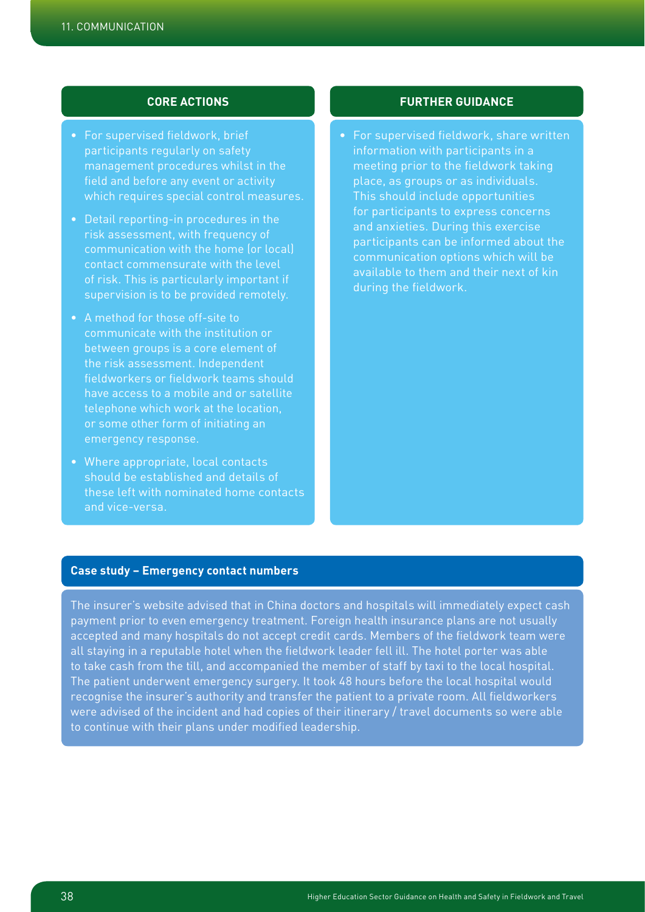### CORE ACTIONS

- For supervised fieldwork, brief participants regularly on safety management procedures whilst in the field and before any event or activity which requires special control measures.
- Detail reporting-in procedures in the risk assessment, with frequency of communication with the home (or local) contact commensurate with the level of risk. This is particularly important if supervision is to be provided remotely.
- A method for those off-site to communicate with the institution or between groups is a core element of the risk assessment. Independent fieldworkers or fieldwork teams should have access to a mobile and or satellite telephone which work at the location, or some other form of initiating an emergency response.
- Where appropriate, local contacts should be established and details of these left with nominated home contacts and vice-versa.

### FURTHER GUIDANCE

- For supervised fieldwork, share written information with participants in a meeting prior to the fieldwork taking place, as groups or as individuals. This should include opportunities for participants to express concerns and anxieties. During this exercise participants can be informed about the communication options which will be available to them and their next of kin during the fieldwork.

#### Case study – Emergency contact numbers

The insurer's website advised that in China doctors and hospitals will immediately expect cash payment prior to even emergency treatment. Foreign health insurance plans are not usually accepted and many hospitals do not accept credit cards. Members of the fieldwork team were all staying in a reputable hotel when the fieldwork leader fell ill. The hotel porter was able to take cash from the till, and accompanied the member of staff by taxi to the local hospital. The patient underwent emergency surgery. It took 48 hours before the local hospital would recognise the insurer's authority and transfer the patient to a private room. All fieldworkers were advised of the incident and had copies of their itinerary / travel documents so were able to continue with their plans under modified leadership.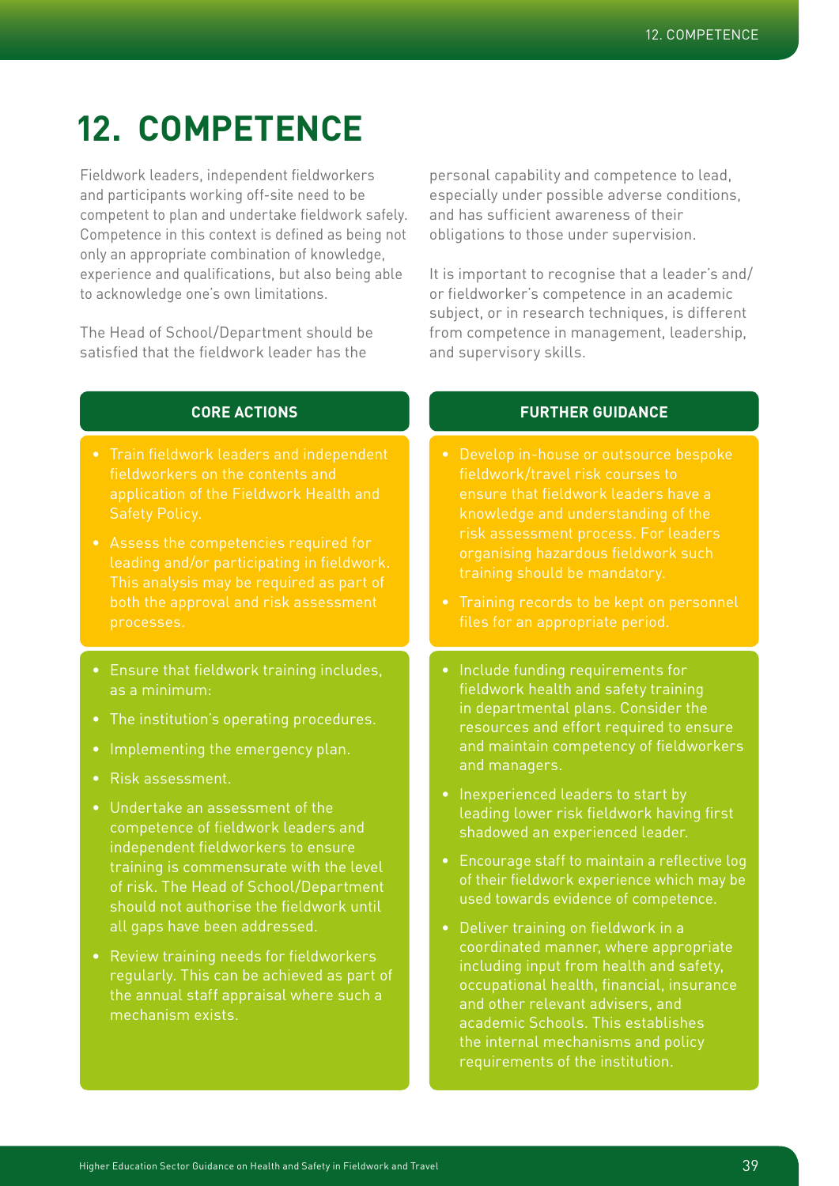# 12. COMPETENCE

Fieldwork leaders, independent fieldworkers and participants working off-site need to be competent to plan and undertake fieldwork safely. Competence in this context is defined as being not only an appropriate combination of knowledge, experience and qualifications, but also being able to acknowledge one's own limitations.

The Head of School/Department should be satisfied that the fieldwork leader has the personal capability and competence to lead, especially under possible adverse conditions, and has sufficient awareness of their obligations to those under supervision.

It is important to recognise that a leader's and/or fieldworker's competence in an academic subject, or in research techniques, is different from competence in management, leadership, and supervisory skills.

## CORE ACTIONS

- Train fieldwork leaders and independent fieldworkers on the contents and application of the Fieldwork Health and Safety Policy.
- Assess the competencies required for leading and/or participating in fieldwork. This analysis may be required as part of both the approval and risk assessment processes.

- Ensure that fieldwork training includes, as a minimum:
- The institution's operating procedures.
- Implementing the emergency plan.
- Risk assessment.
- Undertake an assessment of the competence of fieldwork leaders and independent fieldworkers to ensure training is commensurate with the level of risk. The Head of School/Department should not authorise the fieldwork until all gaps have been addressed.
- Review training needs for fieldworkers regularly. This can be achieved as part of the annual staff appraisal where such a mechanism exists.

## FURTHER GUIDANCE

- Develop in-house or outsource bespoke fieldwork/travel risk courses to ensure that fieldwork leaders have a knowledge and understanding of the risk assessment process. For leaders organising hazardous fieldwork such training should be mandatory.
- Training records to be kept on personnel files for an appropriate period.

- Include funding requirements for fieldwork health and safety training in departmental plans. Consider the resources and effort required to ensure and maintain competency of fieldworkers and managers.
- Inexperienced leaders to start by leading lower risk fieldwork having first shadowed an experienced leader.
- Encourage staff to maintain a reflective log of their fieldwork experience which may be used towards evidence of competence.
- Deliver training on fieldwork in a coordinated manner, where appropriate including input from health and safety, occupational health, financial, insurance and other relevant advisers, and academic Schools. This establishes the internal mechanisms and policy requirements of the institution.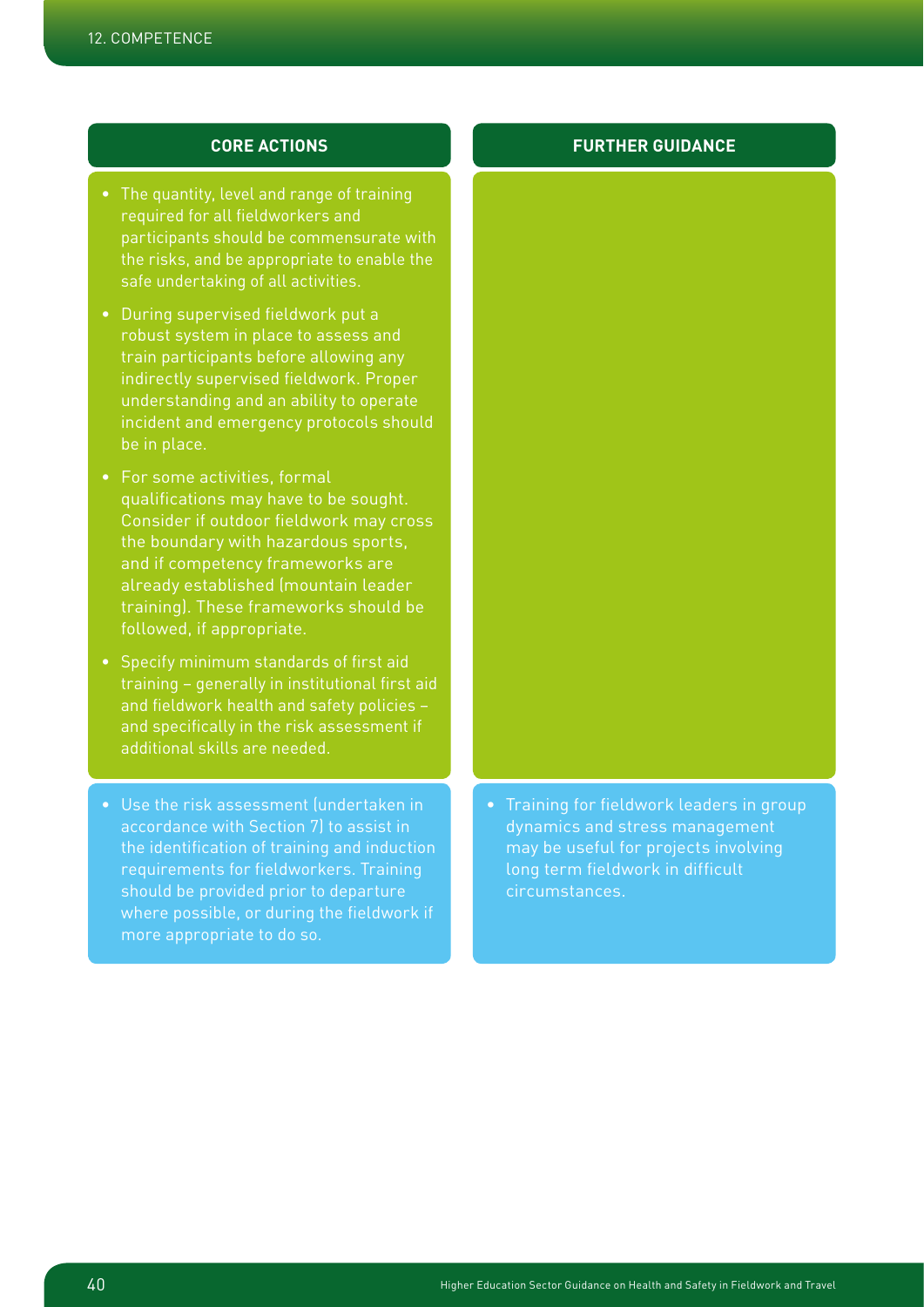| CORE ACTIONS | FURTHER GUIDANCE |
|---|---|
| • The quantity, level and range of training required for all fieldworkers and participants should be commensurate with the risks, and be appropriate to enable the safe undertaking of all activities.<br>• During supervised fieldwork put a robust system in place to assess and train participants before allowing any indirectly supervised fieldwork. Proper understanding and an ability to operate incident and emergency protocols should be in place.<br>• For some activities, formal qualifications may have to be sought. Consider if outdoor fieldwork may cross the boundary with hazardous sports, and if competency frameworks are already established (mountain leader training). These frameworks should be followed, if appropriate.<br>• Specify minimum standards of first aid training – generally in institutional first aid and fieldwork health and safety policies – and specifically in the risk assessment if additional skills are needed. | |
| • Use the risk assessment (undertaken in accordance with Section 7) to assist in the identification of training and induction requirements for fieldworkers. Training should be provided prior to departure where possible, or during the fieldwork if more appropriate to do so. | • Training for fieldwork leaders in group dynamics and stress management may be useful for projects involving long term fieldwork in difficult circumstances. |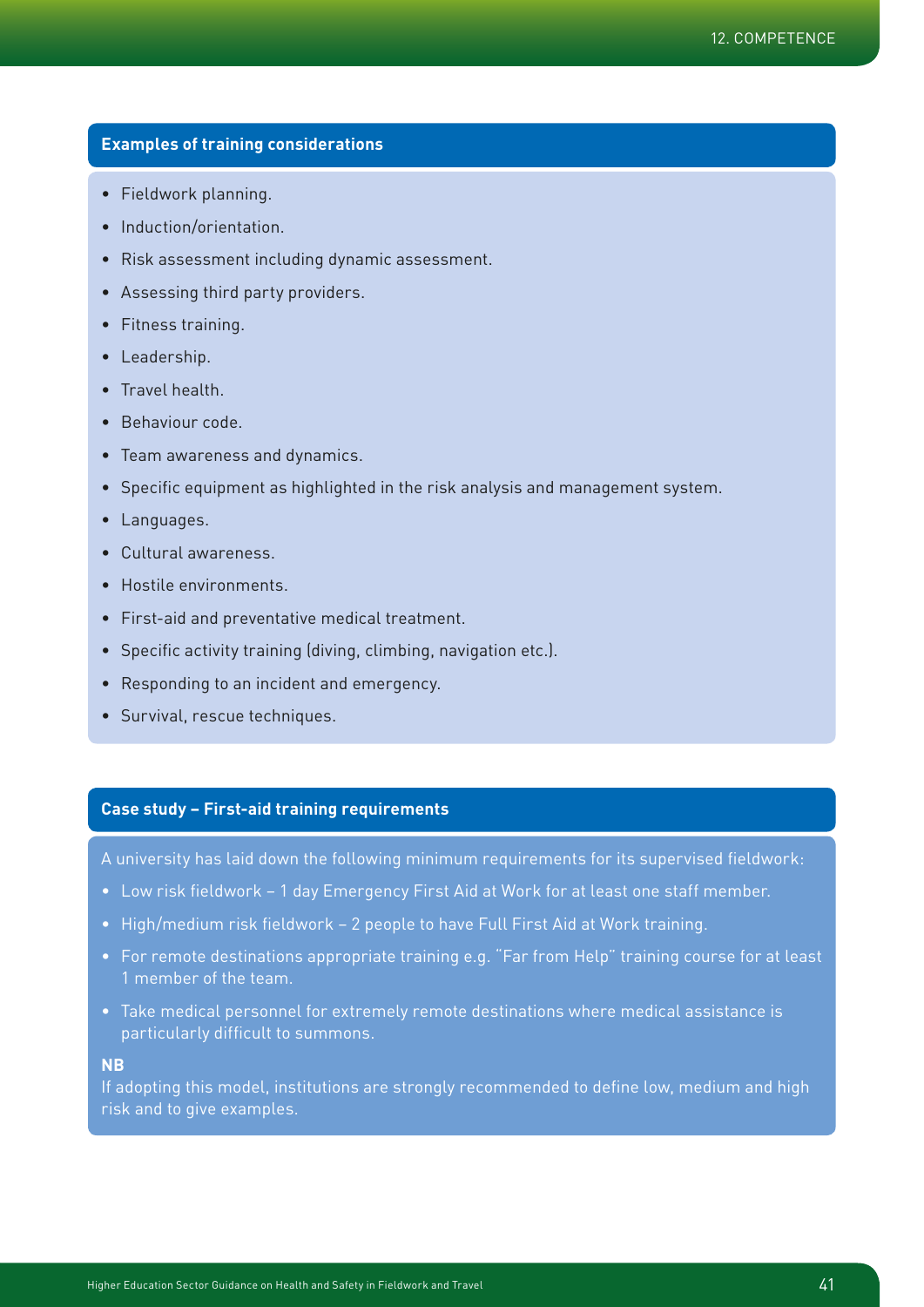### Examples of training considerations

- Fieldwork planning.
- Induction/orientation.
- Risk assessment including dynamic assessment.
- Assessing third party providers.
- Fitness training.
- Leadership.
- Travel health.
- Behaviour code.
- Team awareness and dynamics.
- Specific equipment as highlighted in the risk analysis and management system.
- Languages.
- Cultural awareness.
- Hostile environments.
- First-aid and preventative medical treatment.
- Specific activity training (diving, climbing, navigation etc.).
- Responding to an incident and emergency.
- Survival, rescue techniques.

### Case study – First-aid training requirements

A university has laid down the following minimum requirements for its supervised fieldwork:

- Low risk fieldwork – 1 day Emergency First Aid at Work for at least one staff member.
- High/medium risk fieldwork – 2 people to have Full First Aid at Work training.
- For remote destinations appropriate training e.g. "Far from Help" training course for at least 1 member of the team.
- Take medical personnel for extremely remote destinations where medical assistance is particularly difficult to summons.

**NB**

If adopting this model, institutions are strongly recommended to define low, medium and high risk and to give examples.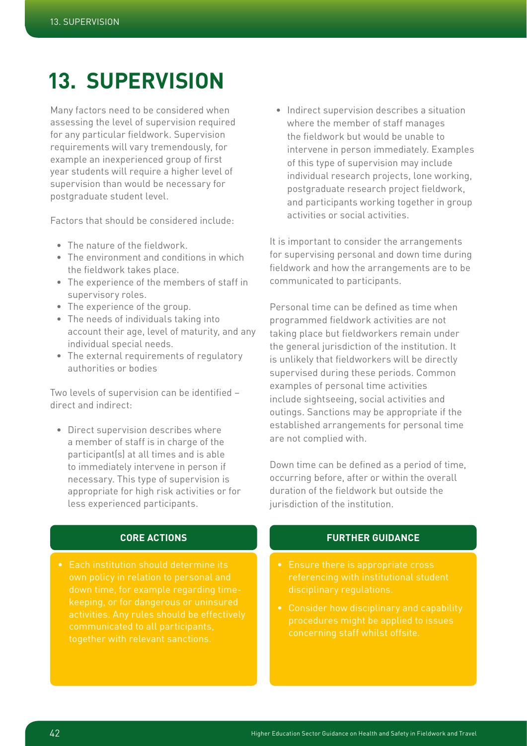# 13. SUPERVISION

Many factors need to be considered when assessing the level of supervision required for any particular fieldwork. Supervision requirements will vary tremendously, for example an inexperienced group of first year students will require a higher level of supervision than would be necessary for postgraduate student level.

Factors that should be considered include:

- The nature of the fieldwork.
- The environment and conditions in which the fieldwork takes place.
- The experience of the members of staff in supervisory roles.
- The experience of the group.
- The needs of individuals taking into account their age, level of maturity, and any individual special needs.
- The external requirements of regulatory authorities or bodies

Two levels of supervision can be identified – direct and indirect:

- Direct supervision describes where a member of staff is in charge of the participant(s) at all times and is able to immediately intervene in person if necessary. This type of supervision is appropriate for high risk activities or for less experienced participants.
- Indirect supervision describes a situation where the member of staff manages the fieldwork but would be unable to intervene in person immediately. Examples of this type of supervision may include individual research projects, lone working, postgraduate research project fieldwork, and participants working together in group activities or social activities.

It is important to consider the arrangements for supervising personal and down time during fieldwork and how the arrangements are to be communicated to participants.

Personal time can be defined as time when programmed fieldwork activities are not taking place but fieldworkers remain under the general jurisdiction of the institution. It is unlikely that fieldworkers will be directly supervised during these periods. Common examples of personal time activities include sightseeing, social activities and outings. Sanctions may be appropriate if the established arrangements for personal time are not complied with.

Down time can be defined as a period of time, occurring before, after or within the overall duration of the fieldwork but outside the jurisdiction of the institution.

### CORE ACTIONS

- Each institution should determine its own policy in relation to personal and down time, for example regarding time-keeping, or for dangerous or uninsured activities. Any rules should be effectively communicated to all participants, together with relevant sanctions.

### FURTHER GUIDANCE

- Ensure there is appropriate cross referencing with institutional student disciplinary regulations.
- Consider how disciplinary and capability procedures might be applied to issues concerning staff whilst offsite.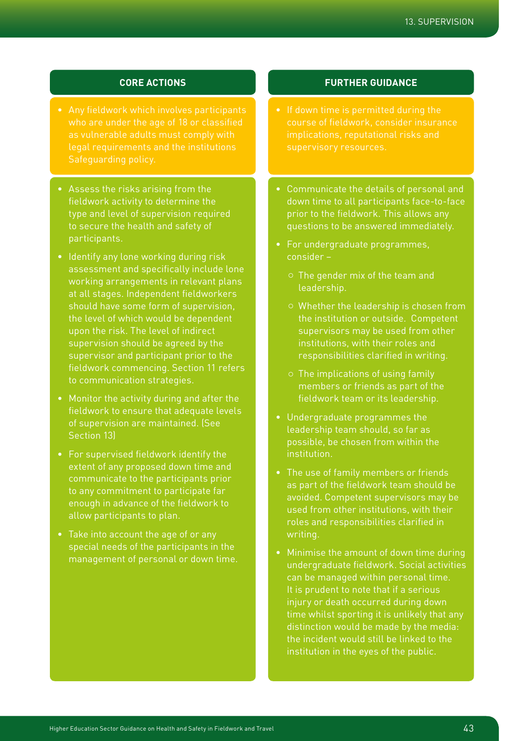### CORE ACTIONS

- Any fieldwork which involves participants who are under the age of 18 or classified as vulnerable adults must comply with legal requirements and the institutions Safeguarding policy.

- Assess the risks arising from the fieldwork activity to determine the type and level of supervision required to secure the health and safety of participants.
- Identify any lone working during risk assessment and specifically include lone working arrangements in relevant plans at all stages. Independent fieldworkers should have some form of supervision, the level of which would be dependent upon the risk. The level of indirect supervision should be agreed by the supervisor and participant prior to the fieldwork commencing. Section 11 refers to communication strategies.
- Monitor the activity during and after the fieldwork to ensure that adequate levels of supervision are maintained. (See Section 13)
- For supervised fieldwork identify the extent of any proposed down time and communicate to the participants prior to any commitment to participate far enough in advance of the fieldwork to allow participants to plan.
- Take into account the age of or any special needs of the participants in the management of personal or down time.

### FURTHER GUIDANCE

- If down time is permitted during the course of fieldwork, consider insurance implications, reputational risks and supervisory resources.

- Communicate the details of personal and down time to all participants face-to-face prior to the fieldwork. This allows any questions to be answered immediately.
- For undergraduate programmes, consider –
  - The gender mix of the team and leadership.
  - Whether the leadership is chosen from the institution or outside. Competent supervisors may be used from other institutions, with their roles and responsibilities clarified in writing.
  - The implications of using family members or friends as part of the fieldwork team or its leadership.
- Undergraduate programmes the leadership team should, so far as possible, be chosen from within the institution.
- The use of family members or friends as part of the fieldwork team should be avoided. Competent supervisors may be used from other institutions, with their roles and responsibilities clarified in writing.
- Minimise the amount of down time during undergraduate fieldwork. Social activities can be managed within personal time. It is prudent to note that if a serious injury or death occurred during down time whilst sporting it is unlikely that any distinction would be made by the media: the incident would still be linked to the institution in the eyes of the public.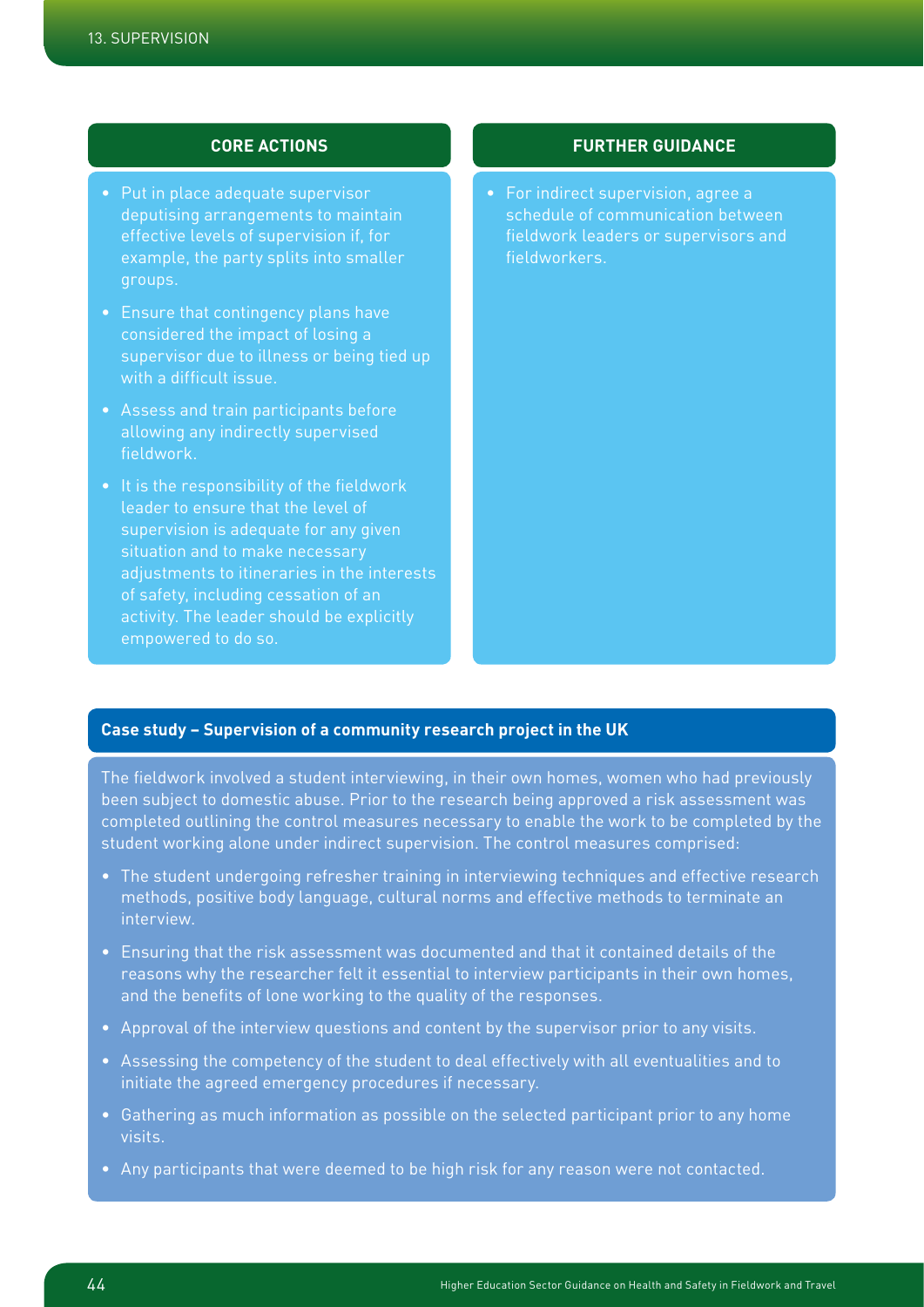### CORE ACTIONS

- Put in place adequate supervisor deputising arrangements to maintain effective levels of supervision if, for example, the party splits into smaller groups.
- Ensure that contingency plans have considered the impact of losing a supervisor due to illness or being tied up with a difficult issue.
- Assess and train participants before allowing any indirectly supervised fieldwork.
- It is the responsibility of the fieldwork leader to ensure that the level of supervision is adequate for any given situation and to make necessary adjustments to itineraries in the interests of safety, including cessation of an activity. The leader should be explicitly empowered to do so.

### FURTHER GUIDANCE

- For indirect supervision, agree a schedule of communication between fieldwork leaders or supervisors and fieldworkers.

### Case study – Supervision of a community research project in the UK

The fieldwork involved a student interviewing, in their own homes, women who had previously been subject to domestic abuse. Prior to the research being approved a risk assessment was completed outlining the control measures necessary to enable the work to be completed by the student working alone under indirect supervision. The control measures comprised:

- The student undergoing refresher training in interviewing techniques and effective research methods, positive body language, cultural norms and effective methods to terminate an interview.
- Ensuring that the risk assessment was documented and that it contained details of the reasons why the researcher felt it essential to interview participants in their own homes, and the benefits of lone working to the quality of the responses.
- Approval of the interview questions and content by the supervisor prior to any visits.
- Assessing the competency of the student to deal effectively with all eventualities and to initiate the agreed emergency procedures if necessary.
- Gathering as much information as possible on the selected participant prior to any home visits.
- Any participants that were deemed to be high risk for any reason were not contacted.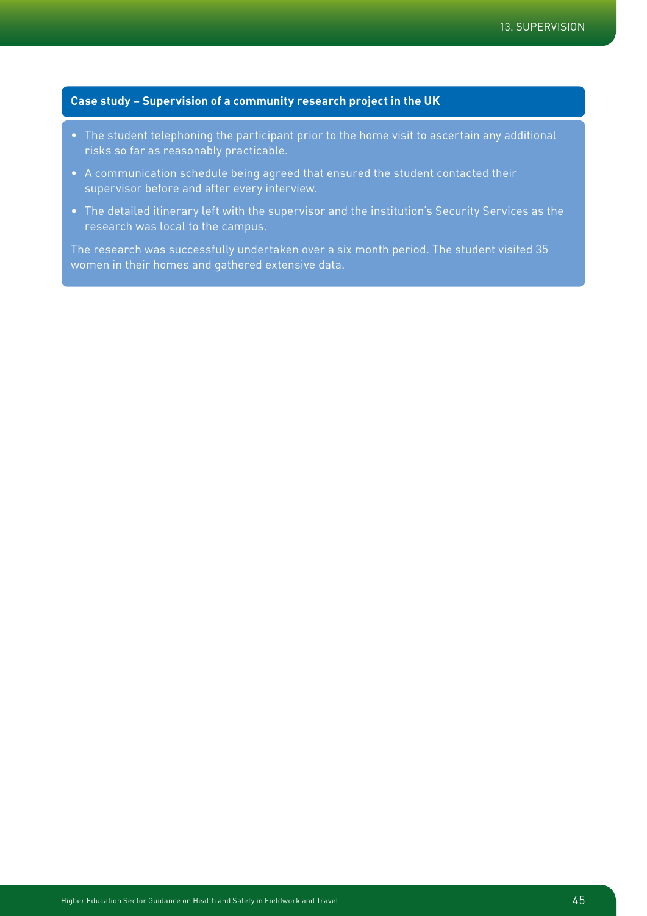**Case study – Supervision of a community research project in the UK**

- The student telephoning the participant prior to the home visit to ascertain any additional risks so far as reasonably practicable.
- A communication schedule being agreed that ensured the student contacted their supervisor before and after every interview.
- The detailed itinerary left with the supervisor and the institution's Security Services as the research was local to the campus.

The research was successfully undertaken over a six month period. The student visited 35 women in their homes and gathered extensive data.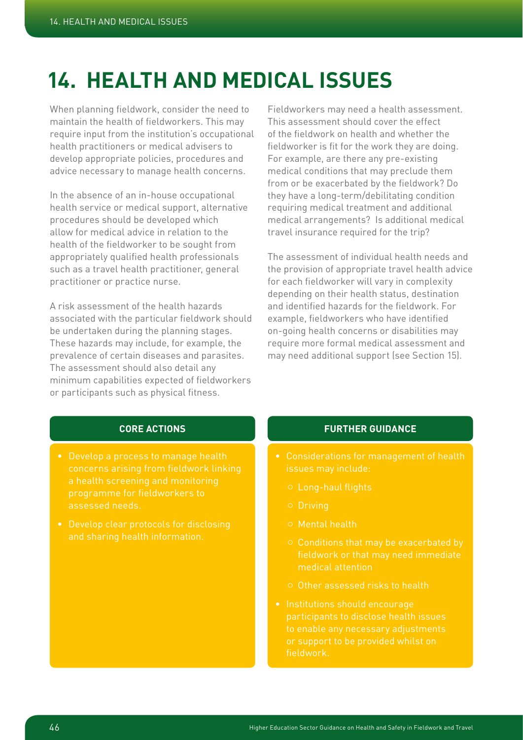# 14. HEALTH AND MEDICAL ISSUES

When planning fieldwork, consider the need to maintain the health of fieldworkers. This may require input from the institution's occupational health practitioners or medical advisers to develop appropriate policies, procedures and advice necessary to manage health concerns.

In the absence of an in-house occupational health service or medical support, alternative procedures should be developed which allow for medical advice in relation to the health of the fieldworker to be sought from appropriately qualified health professionals such as a travel health practitioner, general practitioner or practice nurse.

A risk assessment of the health hazards associated with the particular fieldwork should be undertaken during the planning stages. These hazards may include, for example, the prevalence of certain diseases and parasites. The assessment should also detail any minimum capabilities expected of fieldworkers or participants such as physical fitness.

Fieldworkers may need a health assessment. This assessment should cover the effect of the fieldwork on health and whether the fieldworker is fit for the work they are doing. For example, are there any pre-existing medical conditions that may preclude them from or be exacerbated by the fieldwork? Do they have a long-term/debilitating condition requiring medical treatment and additional medical arrangements? Is additional medical travel insurance required for the trip?

The assessment of individual health needs and the provision of appropriate travel health advice for each fieldworker will vary in complexity depending on their health status, destination and identified hazards for the fieldwork. For example, fieldworkers who have identified on-going health concerns or disabilities may require more formal medical assessment and may need additional support (see Section 15).

### CORE ACTIONS

- Develop a process to manage health concerns arising from fieldwork linking a health screening and monitoring programme for fieldworkers to assessed needs.
- Develop clear protocols for disclosing and sharing health information.

### FURTHER GUIDANCE

- Considerations for management of health issues may include:
  - Long-haul flights
  - Driving
  - Mental health
  - Conditions that may be exacerbated by fieldwork or that may need immediate medical attention
  - Other assessed risks to health
- Institutions should encourage participants to disclose health issues to enable any necessary adjustments or support to be provided whilst on fieldwork.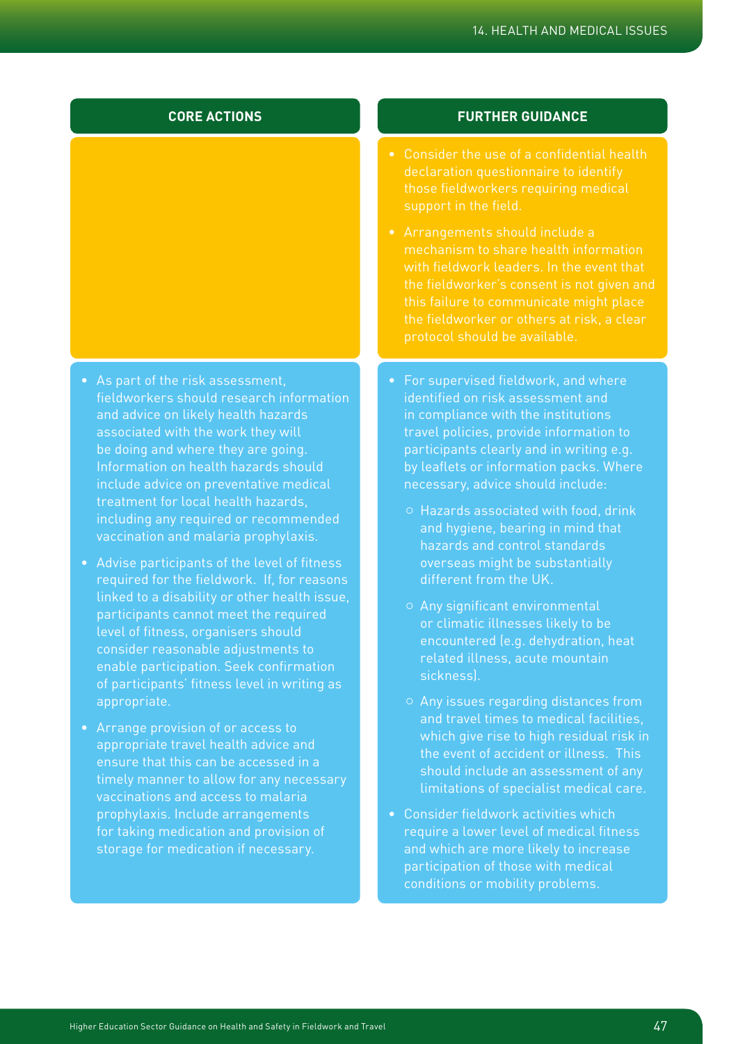| CORE ACTIONS | FURTHER GUIDANCE |
| --- | --- |
| | • Consider the use of a confidential health declaration questionnaire to identify those fieldworkers requiring medical support in the field.<br><br>• Arrangements should include a mechanism to share health information with fieldwork leaders. In the event that the fieldworker's consent is not given and this failure to communicate might place the fieldworker or others at risk, a clear protocol should be available. |
| • As part of the risk assessment, fieldworkers should research information and advice on likely health hazards associated with the work they will be doing and where they are going. Information on health hazards should include advice on preventative medical treatment for local health hazards, including any required or recommended vaccination and malaria prophylaxis.<br><br>• Advise participants of the level of fitness required for the fieldwork. If, for reasons linked to a disability or other health issue, participants cannot meet the required level of fitness, organisers should consider reasonable adjustments to enable participation. Seek confirmation of participants' fitness level in writing as appropriate.<br><br>• Arrange provision of or access to appropriate travel health advice and ensure that this can be accessed in a timely manner to allow for any necessary vaccinations and access to malaria prophylaxis. Include arrangements for taking medication and provision of storage for medication if necessary. | • For supervised fieldwork, and where identified on risk assessment and in compliance with the institutions travel policies, provide information to participants clearly and in writing e.g. by leaflets or information packs. Where necessary, advice should include:<br><br>○ Hazards associated with food, drink and hygiene, bearing in mind that hazards and control standards overseas might be substantially different from the UK.<br><br>○ Any significant environmental or climatic illnesses likely to be encountered (e.g. dehydration, heat related illness, acute mountain sickness).<br><br>○ Any issues regarding distances from and travel times to medical facilities, which give rise to high residual risk in the event of accident or illness. This should include an assessment of any limitations of specialist medical care.<br><br>• Consider fieldwork activities which require a lower level of medical fitness and which are more likely to increase participation of those with medical conditions or mobility problems. |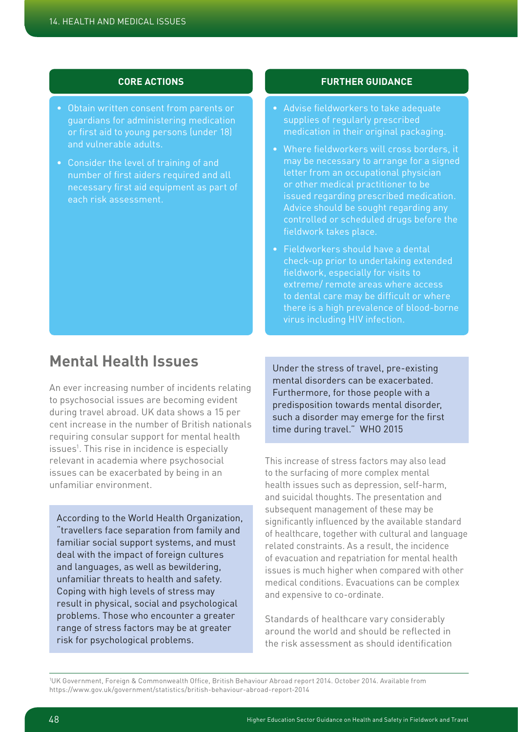**CORE ACTIONS**

- Obtain written consent from parents or guardians for administering medication or first aid to young persons (under 18) and vulnerable adults.
- Consider the level of training of and number of first aiders required and all necessary first aid equipment as part of each risk assessment.

**FURTHER GUIDANCE**

- Advise fieldworkers to take adequate supplies of regularly prescribed medication in their original packaging.
- Where fieldworkers will cross borders, it may be necessary to arrange for a signed letter from an occupational physician or other medical practitioner to be issued regarding prescribed medication. Advice should be sought regarding any controlled or scheduled drugs before the fieldwork takes place.
- Fieldworkers should have a dental check-up prior to undertaking extended fieldwork, especially for visits to extreme/ remote areas where access to dental care may be difficult or where there is a high prevalence of blood-borne virus including HIV infection.

## Mental Health Issues

An ever increasing number of incidents relating to psychosocial issues are becoming evident during travel abroad. UK data shows a 15 per cent increase in the number of British nationals requiring consular support for mental health issues[1]. This rise in incidence is especially relevant in academia where psychosocial issues can be exacerbated by being in an unfamiliar environment.

> According to the World Health Organization, "travellers face separation from family and familiar social support systems, and must deal with the impact of foreign cultures and languages, as well as bewildering, unfamiliar threats to health and safety. Coping with high levels of stress may result in physical, social and psychological problems. Those who encounter a greater range of stress factors may be at greater risk for psychological problems.
>
> Under the stress of travel, pre-existing mental disorders can be exacerbated. Furthermore, for those people with a predisposition towards mental disorder, such a disorder may emerge for the first time during travel." WHO 2015

This increase of stress factors may also lead to the surfacing of more complex mental health issues such as depression, self-harm, and suicidal thoughts. The presentation and subsequent management of these may be significantly influenced by the available standard of healthcare, together with cultural and language related constraints. As a result, the incidence of evacuation and repatriation for mental health issues is much higher when compared with other medical conditions. Evacuations can be complex and expensive to co-ordinate.

Standards of healthcare vary considerably around the world and should be reflected in the risk assessment as should identification

[1] UK Government, Foreign & Commonwealth Office, British Behaviour Abroad report 2014. October 2014. Available from https://www.gov.uk/government/statistics/british-behaviour-abroad-report-2014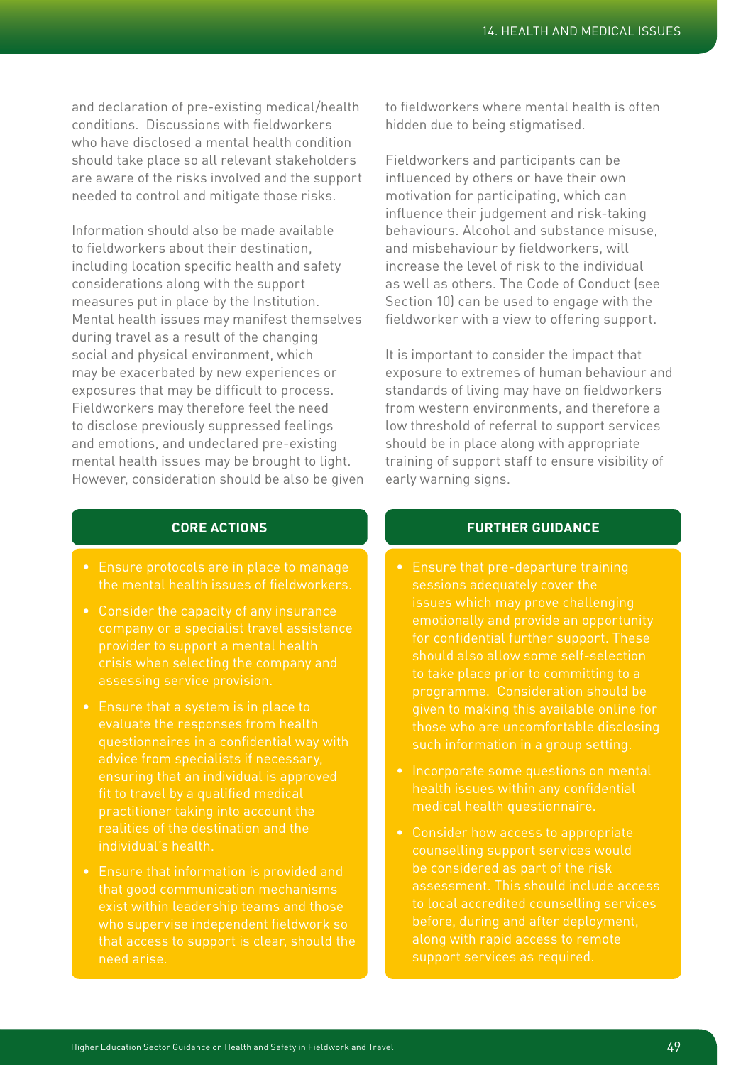and declaration of pre-existing medical/health conditions. Discussions with fieldworkers who have disclosed a mental health condition should take place so all relevant stakeholders are aware of the risks involved and the support needed to control and mitigate those risks.

Information should also be made available to fieldworkers about their destination, including location specific health and safety considerations along with the support measures put in place by the Institution. Mental health issues may manifest themselves during travel as a result of the changing social and physical environment, which may be exacerbated by new experiences or exposures that may be difficult to process. Fieldworkers may therefore feel the need to disclose previously suppressed feelings and emotions, and undeclared pre-existing mental health issues may be brought to light. However, consideration should be also be given to fieldworkers where mental health is often hidden due to being stigmatised.

Fieldworkers and participants can be influenced by others or have their own motivation for participating, which can influence their judgement and risk-taking behaviours. Alcohol and substance misuse, and misbehaviour by fieldworkers, will increase the level of risk to the individual as well as others. The Code of Conduct (see Section 10) can be used to engage with the fieldworker with a view to offering support.

It is important to consider the impact that exposure to extremes of human behaviour and standards of living may have on fieldworkers from western environments, and therefore a low threshold of referral to support services should be in place along with appropriate training of support staff to ensure visibility of early warning signs.

## CORE ACTIONS

- Ensure protocols are in place to manage the mental health issues of fieldworkers.
- Consider the capacity of any insurance company or a specialist travel assistance provider to support a mental health crisis when selecting the company and assessing service provision.
- Ensure that a system is in place to evaluate the responses from health questionnaires in a confidential way with advice from specialists if necessary, ensuring that an individual is approved fit to travel by a qualified medical practitioner taking into account the realities of the destination and the individual's health.
- Ensure that information is provided and that good communication mechanisms exist within leadership teams and those who supervise independent fieldwork so that access to support is clear, should the need arise.

## FURTHER GUIDANCE

- Ensure that pre-departure training sessions adequately cover the issues which may prove challenging emotionally and provide an opportunity for confidential further support. These should also allow some self-selection to take place prior to committing to a programme. Consideration should be given to making this available online for those who are uncomfortable disclosing such information in a group setting.
- Incorporate some questions on mental health issues within any confidential medical health questionnaire.
- Consider how access to appropriate counselling support services would be considered as part of the risk assessment. This should include access to local accredited counselling services before, during and after deployment, along with rapid access to remote support services as required.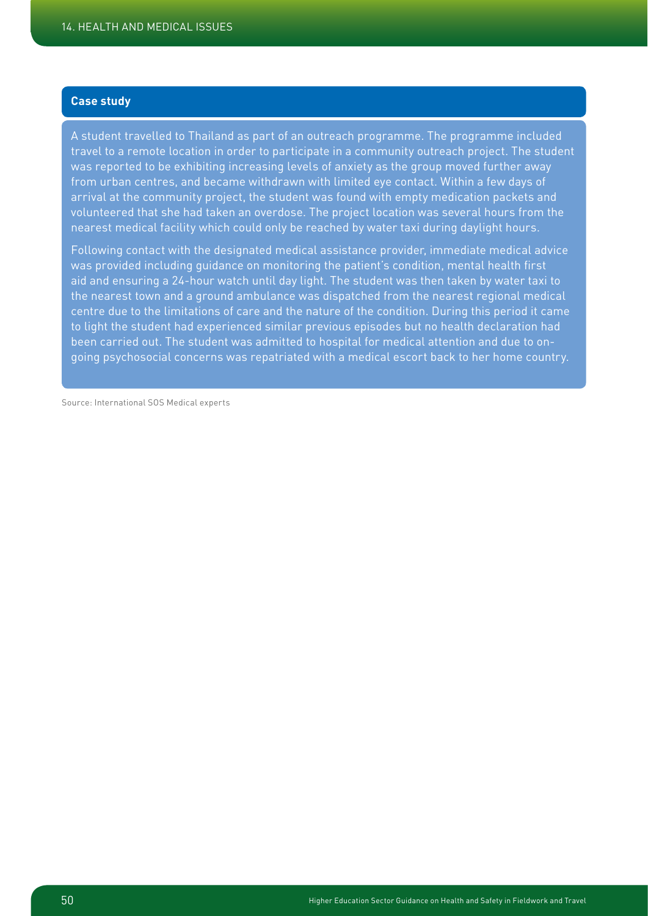**Case study**

A student travelled to Thailand as part of an outreach programme. The programme included travel to a remote location in order to participate in a community outreach project. The student was reported to be exhibiting increasing levels of anxiety as the group moved further away from urban centres, and became withdrawn with limited eye contact. Within a few days of arrival at the community project, the student was found with empty medication packets and volunteered that she had taken an overdose. The project location was several hours from the nearest medical facility which could only be reached by water taxi during daylight hours.

Following contact with the designated medical assistance provider, immediate medical advice was provided including guidance on monitoring the patient's condition, mental health first aid and ensuring a 24-hour watch until day light. The student was then taken by water taxi to the nearest town and a ground ambulance was dispatched from the nearest regional medical centre due to the limitations of care and the nature of the condition. During this period it came to light the student had experienced similar previous episodes but no health declaration had been carried out. The student was admitted to hospital for medical attention and due to on-going psychosocial concerns was repatriated with a medical escort back to her home country.

Source: International SOS Medical experts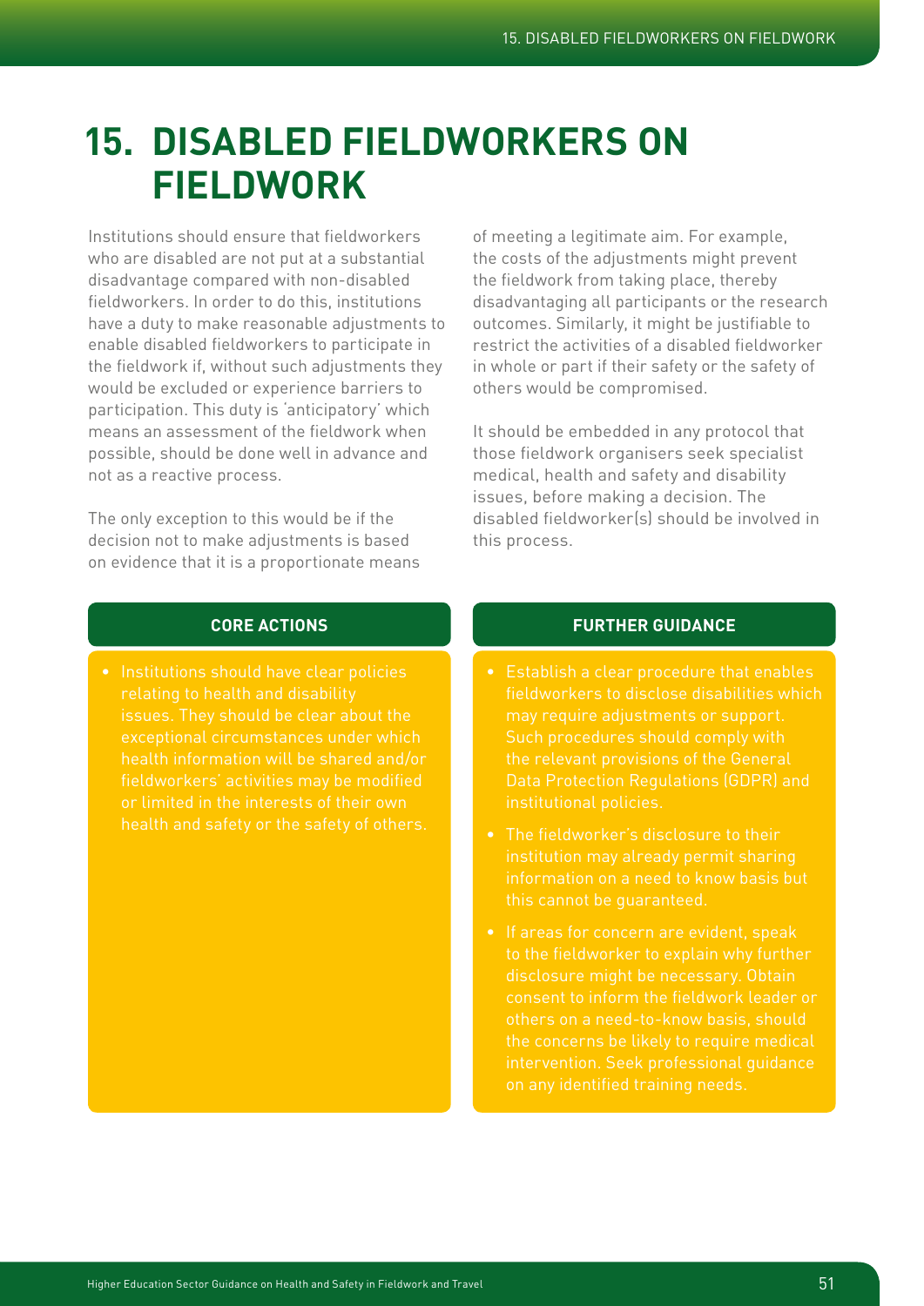# 15. DISABLED FIELDWORKERS ON FIELDWORK

Institutions should ensure that fieldworkers who are disabled are not put at a substantial disadvantage compared with non-disabled fieldworkers. In order to do this, institutions have a duty to make reasonable adjustments to enable disabled fieldworkers to participate in the fieldwork if, without such adjustments they would be excluded or experience barriers to participation. This duty is 'anticipatory' which means an assessment of the fieldwork when possible, should be done well in advance and not as a reactive process.

The only exception to this would be if the decision not to make adjustments is based on evidence that it is a proportionate means of meeting a legitimate aim. For example, the costs of the adjustments might prevent the fieldwork from taking place, thereby disadvantaging all participants or the research outcomes. Similarly, it might be justifiable to restrict the activities of a disabled fieldworker in whole or part if their safety or the safety of others would be compromised.

It should be embedded in any protocol that those fieldwork organisers seek specialist medical, health and safety and disability issues, before making a decision. The disabled fieldworker(s) should be involved in this process.

## CORE ACTIONS

- Institutions should have clear policies relating to health and disability issues. They should be clear about the exceptional circumstances under which health information will be shared and/or fieldworkers' activities may be modified or limited in the interests of their own health and safety or the safety of others.

## FURTHER GUIDANCE

- Establish a clear procedure that enables fieldworkers to disclose disabilities which may require adjustments or support. Such procedures should comply with the relevant provisions of the General Data Protection Regulations (GDPR) and institutional policies.
- The fieldworker's disclosure to their institution may already permit sharing information on a need to know basis but this cannot be guaranteed.
- If areas for concern are evident, speak to the fieldworker to explain why further disclosure might be necessary. Obtain consent to inform the fieldwork leader or others on a need-to-know basis, should the concerns be likely to require medical intervention. Seek professional guidance on any identified training needs.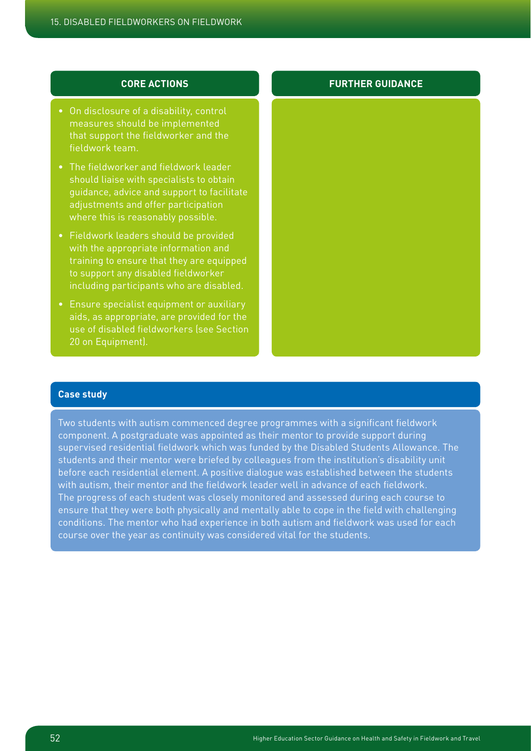### CORE ACTIONS

- On disclosure of a disability, control measures should be implemented that support the fieldworker and the fieldwork team.
- The fieldworker and fieldwork leader should liaise with specialists to obtain guidance, advice and support to facilitate adjustments and offer participation where this is reasonably possible.
- Fieldwork leaders should be provided with the appropriate information and training to ensure that they are equipped to support any disabled fieldworker including participants who are disabled.
- Ensure specialist equipment or auxiliary aids, as appropriate, are provided for the use of disabled fieldworkers (see Section 20 on Equipment).

### FURTHER GUIDANCE

### Case study

Two students with autism commenced degree programmes with a significant fieldwork component. A postgraduate was appointed as their mentor to provide support during supervised residential fieldwork which was funded by the Disabled Students Allowance. The students and their mentor were briefed by colleagues from the institution's disability unit before each residential element. A positive dialogue was established between the students with autism, their mentor and the fieldwork leader well in advance of each fieldwork. The progress of each student was closely monitored and assessed during each course to ensure that they were both physically and mentally able to cope in the field with challenging conditions. The mentor who had experience in both autism and fieldwork was used for each course over the year as continuity was considered vital for the students.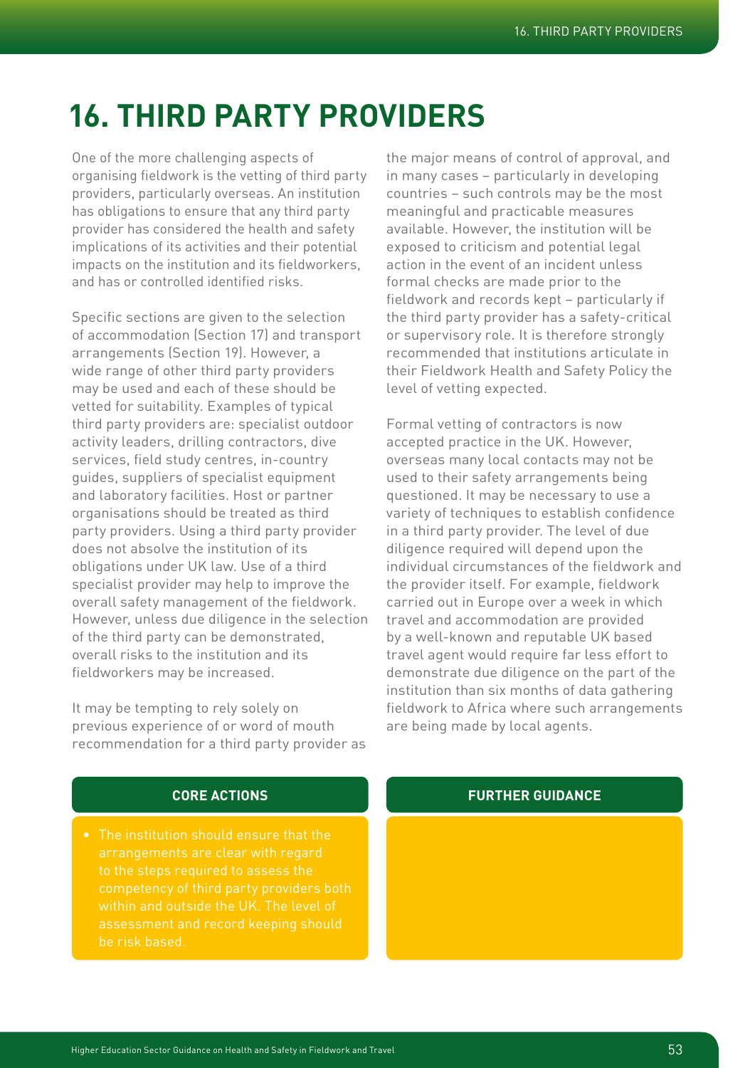# 16. THIRD PARTY PROVIDERS

One of the more challenging aspects of organising fieldwork is the vetting of third party providers, particularly overseas. An institution has obligations to ensure that any third party provider has considered the health and safety implications of its activities and their potential impacts on the institution and its fieldworkers, and has or controlled identified risks.

Specific sections are given to the selection of accommodation (Section 17) and transport arrangements (Section 19). However, a wide range of other third party providers may be used and each of these should be vetted for suitability. Examples of typical third party providers are: specialist outdoor activity leaders, drilling contractors, dive services, field study centres, in-country guides, suppliers of specialist equipment and laboratory facilities. Host or partner organisations should be treated as third party providers. Using a third party provider does not absolve the institution of its obligations under UK law. Use of a third specialist provider may help to improve the overall safety management of the fieldwork. However, unless due diligence in the selection of the third party can be demonstrated, overall risks to the institution and its fieldworkers may be increased.

It may be tempting to rely solely on previous experience of or word of mouth recommendation for a third party provider as the major means of control of approval, and in many cases – particularly in developing countries – such controls may be the most meaningful and practicable measures available. However, the institution will be exposed to criticism and potential legal action in the event of an incident unless formal checks are made prior to the fieldwork and records kept – particularly if the third party provider has a safety-critical or supervisory role. It is therefore strongly recommended that institutions articulate in their Fieldwork Health and Safety Policy the level of vetting expected.

Formal vetting of contractors is now accepted practice in the UK. However, overseas many local contacts may not be used to their safety arrangements being questioned. It may be necessary to use a variety of techniques to establish confidence in a third party provider. The level of due diligence required will depend upon the individual circumstances of the fieldwork and the provider itself. For example, fieldwork carried out in Europe over a week in which travel and accommodation are provided by a well-known and reputable UK based travel agent would require far less effort to demonstrate due diligence on the part of the institution than six months of data gathering fieldwork to Africa where such arrangements are being made by local agents.

**CORE ACTIONS**

- The institution should ensure that the arrangements are clear with regard to the steps required to assess the competency of third party providers both within and outside the UK. The level of assessment and record keeping should be risk based.

**FURTHER GUIDANCE**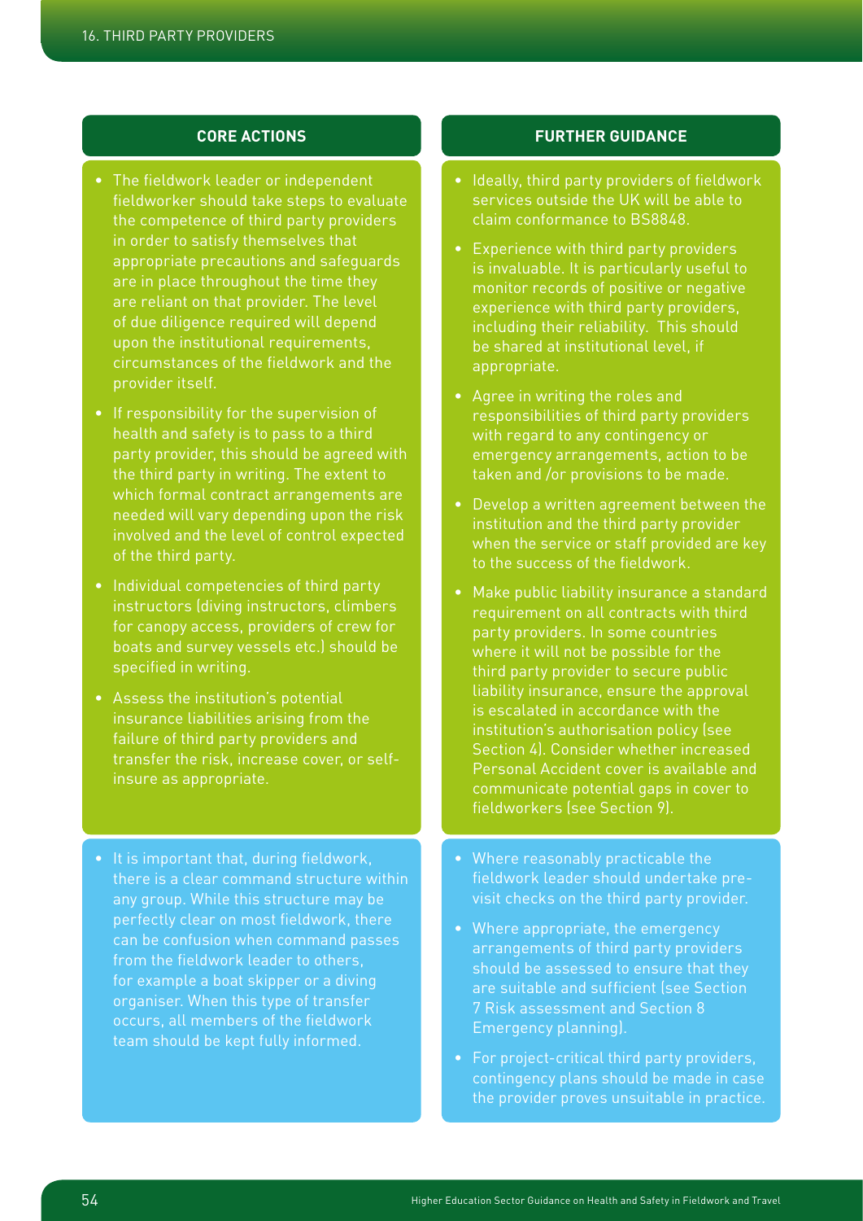## CORE ACTIONS

- The fieldwork leader or independent fieldworker should take steps to evaluate the competence of third party providers in order to satisfy themselves that appropriate precautions and safeguards are in place throughout the time they are reliant on that provider. The level of due diligence required will depend upon the institutional requirements, circumstances of the fieldwork and the provider itself.
- If responsibility for the supervision of health and safety is to pass to a third party provider, this should be agreed with the third party in writing. The extent to which formal contract arrangements are needed will vary depending upon the risk involved and the level of control expected of the third party.
- Individual competencies of third party instructors (diving instructors, climbers for canopy access, providers of crew for boats and survey vessels etc.) should be specified in writing.
- Assess the institution's potential insurance liabilities arising from the failure of third party providers and transfer the risk, increase cover, or self-insure as appropriate.

- It is important that, during fieldwork, there is a clear command structure within any group. While this structure may be perfectly clear on most fieldwork, there can be confusion when command passes from the fieldwork leader to others, for example a boat skipper or a diving organiser. When this type of transfer occurs, all members of the fieldwork team should be kept fully informed.

## FURTHER GUIDANCE

- Ideally, third party providers of fieldwork services outside the UK will be able to claim conformance to BS8848.
- Experience with third party providers is invaluable. It is particularly useful to monitor records of positive or negative experience with third party providers, including their reliability. This should be shared at institutional level, if appropriate.
- Agree in writing the roles and responsibilities of third party providers with regard to any contingency or emergency arrangements, action to be taken and /or provisions to be made.
- Develop a written agreement between the institution and the third party provider when the service or staff provided are key to the success of the fieldwork.
- Make public liability insurance a standard requirement on all contracts with third party providers. In some countries where it will not be possible for the third party provider to secure public liability insurance, ensure the approval is escalated in accordance with the institution's authorisation policy (see Section 4). Consider whether increased Personal Accident cover is available and communicate potential gaps in cover to fieldworkers (see Section 9).

- Where reasonably practicable the fieldwork leader should undertake pre-visit checks on the third party provider.
- Where appropriate, the emergency arrangements of third party providers should be assessed to ensure that they are suitable and sufficient (see Section 7 Risk assessment and Section 8 Emergency planning).
- For project-critical third party providers, contingency plans should be made in case the provider proves unsuitable in practice.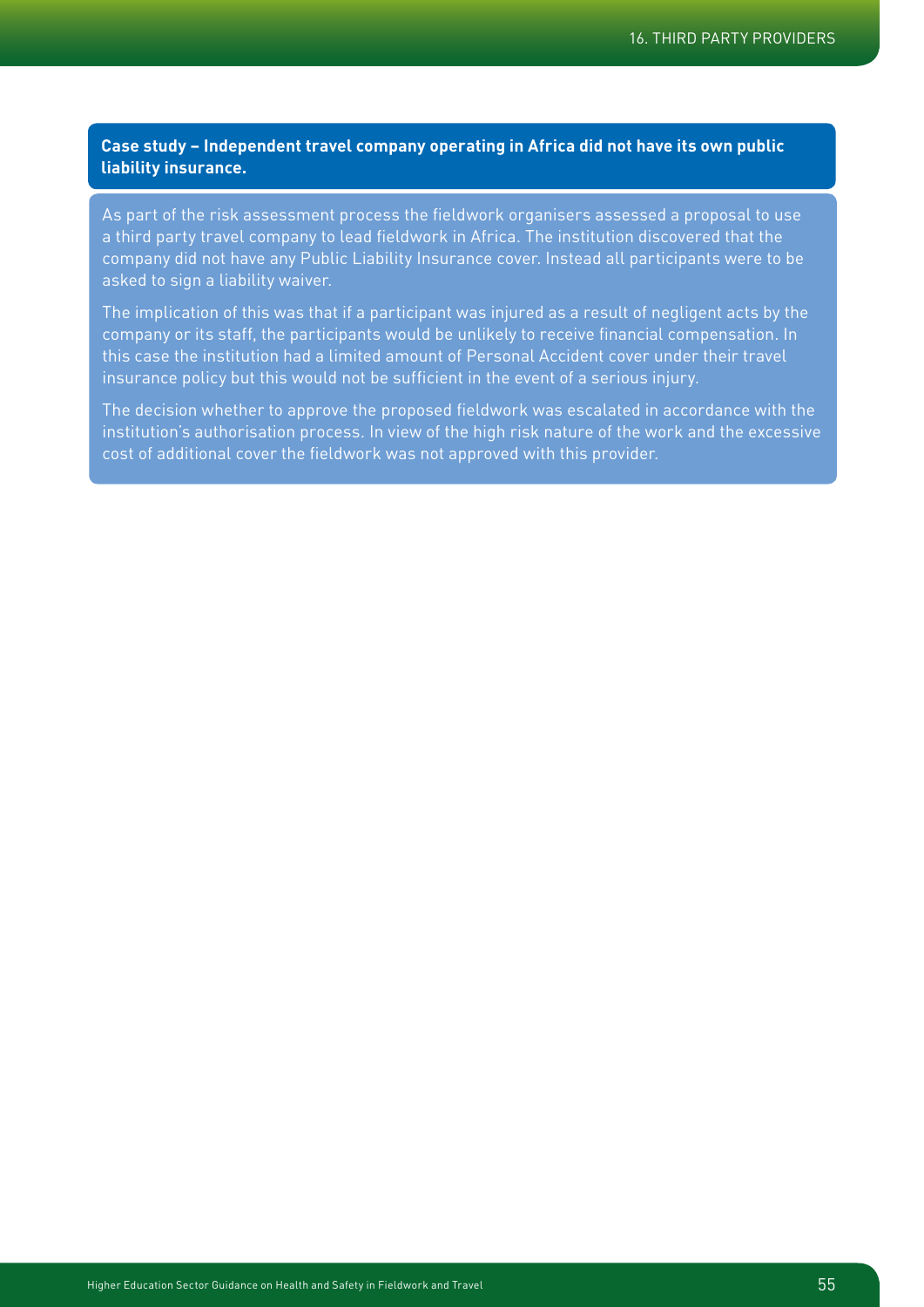**Case study – Independent travel company operating in Africa did not have its own public liability insurance.**

As part of the risk assessment process the fieldwork organisers assessed a proposal to use a third party travel company to lead fieldwork in Africa. The institution discovered that the company did not have any Public Liability Insurance cover. Instead all participants were to be asked to sign a liability waiver.

The implication of this was that if a participant was injured as a result of negligent acts by the company or its staff, the participants would be unlikely to receive financial compensation. In this case the institution had a limited amount of Personal Accident cover under their travel insurance policy but this would not be sufficient in the event of a serious injury.

The decision whether to approve the proposed fieldwork was escalated in accordance with the institution's authorisation process. In view of the high risk nature of the work and the excessive cost of additional cover the fieldwork was not approved with this provider.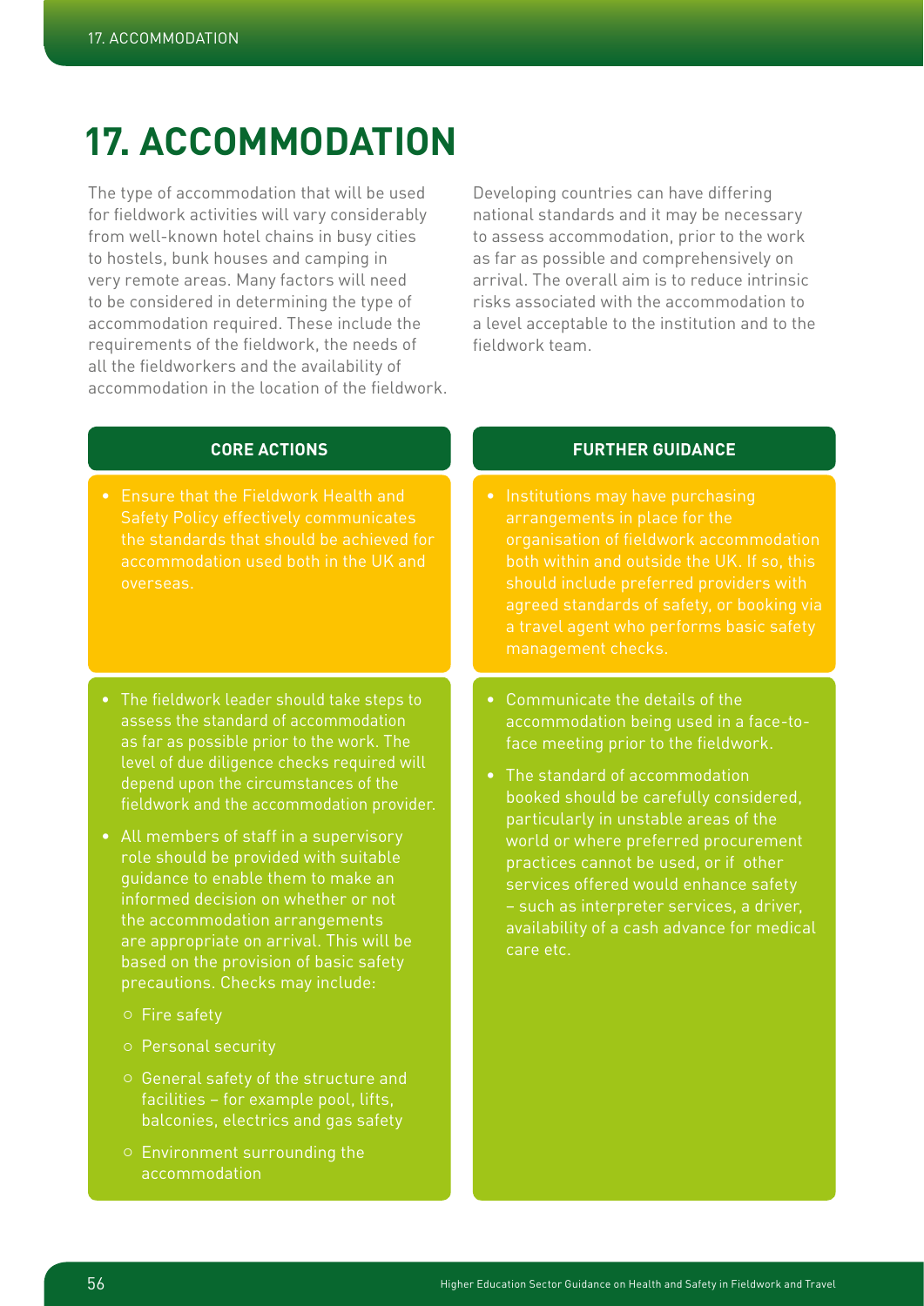# 17. ACCOMMODATION

The type of accommodation that will be used for fieldwork activities will vary considerably from well-known hotel chains in busy cities to hostels, bunk houses and camping in very remote areas. Many factors will need to be considered in determining the type of accommodation required. These include the requirements of the fieldwork, the needs of all the fieldworkers and the availability of accommodation in the location of the fieldwork.

Developing countries can have differing national standards and it may be necessary to assess accommodation, prior to the work as far as possible and comprehensively on arrival. The overall aim is to reduce intrinsic risks associated with the accommodation to a level acceptable to the institution and to the fieldwork team.

## CORE ACTIONS

- Ensure that the Fieldwork Health and Safety Policy effectively communicates the standards that should be achieved for accommodation used both in the UK and overseas.

- The fieldwork leader should take steps to assess the standard of accommodation as far as possible prior to the work. The level of due diligence checks required will depend upon the circumstances of the fieldwork and the accommodation provider.
- All members of staff in a supervisory role should be provided with suitable guidance to enable them to make an informed decision on whether or not the accommodation arrangements are appropriate on arrival. This will be based on the provision of basic safety precautions. Checks may include:
    - Fire safety
    - Personal security
    - General safety of the structure and facilities – for example pool, lifts, balconies, electrics and gas safety
    - Environment surrounding the accommodation

## FURTHER GUIDANCE

- Institutions may have purchasing arrangements in place for the organisation of fieldwork accommodation both within and outside the UK. If so, this should include preferred providers with agreed standards of safety, or booking via a travel agent who performs basic safety management checks.

- Communicate the details of the accommodation being used in a face-to-face meeting prior to the fieldwork.
- The standard of accommodation booked should be carefully considered, particularly in unstable areas of the world or where preferred procurement practices cannot be used, or if other services offered would enhance safety – such as interpreter services, a driver, availability of a cash advance for medical care etc.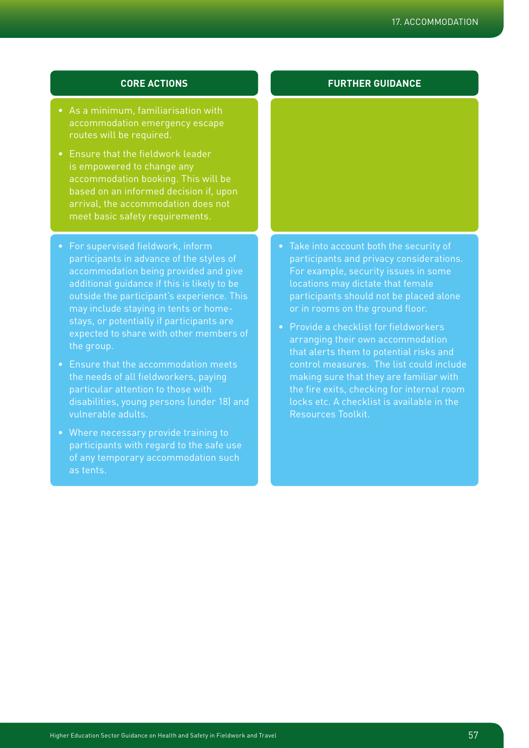| CORE ACTIONS | FURTHER GUIDANCE |
| --- | --- |
| • As a minimum, familiarisation with accommodation emergency escape routes will be required.<br>• Ensure that the fieldwork leader is empowered to change any accommodation booking. This will be based on an informed decision if, upon arrival, the accommodation does not meet basic safety requirements. | |
| • For supervised fieldwork, inform participants in advance of the styles of accommodation being provided and give additional guidance if this is likely to be outside the participant's experience. This may include staying in tents or home-stays, or potentially if participants are expected to share with other members of the group.<br>• Ensure that the accommodation meets the needs of all fieldworkers, paying particular attention to those with disabilities, young persons (under 18) and vulnerable adults.<br>• Where necessary provide training to participants with regard to the safe use of any temporary accommodation such as tents. | • Take into account both the security of participants and privacy considerations. For example, security issues in some locations may dictate that female participants should not be placed alone or in rooms on the ground floor.<br>• Provide a checklist for fieldworkers arranging their own accommodation that alerts them to potential risks and control measures. The list could include making sure that they are familiar with the fire exits, checking for internal room locks etc. A checklist is available in the Resources Toolkit. |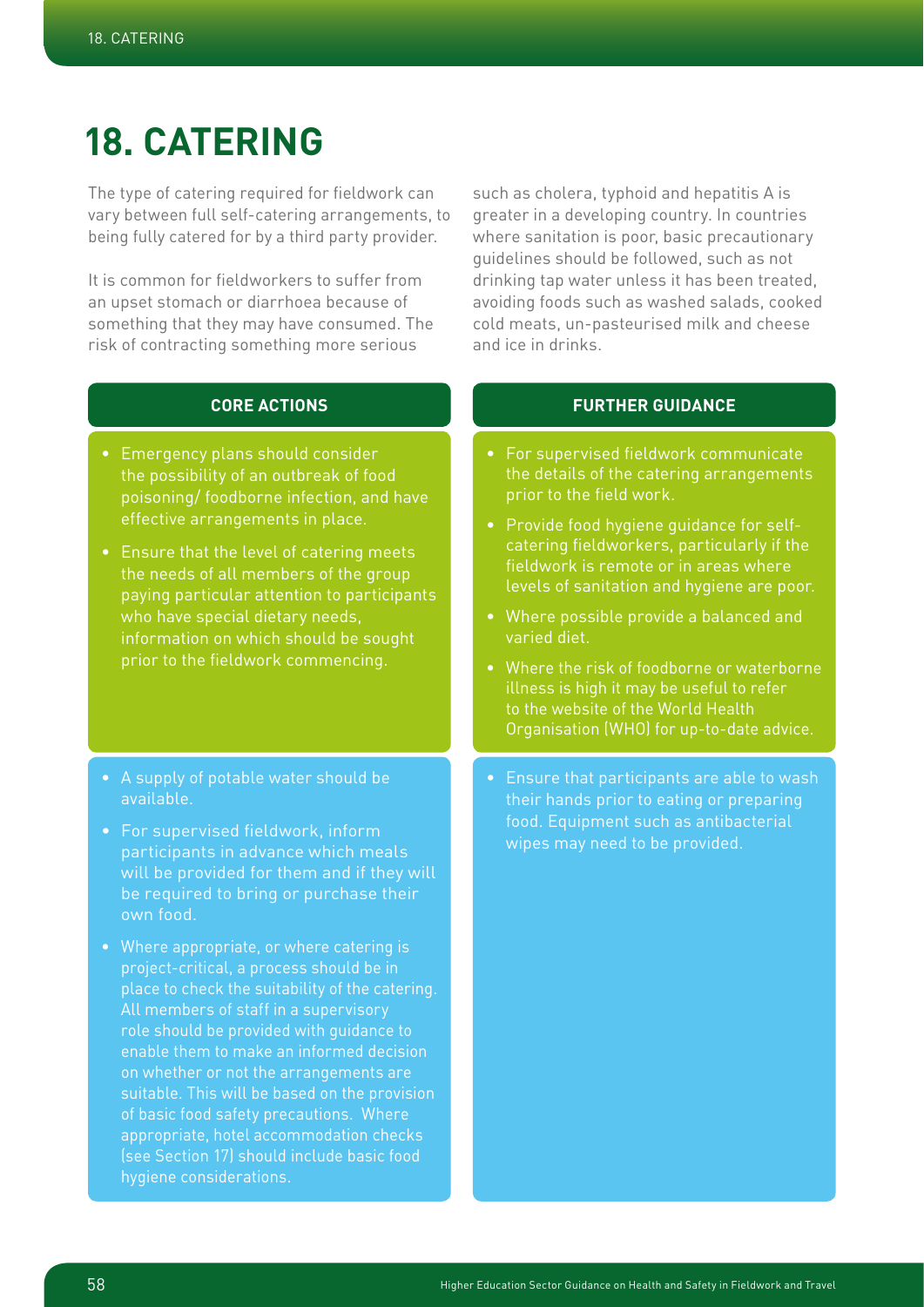# 18. CATERING

The type of catering required for fieldwork can vary between full self-catering arrangements, to being fully catered for by a third party provider.

It is common for fieldworkers to suffer from an upset stomach or diarrhoea because of something that they may have consumed. The risk of contracting something more serious such as cholera, typhoid and hepatitis A is greater in a developing country. In countries where sanitation is poor, basic precautionary guidelines should be followed, such as not drinking tap water unless it has been treated, avoiding foods such as washed salads, cooked cold meats, un-pasteurised milk and cheese and ice in drinks.

## CORE ACTIONS

- Emergency plans should consider the possibility of an outbreak of food poisoning/ foodborne infection, and have effective arrangements in place.
- Ensure that the level of catering meets the needs of all members of the group paying particular attention to participants who have special dietary needs, information on which should be sought prior to the fieldwork commencing.

- A supply of potable water should be available.
- For supervised fieldwork, inform participants in advance which meals will be provided for them and if they will be required to bring or purchase their own food.
- Where appropriate, or where catering is project-critical, a process should be in place to check the suitability of the catering. All members of staff in a supervisory role should be provided with guidance to enable them to make an informed decision on whether or not the arrangements are suitable. This will be based on the provision of basic food safety precautions. Where appropriate, hotel accommodation checks (see Section 17) should include basic food hygiene considerations.

## FURTHER GUIDANCE

- For supervised fieldwork communicate the details of the catering arrangements prior to the field work.
- Provide food hygiene guidance for self-catering fieldworkers, particularly if the fieldwork is remote or in areas where levels of sanitation and hygiene are poor.
- Where possible provide a balanced and varied diet.
- Where the risk of foodborne or waterborne illness is high it may be useful to refer to the website of the World Health Organisation (WHO) for up-to-date advice.

- Ensure that participants are able to wash their hands prior to eating or preparing food. Equipment such as antibacterial wipes may need to be provided.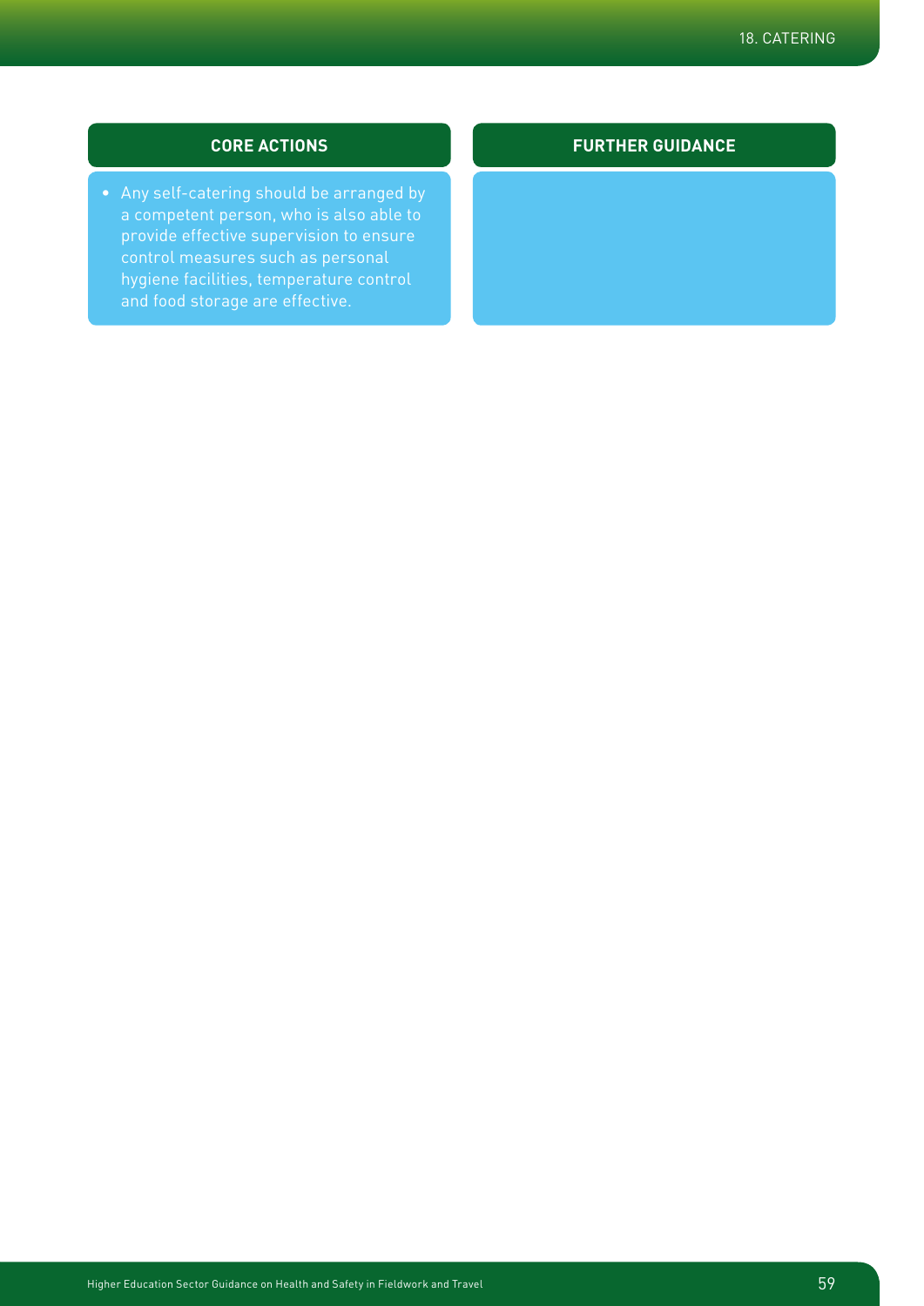| CORE ACTIONS | FURTHER GUIDANCE |
| --- | --- |
| • Any self-catering should be arranged by a competent person, who is also able to provide effective supervision to ensure control measures such as personal hygiene facilities, temperature control and food storage are effective. | |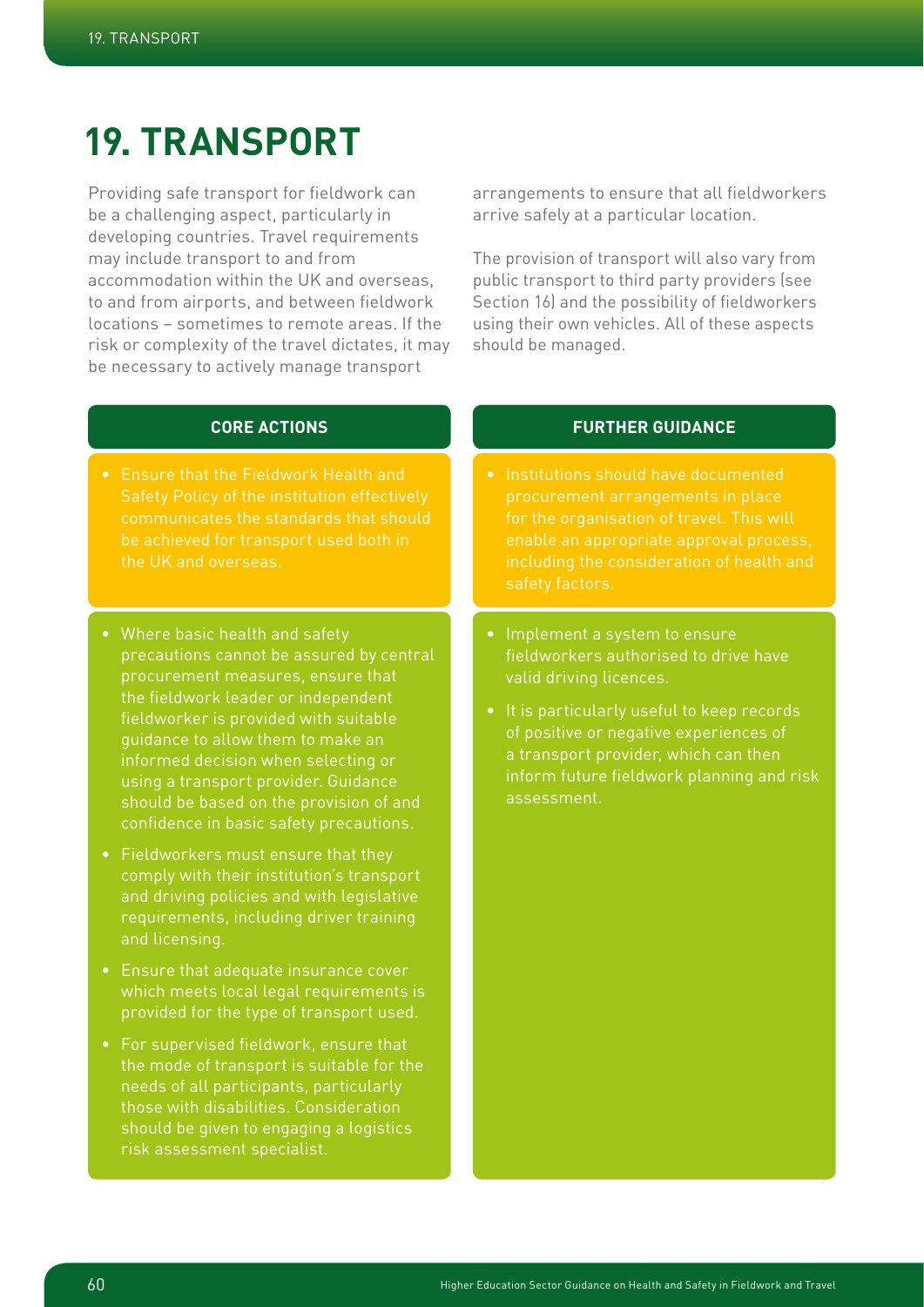# 19. TRANSPORT

Providing safe transport for fieldwork can be a challenging aspect, particularly in developing countries. Travel requirements may include transport to and from accommodation within the UK and overseas, to and from airports, and between fieldwork locations – sometimes to remote areas. If the risk or complexity of the travel dictates, it may be necessary to actively manage transport arrangements to ensure that all fieldworkers arrive safely at a particular location.

The provision of transport will also vary from public transport to third party providers (see Section 16) and the possibility of fieldworkers using their own vehicles. All of these aspects should be managed.

## CORE ACTIONS

- Ensure that the Fieldwork Health and Safety Policy of the institution effectively communicates the standards that should be achieved for transport used both in the UK and overseas.

- Where basic health and safety precautions cannot be assured by central procurement measures, ensure that the fieldwork leader or independent fieldworker is provided with suitable guidance to allow them to make an informed decision when selecting or using a transport provider. Guidance should be based on the provision of and confidence in basic safety precautions.
- Fieldworkers must ensure that they comply with their institution's transport and driving policies and with legislative requirements, including driver training and licensing.
- Ensure that adequate insurance cover which meets local legal requirements is provided for the type of transport used.
- For supervised fieldwork, ensure that the mode of transport is suitable for the needs of all participants, particularly those with disabilities. Consideration should be given to engaging a logistics risk assessment specialist.

## FURTHER GUIDANCE

- Institutions should have documented procurement arrangements in place for the organisation of travel. This will enable an appropriate approval process, including the consideration of health and safety factors.

- Implement a system to ensure fieldworkers authorised to drive have valid driving licences.
- It is particularly useful to keep records of positive or negative experiences of a transport provider, which can then inform future fieldwork planning and risk assessment.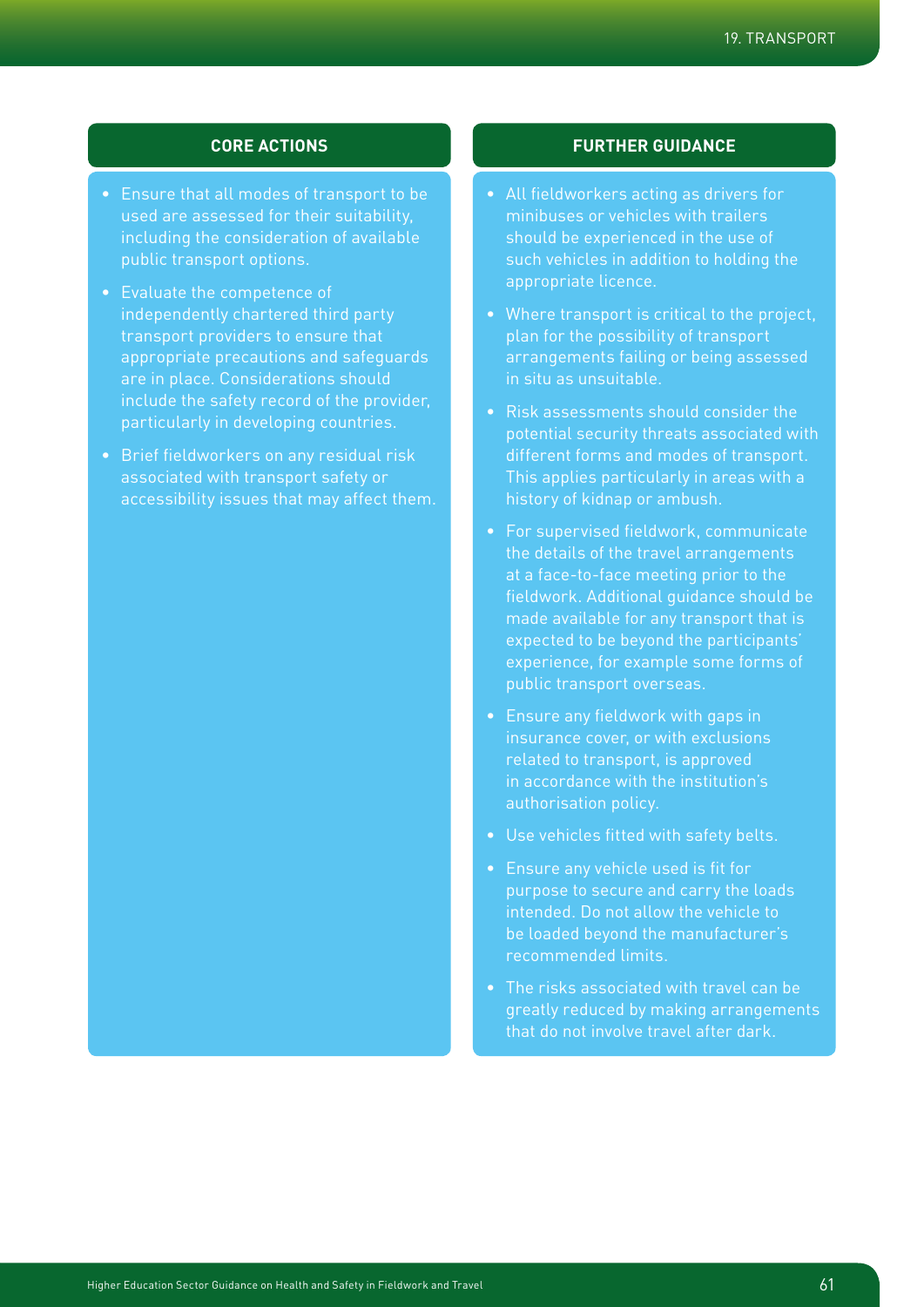### CORE ACTIONS

- Ensure that all modes of transport to be used are assessed for their suitability, including the consideration of available public transport options.
- Evaluate the competence of independently chartered third party transport providers to ensure that appropriate precautions and safeguards are in place. Considerations should include the safety record of the provider, particularly in developing countries.
- Brief fieldworkers on any residual risk associated with transport safety or accessibility issues that may affect them.

### FURTHER GUIDANCE

- All fieldworkers acting as drivers for minibuses or vehicles with trailers should be experienced in the use of such vehicles in addition to holding the appropriate licence.
- Where transport is critical to the project, plan for the possibility of transport arrangements failing or being assessed in situ as unsuitable.
- Risk assessments should consider the potential security threats associated with different forms and modes of transport. This applies particularly in areas with a history of kidnap or ambush.
- For supervised fieldwork, communicate the details of the travel arrangements at a face-to-face meeting prior to the fieldwork. Additional guidance should be made available for any transport that is expected to be beyond the participants' experience, for example some forms of public transport overseas.
- Ensure any fieldwork with gaps in insurance cover, or with exclusions related to transport, is approved in accordance with the institution's authorisation policy.
- Use vehicles fitted with safety belts.
- Ensure any vehicle used is fit for purpose to secure and carry the loads intended. Do not allow the vehicle to be loaded beyond the manufacturer's recommended limits.
- The risks associated with travel can be greatly reduced by making arrangements that do not involve travel after dark.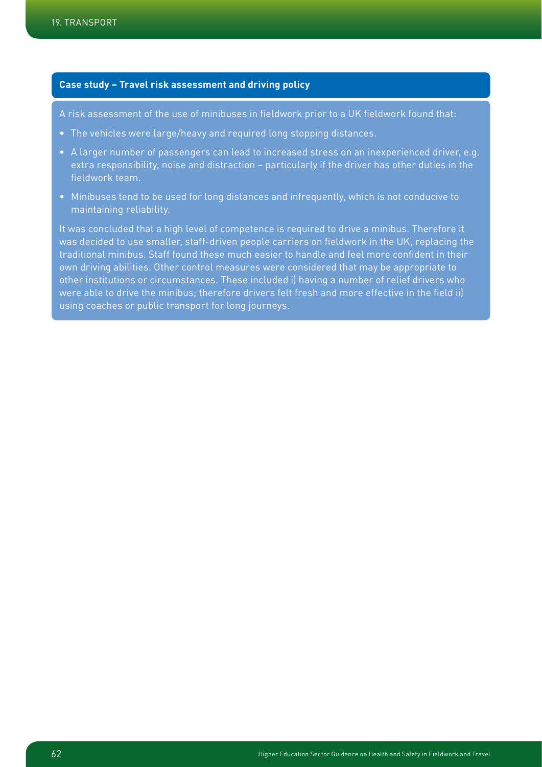### Case study – Travel risk assessment and driving policy

A risk assessment of the use of minibuses in fieldwork prior to a UK fieldwork found that:

- The vehicles were large/heavy and required long stopping distances.
- A larger number of passengers can lead to increased stress on an inexperienced driver, e.g. extra responsibility, noise and distraction – particularly if the driver has other duties in the fieldwork team.
- Minibuses tend to be used for long distances and infrequently, which is not conducive to maintaining reliability.

It was concluded that a high level of competence is required to drive a minibus. Therefore it was decided to use smaller, staff-driven people carriers on fieldwork in the UK, replacing the traditional minibus. Staff found these much easier to handle and feel more confident in their own driving abilities. Other control measures were considered that may be appropriate to other institutions or circumstances. These included i) having a number of relief drivers who were able to drive the minibus; therefore drivers felt fresh and more effective in the field ii) using coaches or public transport for long journeys.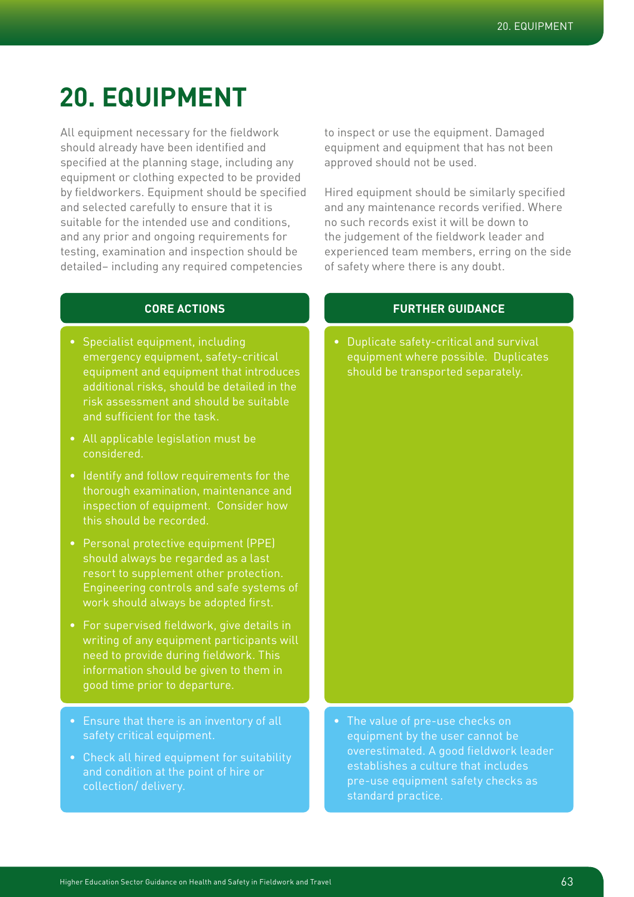# 20. EQUIPMENT

All equipment necessary for the fieldwork should already have been identified and specified at the planning stage, including any equipment or clothing expected to be provided by fieldworkers. Equipment should be specified and selected carefully to ensure that it is suitable for the intended use and conditions, and any prior and ongoing requirements for testing, examination and inspection should be detailed– including any required competencies to inspect or use the equipment. Damaged equipment and equipment that has not been approved should not be used.

Hired equipment should be similarly specified and any maintenance records verified. Where no such records exist it will be down to the judgement of the fieldwork leader and experienced team members, erring on the side of safety where there is any doubt.

## CORE ACTIONS

- Specialist equipment, including emergency equipment, safety-critical equipment and equipment that introduces additional risks, should be detailed in the risk assessment and should be suitable and sufficient for the task.
- All applicable legislation must be considered.
- Identify and follow requirements for the thorough examination, maintenance and inspection of equipment. Consider how this should be recorded.
- Personal protective equipment (PPE) should always be regarded as a last resort to supplement other protection. Engineering controls and safe systems of work should always be adopted first.
- For supervised fieldwork, give details in writing of any equipment participants will need to provide during fieldwork. This information should be given to them in good time prior to departure.

- Ensure that there is an inventory of all safety critical equipment.
- Check all hired equipment for suitability and condition at the point of hire or collection/ delivery.

## FURTHER GUIDANCE

- Duplicate safety-critical and survival equipment where possible. Duplicates should be transported separately.

- The value of pre-use checks on equipment by the user cannot be overestimated. A good fieldwork leader establishes a culture that includes pre-use equipment safety checks as standard practice.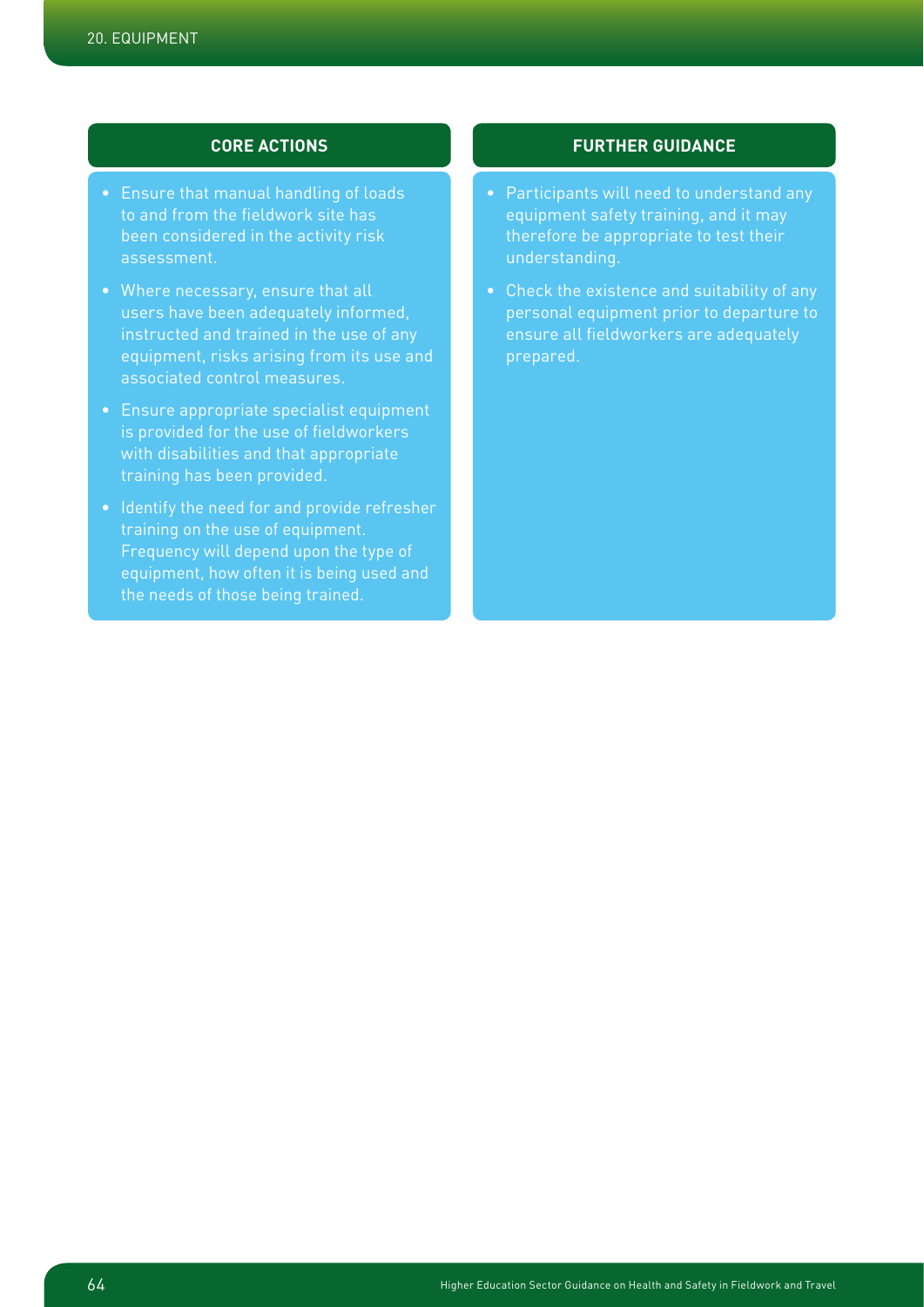## CORE ACTIONS

- Ensure that manual handling of loads to and from the fieldwork site has been considered in the activity risk assessment.
- Where necessary, ensure that all users have been adequately informed, instructed and trained in the use of any equipment, risks arising from its use and associated control measures.
- Ensure appropriate specialist equipment is provided for the use of fieldworkers with disabilities and that appropriate training has been provided.
- Identify the need for and provide refresher training on the use of equipment. Frequency will depend upon the type of equipment, how often it is being used and the needs of those being trained.

## FURTHER GUIDANCE

- Participants will need to understand any equipment safety training, and it may therefore be appropriate to test their understanding.
- Check the existence and suitability of any personal equipment prior to departure to ensure all fieldworkers are adequately prepared.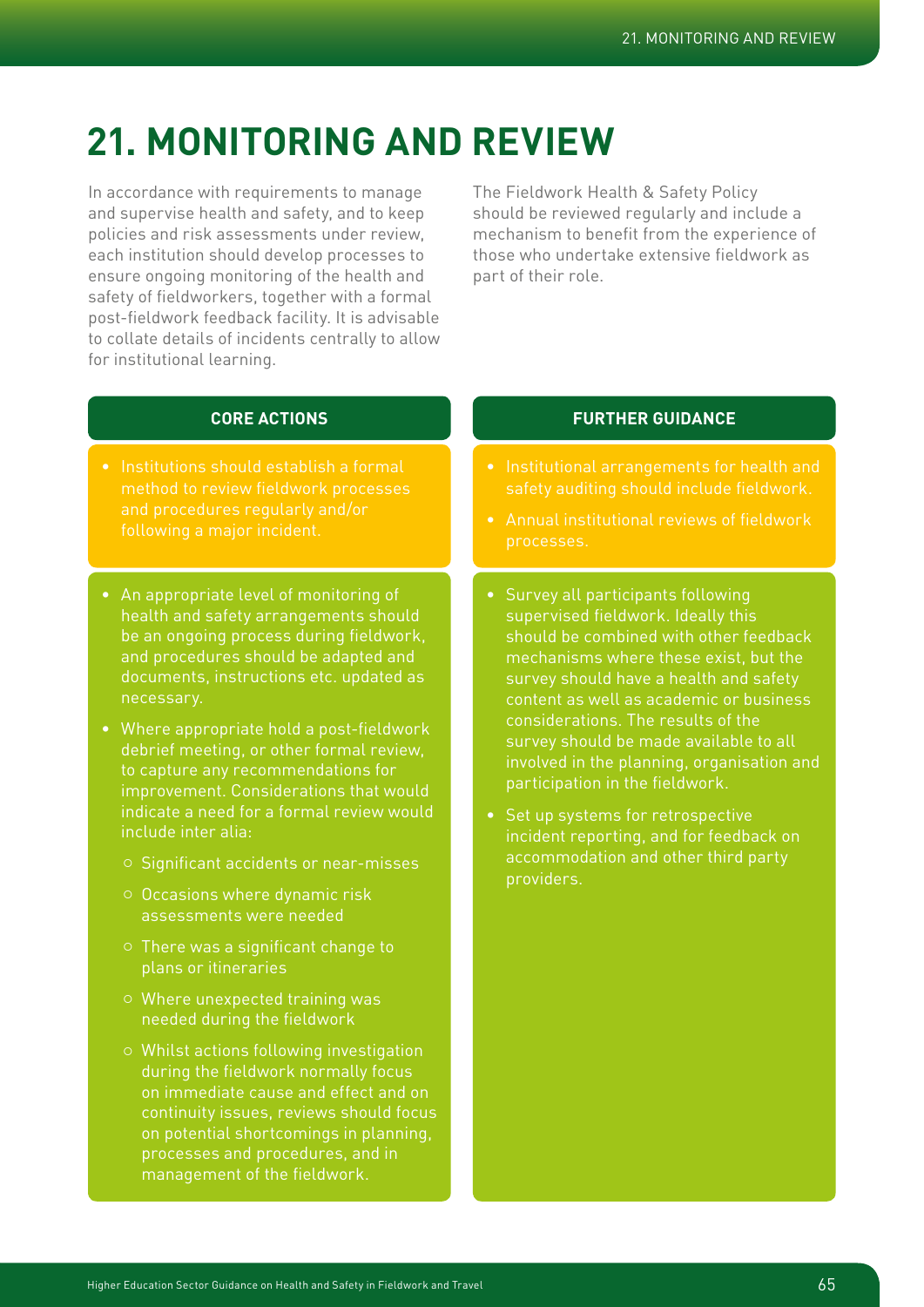# 21. MONITORING AND REVIEW

In accordance with requirements to manage and supervise health and safety, and to keep policies and risk assessments under review, each institution should develop processes to ensure ongoing monitoring of the health and safety of fieldworkers, together with a formal post-fieldwork feedback facility. It is advisable to collate details of incidents centrally to allow for institutional learning.

The Fieldwork Health & Safety Policy should be reviewed regularly and include a mechanism to benefit from the experience of those who undertake extensive fieldwork as part of their role.

## CORE ACTIONS

- Institutions should establish a formal method to review fieldwork processes and procedures regularly and/or following a major incident.

- An appropriate level of monitoring of health and safety arrangements should be an ongoing process during fieldwork, and procedures should be adapted and documents, instructions etc. updated as necessary.
- Where appropriate hold a post-fieldwork debrief meeting, or other formal review, to capture any recommendations for improvement. Considerations that would indicate a need for a formal review would include inter alia:
  - Significant accidents or near-misses
  - Occasions where dynamic risk assessments were needed
  - There was a significant change to plans or itineraries
  - Where unexpected training was needed during the fieldwork
  - Whilst actions following investigation during the fieldwork normally focus on immediate cause and effect and on continuity issues, reviews should focus on potential shortcomings in planning, processes and procedures, and in management of the fieldwork.

## FURTHER GUIDANCE

- Institutional arrangements for health and safety auditing should include fieldwork.
- Annual institutional reviews of fieldwork processes.

- Survey all participants following supervised fieldwork. Ideally this should be combined with other feedback mechanisms where these exist, but the survey should have a health and safety content as well as academic or business considerations. The results of the survey should be made available to all involved in the planning, organisation and participation in the fieldwork.
- Set up systems for retrospective incident reporting, and for feedback on accommodation and other third party providers.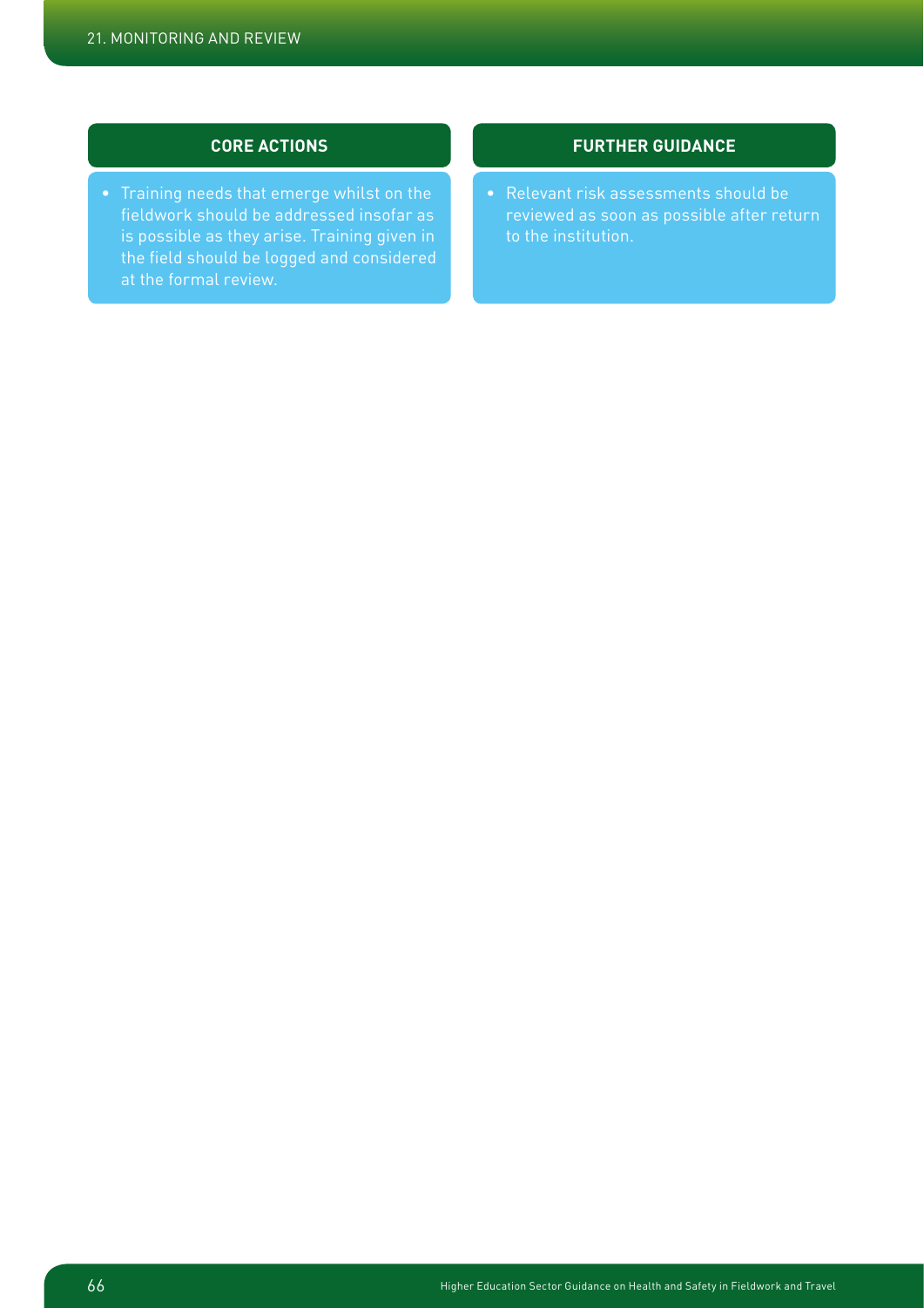### CORE ACTIONS

- Training needs that emerge whilst on the fieldwork should be addressed insofar as is possible as they arise. Training given in the field should be logged and considered at the formal review.

### FURTHER GUIDANCE

- Relevant risk assessments should be reviewed as soon as possible after return to the institution.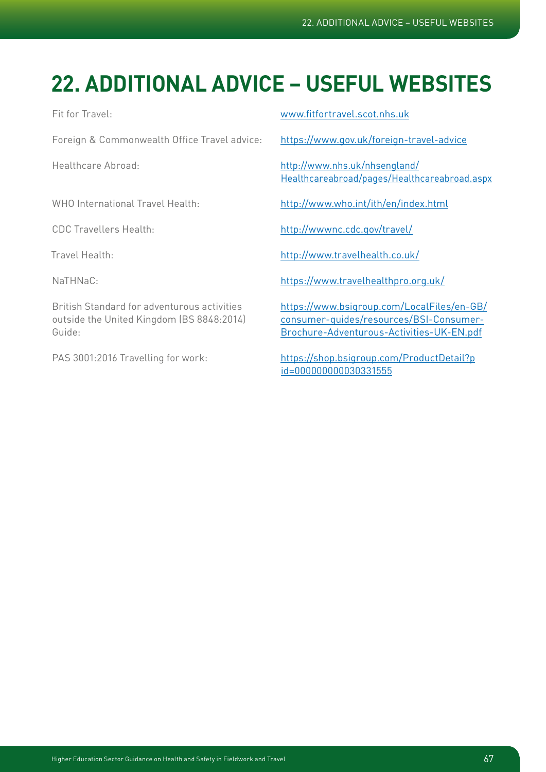# 22. ADDITIONAL ADVICE – USEFUL WEBSITES

| | |
|---|---|
| Fit for Travel: | www.fitfortravel.scot.nhs.uk |
| Foreign & Commonwealth Office Travel advice: | https://www.gov.uk/foreign-travel-advice |
| Healthcare Abroad: | http://www.nhs.uk/nhsengland/Healthcareabroad/pages/Healthcareabroad.aspx |
| WHO International Travel Health: | http://www.who.int/ith/en/index.html |
| CDC Travellers Health: | http://wwwnc.cdc.gov/travel/ |
| Travel Health: | http://www.travelhealth.co.uk/ |
| NaTHNaC: | https://www.travelhealthpro.org.uk/ |
| British Standard for adventurous activities outside the United Kingdom (BS 8848:2014) Guide: | https://www.bsigroup.com/LocalFiles/en-GB/consumer-guides/resources/BSI-Consumer-Brochure-Adventurous-Activities-UK-EN.pdf |
| PAS 3001:2016 Travelling for work: | https://shop.bsigroup.com/ProductDetail?pid=000000000030331555 |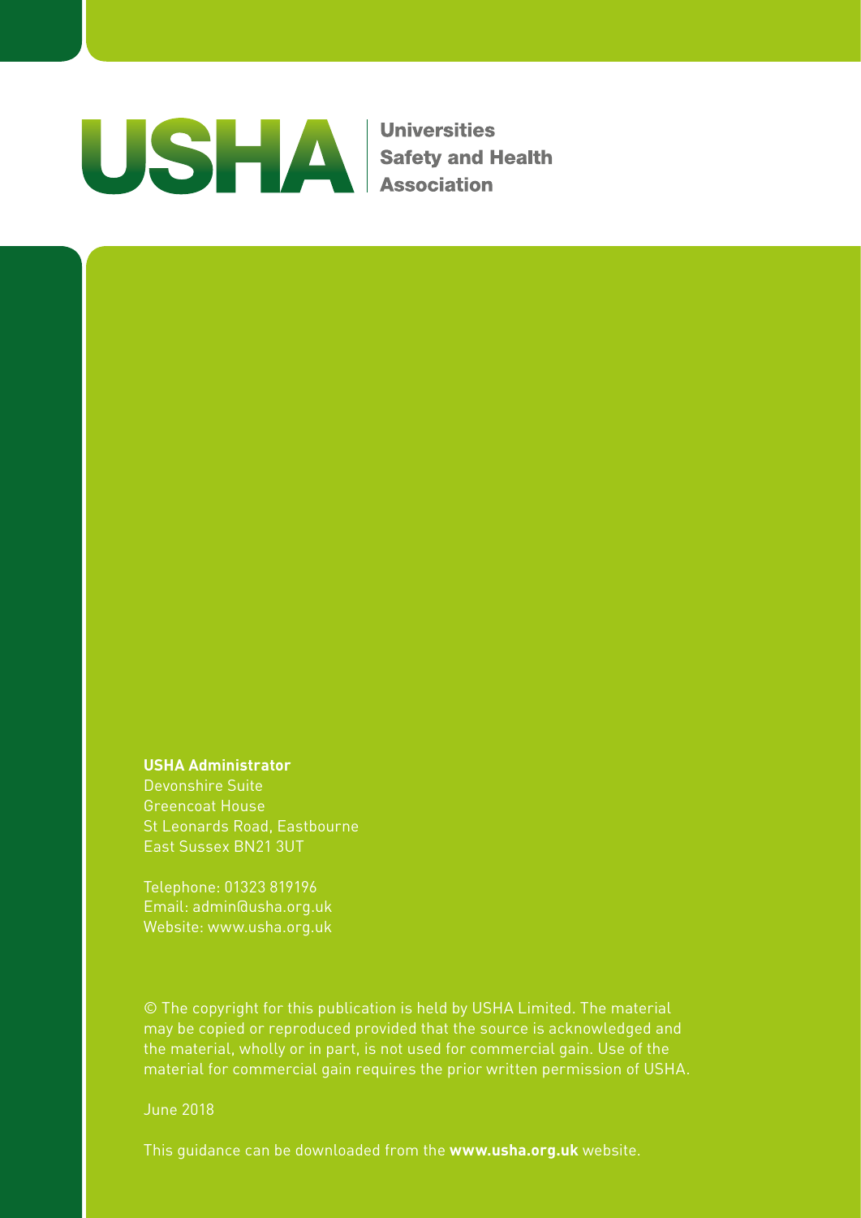**USHA**

Universities
Safety and Health
Association

**USHA Administrator**
Devonshire Suite
Greencoat House
St Leonards Road, Eastbourne
East Sussex BN21 3UT

Telephone: 01323 819196
Email: admin@usha.org.uk
Website: www.usha.org.uk

© The copyright for this publication is held by USHA Limited. The material may be copied or reproduced provided that the source is acknowledged and the material, wholly or in part, is not used for commercial gain. Use of the material for commercial gain requires the prior written permission of USHA.

June 2018

This guidance can be downloaded from the **www.usha.org.uk** website.